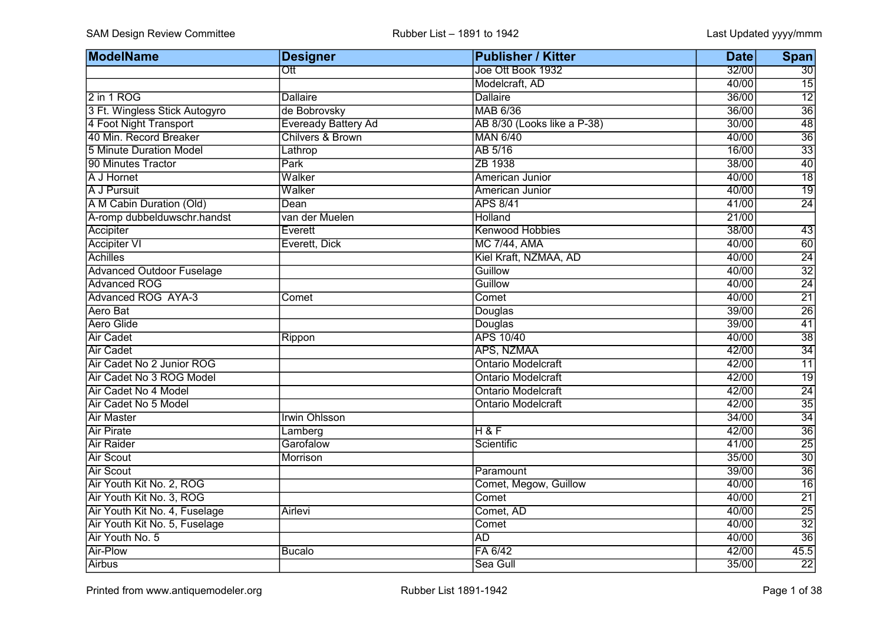| ModelName | Designer | Publisher / Kitter | Date | Span |
|---|---|---|---|---|
| | Ott | Joe Ott Book 1932 | 32/00 | 30 |
| | | Modelcraft, AD | 40/00 | 15 |
| 2 in 1 ROG | Dallaire | Dallaire | 36/00 | 12 |
| 3 Ft. Wingless Stick Autogyro | de Bobrovsky | MAB 6/36 | 36/00 | 36 |
| 4 Foot Night Transport | Eveready Battery Ad | AB 8/30 (Looks like a P-38) | 30/00 | 48 |
| 40 Min. Record Breaker | Chilvers & Brown | MAN 6/40 | 40/00 | 36 |
| 5 Minute Duration Model | Lathrop | AB 5/16 | 16/00 | 33 |
| 90 Minutes Tractor | Park | ZB 1938 | 38/00 | 40 |
| A J Hornet | Walker | American Junior | 40/00 | 18 |
| A J Pursuit | Walker | American Junior | 40/00 | 19 |
| A M Cabin Duration (Old) | Dean | APS 8/41 | 41/00 | 24 |
| A-romp dubbelduwschr.handst | van der Muelen | Holland | 21/00 | |
| Accipiter | Everett | Kenwood Hobbies | 38/00 | 43 |
| Accipiter VI | Everett, Dick | MC 7/44, AMA | 40/00 | 60 |
| Achilles | | Kiel Kraft, NZMAA, AD | 40/00 | 24 |
| Advanced Outdoor Fuselage | | Guillow | 40/00 | 32 |
| Advanced ROG | | Guillow | 40/00 | 24 |
| Advanced ROG AYA-3 | Comet | Comet | 40/00 | 21 |
| Aero Bat | | Douglas | 39/00 | 26 |
| Aero Glide | | Douglas | 39/00 | 41 |
| Air Cadet | Rippon | APS 10/40 | 40/00 | 38 |
| Air Cadet | | APS, NZMAA | 42/00 | 34 |
| Air Cadet No 2 Junior ROG | | Ontario Modelcraft | 42/00 | 11 |
| Air Cadet No 3 ROG Model | | Ontario Modelcraft | 42/00 | 19 |
| Air Cadet No 4 Model | | Ontario Modelcraft | 42/00 | 24 |
| Air Cadet No 5 Model | | Ontario Modelcraft | 42/00 | 35 |
| Air Master | Irwin Ohlsson | | 34/00 | 34 |
| Air Pirate | Lamberg | H & F | 42/00 | 36 |
| Air Raider | Garofalow | Scientific | 41/00 | 25 |
| Air Scout | Morrison | | 35/00 | 30 |
| Air Scout | | Paramount | 39/00 | 36 |
| Air Youth Kit No. 2, ROG | | Comet, Megow, Guillow | 40/00 | 16 |
| Air Youth Kit No. 3, ROG | | Comet | 40/00 | 21 |
| Air Youth Kit No. 4, Fuselage | Airlevi | Comet, AD | 40/00 | 25 |
| Air Youth Kit No. 5, Fuselage | | Comet | 40/00 | 32 |
| Air Youth No. 5 | | AD | 40/00 | 36 |
| Air-Plow | Bucalo | FA 6/42 | 42/00 | 45.5 |
| Airbus | | Sea Gull | 35/00 | 22 |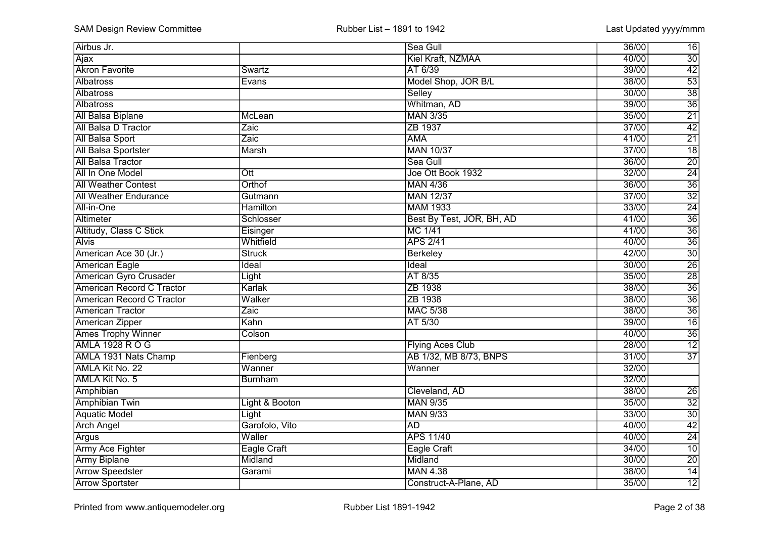| | | | | |
|---|---|---|---|---|
| Airbus Jr. | | Sea Gull | 36/00 | 16 |
| Ajax | | Kiel Kraft, NZMAA | 40/00 | 30 |
| Akron Favorite | Swartz | AT 6/39 | 39/00 | 42 |
| Albatross | Evans | Model Shop, JOR B/L | 38/00 | 53 |
| Albatross | | Selley | 30/00 | 38 |
| Albatross | | Whitman, AD | 39/00 | 36 |
| All Balsa Biplane | McLean | MAN 3/35 | 35/00 | 21 |
| All Balsa D Tractor | Zaic | ZB 1937 | 37/00 | 42 |
| All Balsa Sport | Zaic | AMA | 41/00 | 21 |
| All Balsa Sportster | Marsh | MAN 10/37 | 37/00 | 18 |
| All Balsa Tractor | | Sea Gull | 36/00 | 20 |
| All In One Model | Ott | Joe Ott Book 1932 | 32/00 | 24 |
| All Weather Contest | Orthof | MAN 4/36 | 36/00 | 36 |
| All Weather Endurance | Gutmann | MAN 12/37 | 37/00 | 32 |
| All-in-One | Hamilton | MAM 1933 | 33/00 | 24 |
| Altimeter | Schlosser | Best By Test, JOR, BH, AD | 41/00 | 36 |
| Altitudy, Class C Stick | Eisinger | MC 1/41 | 41/00 | 36 |
| Alvis | Whitfield | APS 2/41 | 40/00 | 36 |
| American Ace 30 (Jr.) | Struck | Berkeley | 42/00 | 30 |
| American Eagle | Ideal | Ideal | 30/00 | 26 |
| American Gyro Crusader | Light | AT 8/35 | 35/00 | 28 |
| American Record C Tractor | Karlak | ZB 1938 | 38/00 | 36 |
| American Record C Tractor | Walker | ZB 1938 | 38/00 | 36 |
| American Tractor | Zaic | MAC 5/38 | 38/00 | 36 |
| American Zipper | Kahn | AT 5/30 | 39/00 | 16 |
| Ames Trophy Winner | Colson | | 40/00 | 36 |
| AMLA 1928 R O G | | Flying Aces Club | 28/00 | 12 |
| AMLA 1931 Nats Champ | Fienberg | AB 1/32, MB 8/73, BNPS | 31/00 | 37 |
| AMLA Kit No. 22 | Wanner | Wanner | 32/00 | |
| AMLA Kit No. 5 | Burnham | | 32/00 | |
| Amphibian | | Cleveland, AD | 38/00 | 26 |
| Amphibian Twin | Light & Booton | MAN 9/35 | 35/00 | 32 |
| Aquatic Model | Light | MAN 9/33 | 33/00 | 30 |
| Arch Angel | Garofolo, Vito | AD | 40/00 | 42 |
| Argus | Waller | APS 11/40 | 40/00 | 24 |
| Army Ace Fighter | Eagle Craft | Eagle Craft | 34/00 | 10 |
| Army Biplane | Midland | Midland | 30/00 | 20 |
| Arrow Speedster | Garami | MAN 4.38 | 38/00 | 14 |
| Arrow Sportster | | Construct-A-Plane, AD | 35/00 | 12 |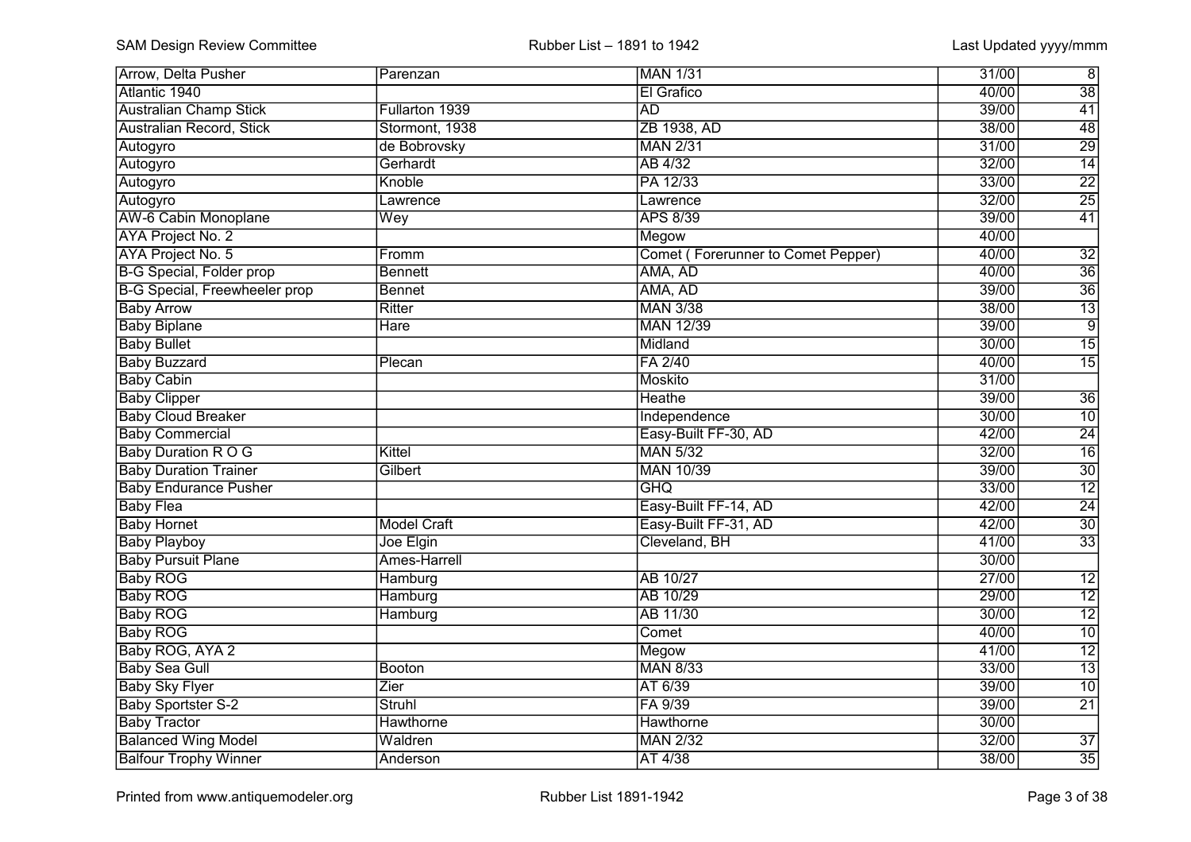| Arrow, Delta Pusher | Parenzan | MAN 1/31 | 31/00 | 8 |
|---|---|---|---|---|
| Atlantic 1940 | | El Grafico | 40/00 | 38 |
| Australian Champ Stick | Fullarton 1939 | AD | 39/00 | 41 |
| Australian Record, Stick | Stormont, 1938 | ZB 1938, AD | 38/00 | 48 |
| Autogyro | de Bobrovsky | MAN 2/31 | 31/00 | 29 |
| Autogyro | Gerhardt | AB 4/32 | 32/00 | 14 |
| Autogyro | Knoble | PA 12/33 | 33/00 | 22 |
| Autogyro | Lawrence | Lawrence | 32/00 | 25 |
| AW-6 Cabin Monoplane | Wey | APS 8/39 | 39/00 | 41 |
| AYA Project No. 2 | | Megow | 40/00 | |
| AYA Project No. 5 | Fromm | Comet ( Forerunner to Comet Pepper) | 40/00 | 32 |
| B-G Special, Folder prop | Bennett | AMA, AD | 40/00 | 36 |
| B-G Special, Freewheeler prop | Bennet | AMA, AD | 39/00 | 36 |
| Baby Arrow | Ritter | MAN 3/38 | 38/00 | 13 |
| Baby Biplane | Hare | MAN 12/39 | 39/00 | 9 |
| Baby Bullet | | Midland | 30/00 | 15 |
| Baby Buzzard | Plecan | FA 2/40 | 40/00 | 15 |
| Baby Cabin | | Moskito | 31/00 | |
| Baby Clipper | | Heathe | 39/00 | 36 |
| Baby Cloud Breaker | | Independence | 30/00 | 10 |
| Baby Commercial | | Easy-Built FF-30, AD | 42/00 | 24 |
| Baby Duration R O G | Kittel | MAN 5/32 | 32/00 | 16 |
| Baby Duration Trainer | Gilbert | MAN 10/39 | 39/00 | 30 |
| Baby Endurance Pusher | | GHQ | 33/00 | 12 |
| Baby Flea | | Easy-Built FF-14, AD | 42/00 | 24 |
| Baby Hornet | Model Craft | Easy-Built FF-31, AD | 42/00 | 30 |
| Baby Playboy | Joe Elgin | Cleveland, BH | 41/00 | 33 |
| Baby Pursuit Plane | Ames-Harrell | | 30/00 | |
| Baby ROG | Hamburg | AB 10/27 | 27/00 | 12 |
| Baby ROG | Hamburg | AB 10/29 | 29/00 | 12 |
| Baby ROG | Hamburg | AB 11/30 | 30/00 | 12 |
| Baby ROG | | Comet | 40/00 | 10 |
| Baby ROG, AYA 2 | | Megow | 41/00 | 12 |
| Baby Sea Gull | Booton | MAN 8/33 | 33/00 | 13 |
| Baby Sky Flyer | Zier | AT 6/39 | 39/00 | 10 |
| Baby Sportster S-2 | Struhl | FA 9/39 | 39/00 | 21 |
| Baby Tractor | Hawthorne | Hawthorne | 30/00 | |
| Balanced Wing Model | Waldren | MAN 2/32 | 32/00 | 37 |
| Balfour Trophy Winner | Anderson | AT 4/38 | 38/00 | 35 |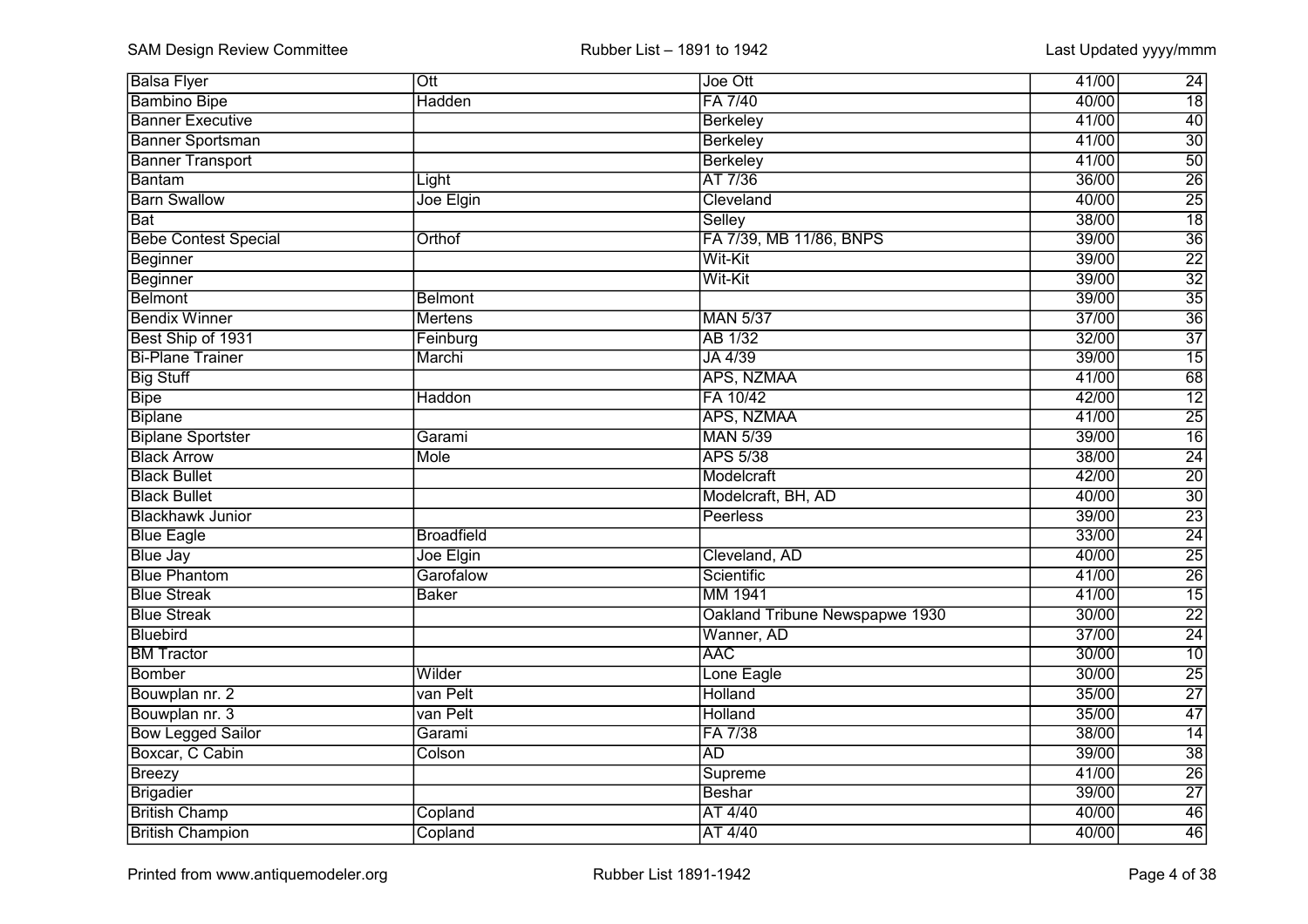| Balsa Flyer | Ott | Joe Ott | 41/00 | 24 |
|---|---|---|---|---|
| Bambino Bipe | Hadden | FA 7/40 | 40/00 | 18 |
| Banner Executive | | Berkeley | 41/00 | 40 |
| Banner Sportsman | | Berkeley | 41/00 | 30 |
| Banner Transport | | Berkeley | 41/00 | 50 |
| Bantam | Light | AT 7/36 | 36/00 | 26 |
| Barn Swallow | Joe Elgin | Cleveland | 40/00 | 25 |
| Bat | | Selley | 38/00 | 18 |
| Bebe Contest Special | Orthof | FA 7/39, MB 11/86, BNPS | 39/00 | 36 |
| Beginner | | Wit-Kit | 39/00 | 22 |
| Beginner | | Wit-Kit | 39/00 | 32 |
| Belmont | Belmont | | 39/00 | 35 |
| Bendix Winner | Mertens | MAN 5/37 | 37/00 | 36 |
| Best Ship of 1931 | Feinburg | AB 1/32 | 32/00 | 37 |
| Bi-Plane Trainer | Marchi | JA 4/39 | 39/00 | 15 |
| Big Stuff | | APS, NZMAA | 41/00 | 68 |
| Bipe | Haddon | FA 10/42 | 42/00 | 12 |
| Biplane | | APS, NZMAA | 41/00 | 25 |
| Biplane Sportster | Garami | MAN 5/39 | 39/00 | 16 |
| Black Arrow | Mole | APS 5/38 | 38/00 | 24 |
| Black Bullet | | Modelcraft | 42/00 | 20 |
| Black Bullet | | Modelcraft, BH, AD | 40/00 | 30 |
| Blackhawk Junior | | Peerless | 39/00 | 23 |
| Blue Eagle | Broadfield | | 33/00 | 24 |
| Blue Jay | Joe Elgin | Cleveland, AD | 40/00 | 25 |
| Blue Phantom | Garofalow | Scientific | 41/00 | 26 |
| Blue Streak | Baker | MM 1941 | 41/00 | 15 |
| Blue Streak | | Oakland Tribune Newspapwe 1930 | 30/00 | 22 |
| Bluebird | | Wanner, AD | 37/00 | 24 |
| BM Tractor | | AAC | 30/00 | 10 |
| Bomber | Wilder | Lone Eagle | 30/00 | 25 |
| Bouwplan nr. 2 | van Pelt | Holland | 35/00 | 27 |
| Bouwplan nr. 3 | van Pelt | Holland | 35/00 | 47 |
| Bow Legged Sailor | Garami | FA 7/38 | 38/00 | 14 |
| Boxcar, C Cabin | Colson | AD | 39/00 | 38 |
| Breezy | | Supreme | 41/00 | 26 |
| Brigadier | | Beshar | 39/00 | 27 |
| British Champ | Copland | AT 4/40 | 40/00 | 46 |
| British Champion | Copland | AT 4/40 | 40/00 | 46 |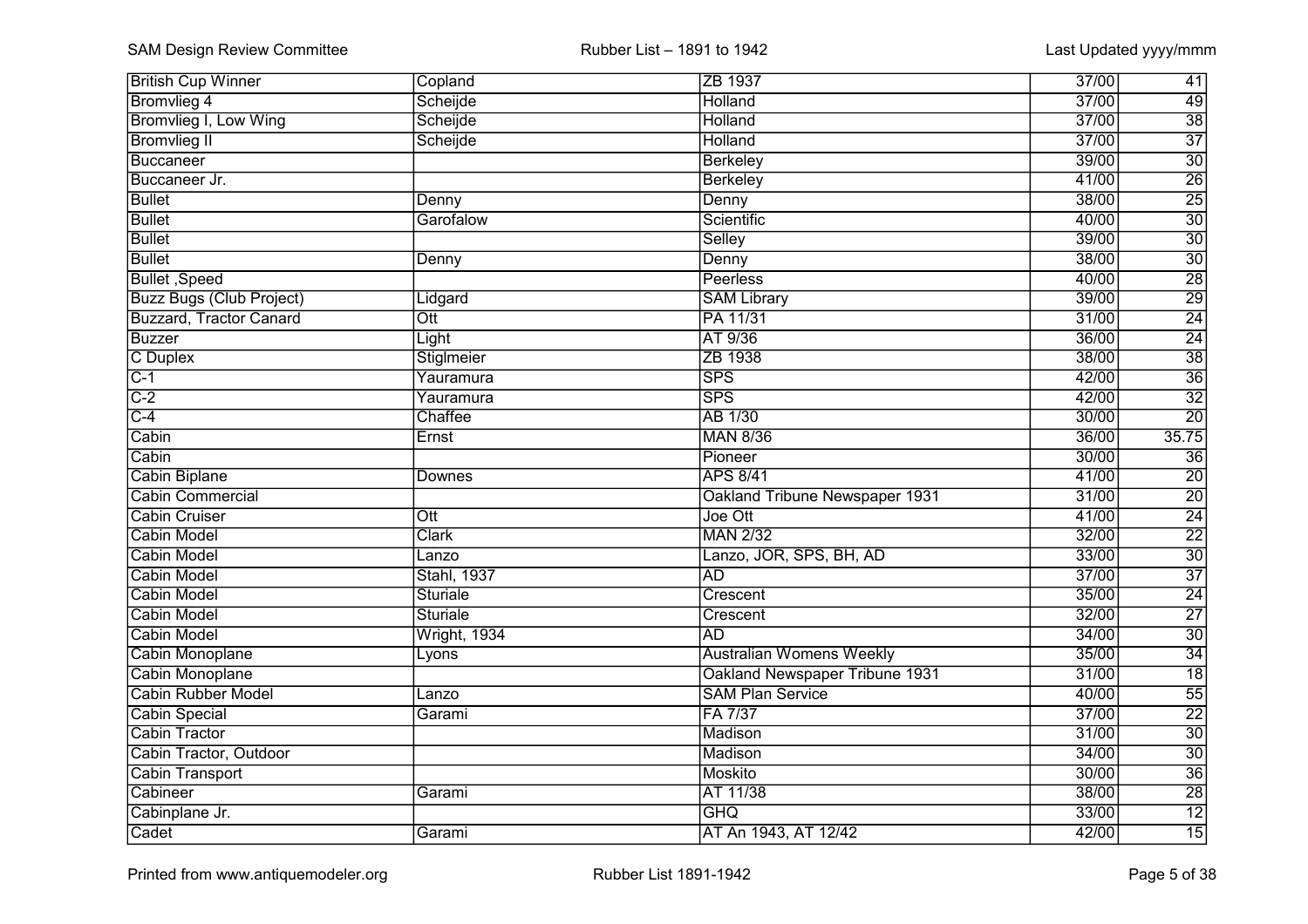| British Cup Winner | Copland | ZB 1937 | 37/00 | 41 |
|---|---|---|---|---|
| Bromvlieg 4 | Scheijde | Holland | 37/00 | 49 |
| Bromvlieg I, Low Wing | Scheijde | Holland | 37/00 | 38 |
| Bromvlieg II | Scheijde | Holland | 37/00 | 37 |
| Buccaneer | | Berkeley | 39/00 | 30 |
| Buccaneer Jr. | | Berkeley | 41/00 | 26 |
| Bullet | Denny | Denny | 38/00 | 25 |
| Bullet | Garofalow | Scientific | 40/00 | 30 |
| Bullet | | Selley | 39/00 | 30 |
| Bullet | Denny | Denny | 38/00 | 30 |
| Bullet ,Speed | | Peerless | 40/00 | 28 |
| Buzz Bugs (Club Project) | Lidgard | SAM Library | 39/00 | 29 |
| Buzzard, Tractor Canard | Ott | PA 11/31 | 31/00 | 24 |
| Buzzer | Light | AT 9/36 | 36/00 | 24 |
| C Duplex | Stiglmeier | ZB 1938 | 38/00 | 38 |
| C-1 | Yauramura | SPS | 42/00 | 36 |
| C-2 | Yauramura | SPS | 42/00 | 32 |
| C-4 | Chaffee | AB 1/30 | 30/00 | 20 |
| Cabin | Ernst | MAN 8/36 | 36/00 | 35.75 |
| Cabin | | Pioneer | 30/00 | 36 |
| Cabin Biplane | Downes | APS 8/41 | 41/00 | 20 |
| Cabin Commercial | | Oakland Tribune Newspaper 1931 | 31/00 | 20 |
| Cabin Cruiser | Ott | Joe Ott | 41/00 | 24 |
| Cabin Model | Clark | MAN 2/32 | 32/00 | 22 |
| Cabin Model | Lanzo | Lanzo, JOR, SPS, BH, AD | 33/00 | 30 |
| Cabin Model | Stahl, 1937 | AD | 37/00 | 37 |
| Cabin Model | Sturiale | Crescent | 35/00 | 24 |
| Cabin Model | Sturiale | Crescent | 32/00 | 27 |
| Cabin Model | Wright, 1934 | AD | 34/00 | 30 |
| Cabin Monoplane | Lyons | Australian Womens Weekly | 35/00 | 34 |
| Cabin Monoplane | | Oakland Newspaper Tribune 1931 | 31/00 | 18 |
| Cabin Rubber Model | Lanzo | SAM Plan Service | 40/00 | 55 |
| Cabin Special | Garami | FA 7/37 | 37/00 | 22 |
| Cabin Tractor | | Madison | 31/00 | 30 |
| Cabin Tractor, Outdoor | | Madison | 34/00 | 30 |
| Cabin Transport | | Moskito | 30/00 | 36 |
| Cabineer | Garami | AT 11/38 | 38/00 | 28 |
| Cabinplane Jr. | | GHQ | 33/00 | 12 |
| Cadet | Garami | AT An 1943, AT 12/42 | 42/00 | 15 |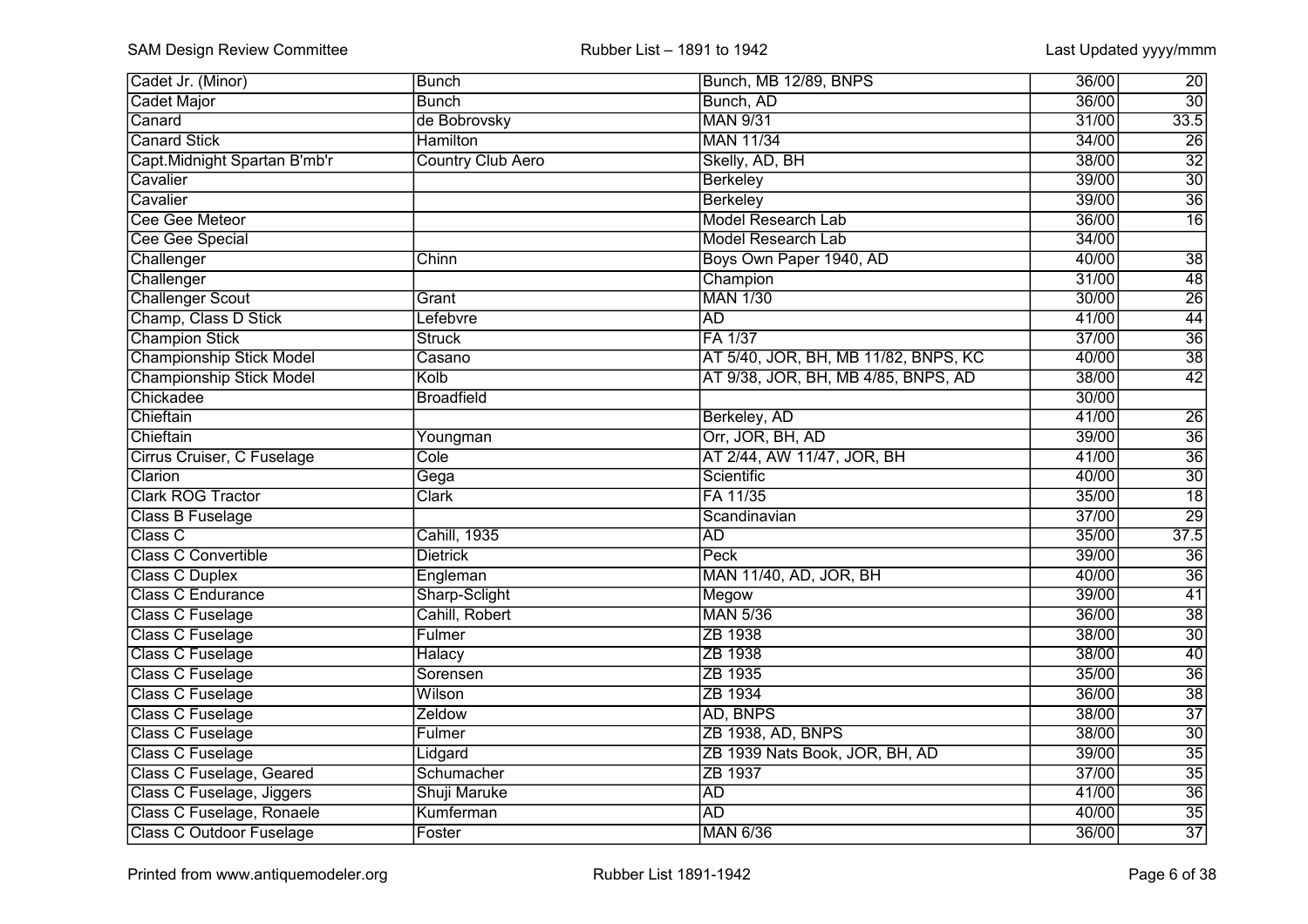| | | | | |
|---|---|---|---|---|
| Cadet Jr. (Minor) | Bunch | Bunch, MB 12/89, BNPS | 36/00 | 20 |
| Cadet Major | Bunch | Bunch, AD | 36/00 | 30 |
| Canard | de Bobrovsky | MAN 9/31 | 31/00 | 33.5 |
| Canard Stick | Hamilton | MAN 11/34 | 34/00 | 26 |
| Capt.Midnight Spartan B'mb'r | Country Club Aero | Skelly, AD, BH | 38/00 | 32 |
| Cavalier | | Berkeley | 39/00 | 30 |
| Cavalier | | Berkeley | 39/00 | 36 |
| Cee Gee Meteor | | Model Research Lab | 36/00 | 16 |
| Cee Gee Special | | Model Research Lab | 34/00 | |
| Challenger | Chinn | Boys Own Paper 1940, AD | 40/00 | 38 |
| Challenger | | Champion | 31/00 | 48 |
| Challenger Scout | Grant | MAN 1/30 | 30/00 | 26 |
| Champ, Class D Stick | Lefebvre | AD | 41/00 | 44 |
| Champion Stick | Struck | FA 1/37 | 37/00 | 36 |
| Championship Stick Model | Casano | AT 5/40, JOR, BH, MB 11/82, BNPS, KC | 40/00 | 38 |
| Championship Stick Model | Kolb | AT 9/38, JOR, BH, MB 4/85, BNPS, AD | 38/00 | 42 |
| Chickadee | Broadfield | | 30/00 | |
| Chieftain | | Berkeley, AD | 41/00 | 26 |
| Chieftain | Youngman | Orr, JOR, BH, AD | 39/00 | 36 |
| Cirrus Cruiser, C Fuselage | Cole | AT 2/44, AW 11/47, JOR, BH | 41/00 | 36 |
| Clarion | Gega | Scientific | 40/00 | 30 |
| Clark ROG Tractor | Clark | FA 11/35 | 35/00 | 18 |
| Class B Fuselage | | Scandinavian | 37/00 | 29 |
| Class C | Cahill, 1935 | AD | 35/00 | 37.5 |
| Class C Convertible | Dietrick | Peck | 39/00 | 36 |
| Class C Duplex | Engleman | MAN 11/40, AD, JOR, BH | 40/00 | 36 |
| Class C Endurance | Sharp-Sclight | Megow | 39/00 | 41 |
| Class C Fuselage | Cahill, Robert | MAN 5/36 | 36/00 | 38 |
| Class C Fuselage | Fulmer | ZB 1938 | 38/00 | 30 |
| Class C Fuselage | Halacy | ZB 1938 | 38/00 | 40 |
| Class C Fuselage | Sorensen | ZB 1935 | 35/00 | 36 |
| Class C Fuselage | Wilson | ZB 1934 | 36/00 | 38 |
| Class C Fuselage | Zeldow | AD, BNPS | 38/00 | 37 |
| Class C Fuselage | Fulmer | ZB 1938, AD, BNPS | 38/00 | 30 |
| Class C Fuselage | Lidgard | ZB 1939 Nats Book, JOR, BH, AD | 39/00 | 35 |
| Class C Fuselage, Geared | Schumacher | ZB 1937 | 37/00 | 35 |
| Class C Fuselage, Jiggers | Shuji Maruke | AD | 41/00 | 36 |
| Class C Fuselage, Ronaele | Kumferman | AD | 40/00 | 35 |
| Class C Outdoor Fuselage | Foster | MAN 6/36 | 36/00 | 37 |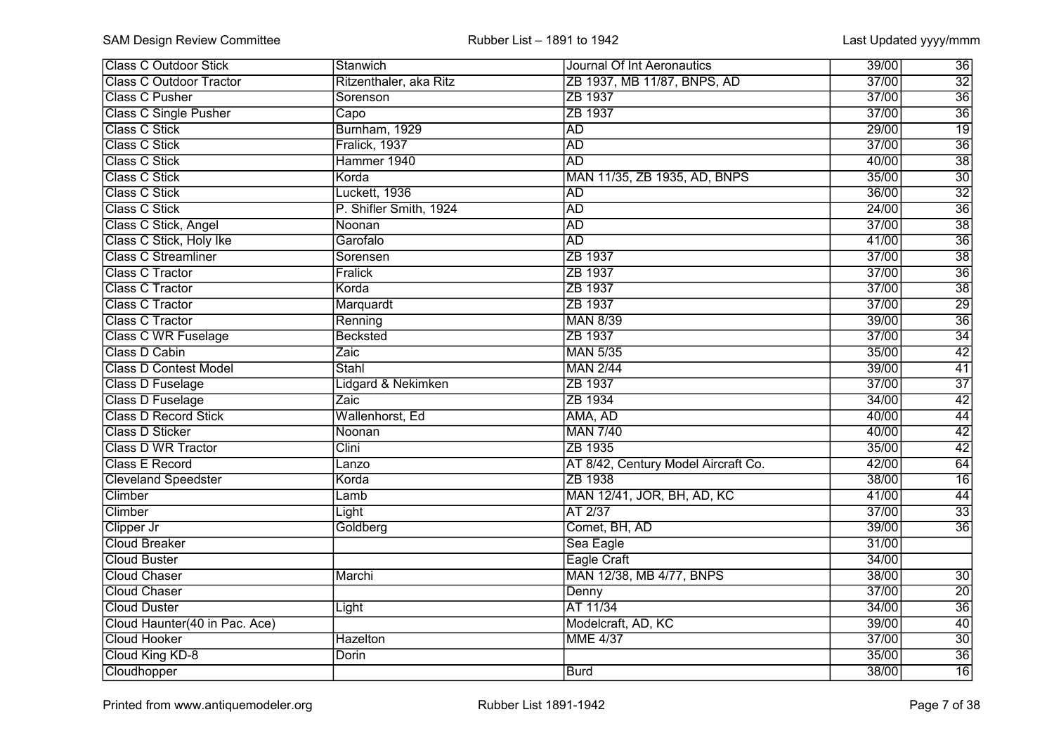| Class C Outdoor Stick | Stanwich | Journal Of Int Aeronautics | 39/00 | 36 |
|---|---|---|---|---|
| Class C Outdoor Tractor | Ritzenthaler, aka Ritz | ZB 1937, MB 11/87, BNPS, AD | 37/00 | 32 |
| Class C Pusher | Sorenson | ZB 1937 | 37/00 | 36 |
| Class C Single Pusher | Capo | ZB 1937 | 37/00 | 36 |
| Class C Stick | Burnham, 1929 | AD | 29/00 | 19 |
| Class C Stick | Fralick, 1937 | AD | 37/00 | 36 |
| Class C Stick | Hammer 1940 | AD | 40/00 | 38 |
| Class C Stick | Korda | MAN 11/35, ZB 1935, AD, BNPS | 35/00 | 30 |
| Class C Stick | Luckett, 1936 | AD | 36/00 | 32 |
| Class C Stick | P. Shifler Smith, 1924 | AD | 24/00 | 36 |
| Class C Stick, Angel | Noonan | AD | 37/00 | 38 |
| Class C Stick, Holy Ike | Garofalo | AD | 41/00 | 36 |
| Class C Streamliner | Sorensen | ZB 1937 | 37/00 | 38 |
| Class C Tractor | Fralick | ZB 1937 | 37/00 | 36 |
| Class C Tractor | Korda | ZB 1937 | 37/00 | 38 |
| Class C Tractor | Marquardt | ZB 1937 | 37/00 | 29 |
| Class C Tractor | Renning | MAN 8/39 | 39/00 | 36 |
| Class C WR Fuselage | Becksted | ZB 1937 | 37/00 | 34 |
| Class D Cabin | Zaic | MAN 5/35 | 35/00 | 42 |
| Class D Contest Model | Stahl | MAN 2/44 | 39/00 | 41 |
| Class D Fuselage | Lidgard & Nekimken | ZB 1937 | 37/00 | 37 |
| Class D Fuselage | Zaic | ZB 1934 | 34/00 | 42 |
| Class D Record Stick | Wallenhorst, Ed | AMA, AD | 40/00 | 44 |
| Class D Sticker | Noonan | MAN 7/40 | 40/00 | 42 |
| Class D WR Tractor | Clini | ZB 1935 | 35/00 | 42 |
| Class E Record | Lanzo | AT 8/42, Century Model Aircraft Co. | 42/00 | 64 |
| Cleveland Speedster | Korda | ZB 1938 | 38/00 | 16 |
| Climber | Lamb | MAN 12/41, JOR, BH, AD, KC | 41/00 | 44 |
| Climber | Light | AT 2/37 | 37/00 | 33 |
| Clipper Jr | Goldberg | Comet, BH, AD | 39/00 | 36 |
| Cloud Breaker | | Sea Eagle | 31/00 | |
| Cloud Buster | | Eagle Craft | 34/00 | |
| Cloud Chaser | Marchi | MAN 12/38, MB 4/77, BNPS | 38/00 | 30 |
| Cloud Chaser | | Denny | 37/00 | 20 |
| Cloud Duster | Light | AT 11/34 | 34/00 | 36 |
| Cloud Haunter(40 in Pac. Ace) | | Modelcraft, AD, KC | 39/00 | 40 |
| Cloud Hooker | Hazelton | MME 4/37 | 37/00 | 30 |
| Cloud King KD-8 | Dorin | | 35/00 | 36 |
| Cloudhopper | | Burd | 38/00 | 16 |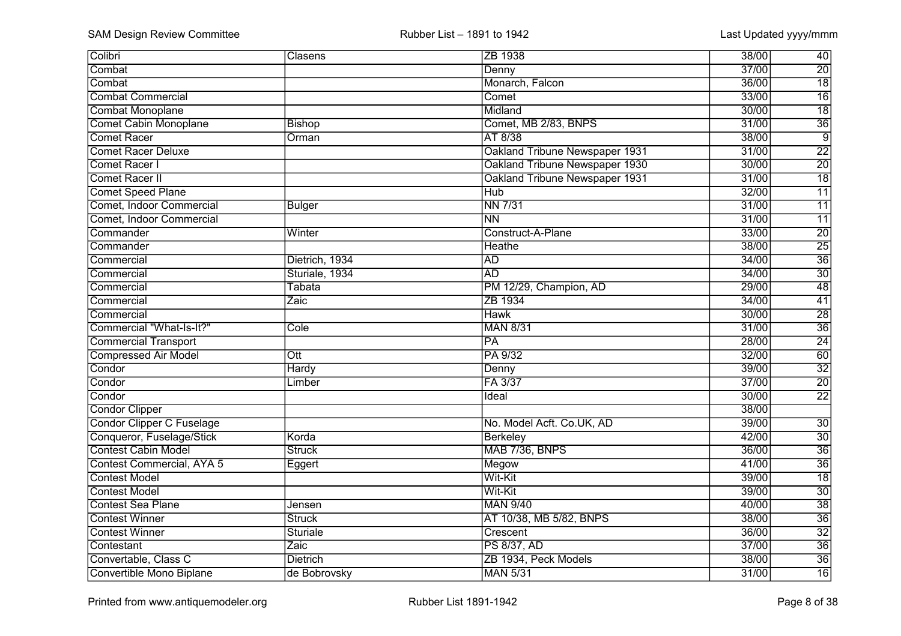| Colibri | Clasens | ZB 1938 | 38/00 | 40 |
|---|---|---|---|---|
| Combat | | Denny | 37/00 | 20 |
| Combat | | Monarch, Falcon | 36/00 | 18 |
| Combat Commercial | | Comet | 33/00 | 16 |
| Combat Monoplane | | Midland | 30/00 | 18 |
| Comet Cabin Monoplane | Bishop | Comet, MB 2/83, BNPS | 31/00 | 36 |
| Comet Racer | Orman | AT 8/38 | 38/00 | 9 |
| Comet Racer Deluxe | | Oakland Tribune Newspaper 1931 | 31/00 | 22 |
| Comet Racer I | | Oakland Tribune Newspaper 1930 | 30/00 | 20 |
| Comet Racer II | | Oakland Tribune Newspaper 1931 | 31/00 | 18 |
| Comet Speed Plane | | Hub | 32/00 | 11 |
| Comet, Indoor Commercial | Bulger | NN 7/31 | 31/00 | 11 |
| Comet, Indoor Commercial | | NN | 31/00 | 11 |
| Commander | Winter | Construct-A-Plane | 33/00 | 20 |
| Commander | | Heathe | 38/00 | 25 |
| Commercial | Dietrich, 1934 | AD | 34/00 | 36 |
| Commercial | Sturiale, 1934 | AD | 34/00 | 30 |
| Commercial | Tabata | PM 12/29, Champion, AD | 29/00 | 48 |
| Commercial | Zaic | ZB 1934 | 34/00 | 41 |
| Commercial | | Hawk | 30/00 | 28 |
| Commercial "What-Is-It?" | Cole | MAN 8/31 | 31/00 | 36 |
| Commercial Transport | | PA | 28/00 | 24 |
| Compressed Air Model | Ott | PA 9/32 | 32/00 | 60 |
| Condor | Hardy | Denny | 39/00 | 32 |
| Condor | Limber | FA 3/37 | 37/00 | 20 |
| Condor | | Ideal | 30/00 | 22 |
| Condor Clipper | | | 38/00 | |
| Condor Clipper C Fuselage | | No. Model Acft. Co.UK, AD | 39/00 | 30 |
| Conqueror, Fuselage/Stick | Korda | Berkeley | 42/00 | 30 |
| Contest Cabin Model | Struck | MAB 7/36, BNPS | 36/00 | 36 |
| Contest Commercial, AYA 5 | Eggert | Megow | 41/00 | 36 |
| Contest Model | | Wit-Kit | 39/00 | 18 |
| Contest Model | | Wit-Kit | 39/00 | 30 |
| Contest Sea Plane | Jensen | MAN 9/40 | 40/00 | 38 |
| Contest Winner | Struck | AT 10/38, MB 5/82, BNPS | 38/00 | 36 |
| Contest Winner | Sturiale | Crescent | 36/00 | 32 |
| Contestant | Zaic | PS 8/37, AD | 37/00 | 36 |
| Convertable, Class C | Dietrich | ZB 1934, Peck Models | 38/00 | 36 |
| Convertible Mono Biplane | de Bobrovsky | MAN 5/31 | 31/00 | 16 |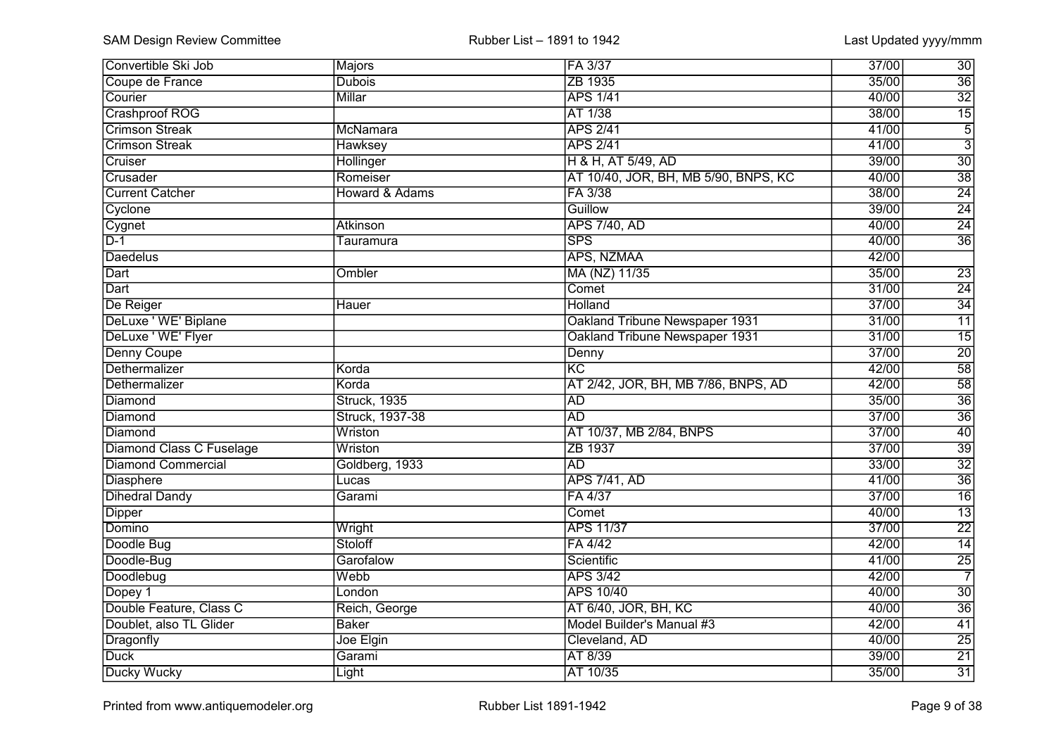| | | | | |
|---|---|---|---|---|
| Convertible Ski Job | Majors | FA 3/37 | 37/00 | 30 |
| Coupe de France | Dubois | ZB 1935 | 35/00 | 36 |
| Courier | Millar | APS 1/41 | 40/00 | 32 |
| Crashproof ROG | | AT 1/38 | 38/00 | 15 |
| Crimson Streak | McNamara | APS 2/41 | 41/00 | 5 |
| Crimson Streak | Hawksey | APS 2/41 | 41/00 | 3 |
| Cruiser | Hollinger | H & H, AT 5/49, AD | 39/00 | 30 |
| Crusader | Romeiser | AT 10/40, JOR, BH, MB 5/90, BNPS, KC | 40/00 | 38 |
| Current Catcher | Howard & Adams | FA 3/38 | 38/00 | 24 |
| Cyclone | | Guillow | 39/00 | 24 |
| Cygnet | Atkinson | APS 7/40, AD | 40/00 | 24 |
| D-1 | Tauramura | SPS | 40/00 | 36 |
| Daedelus | | APS, NZMAA | 42/00 | |
| Dart | Ombler | MA (NZ) 11/35 | 35/00 | 23 |
| Dart | | Comet | 31/00 | 24 |
| De Reiger | Hauer | Holland | 37/00 | 34 |
| DeLuxe ' WE' Biplane | | Oakland Tribune Newspaper 1931 | 31/00 | 11 |
| DeLuxe ' WE' Flyer | | Oakland Tribune Newspaper 1931 | 31/00 | 15 |
| Denny Coupe | | Denny | 37/00 | 20 |
| Dethermalizer | Korda | KC | 42/00 | 58 |
| Dethermalizer | Korda | AT 2/42, JOR, BH, MB 7/86, BNPS, AD | 42/00 | 58 |
| Diamond | Struck, 1935 | AD | 35/00 | 36 |
| Diamond | Struck, 1937-38 | AD | 37/00 | 36 |
| Diamond | Wriston | AT 10/37, MB 2/84, BNPS | 37/00 | 40 |
| Diamond Class C Fuselage | Wriston | ZB 1937 | 37/00 | 39 |
| Diamond Commercial | Goldberg, 1933 | AD | 33/00 | 32 |
| Diasphere | Lucas | APS 7/41, AD | 41/00 | 36 |
| Dihedral Dandy | Garami | FA 4/37 | 37/00 | 16 |
| Dipper | | Comet | 40/00 | 13 |
| Domino | Wright | APS 11/37 | 37/00 | 22 |
| Doodle Bug | Stoloff | FA 4/42 | 42/00 | 14 |
| Doodle-Bug | Garofalow | Scientific | 41/00 | 25 |
| Doodlebug | Webb | APS 3/42 | 42/00 | 7 |
| Dopey 1 | London | APS 10/40 | 40/00 | 30 |
| Double Feature, Class C | Reich, George | AT 6/40, JOR, BH, KC | 40/00 | 36 |
| Doublet, also TL Glider | Baker | Model Builder's Manual #3 | 42/00 | 41 |
| Dragonfly | Joe Elgin | Cleveland, AD | 40/00 | 25 |
| Duck | Garami | AT 8/39 | 39/00 | 21 |
| Ducky Wucky | Light | AT 10/35 | 35/00 | 31 |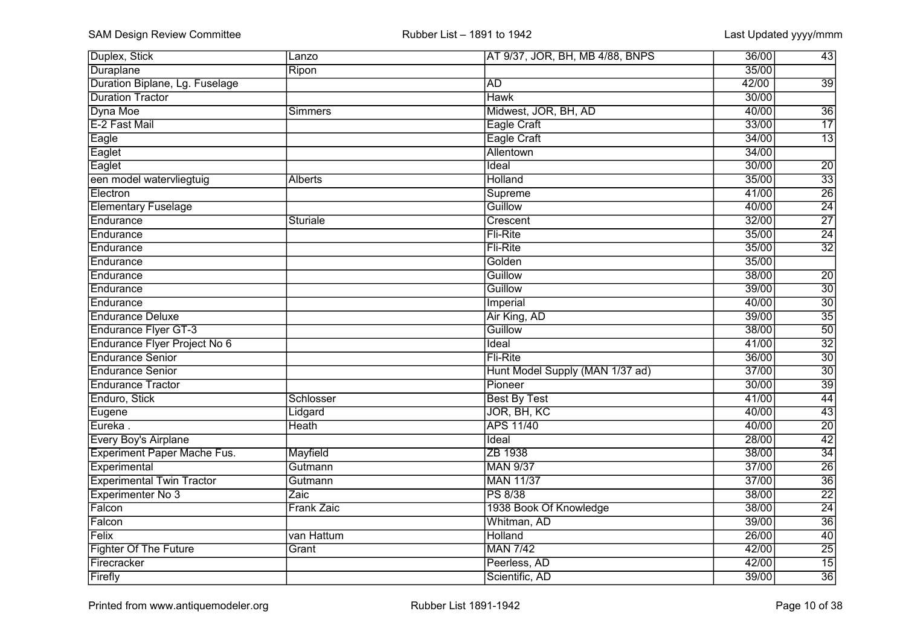| | | | | |
|---|---|---|---|---|
| Duplex, Stick | Lanzo | AT 9/37, JOR, BH, MB 4/88, BNPS | 36/00 | 43 |
| Duraplane | Ripon | | 35/00 | |
| Duration Biplane, Lg. Fuselage | | AD | 42/00 | 39 |
| Duration Tractor | | Hawk | 30/00 | |
| Dyna Moe | Simmers | Midwest, JOR, BH, AD | 40/00 | 36 |
| E-2 Fast Mail | | Eagle Craft | 33/00 | 17 |
| Eagle | | Eagle Craft | 34/00 | 13 |
| Eaglet | | Allentown | 34/00 | |
| Eaglet | | Ideal | 30/00 | 20 |
| een model watervliegtuig | Alberts | Holland | 35/00 | 33 |
| Electron | | Supreme | 41/00 | 26 |
| Elementary Fuselage | | Guillow | 40/00 | 24 |
| Endurance | Sturiale | Crescent | 32/00 | 27 |
| Endurance | | Fli-Rite | 35/00 | 24 |
| Endurance | | Fli-Rite | 35/00 | 32 |
| Endurance | | Golden | 35/00 | |
| Endurance | | Guillow | 38/00 | 20 |
| Endurance | | Guillow | 39/00 | 30 |
| Endurance | | Imperial | 40/00 | 30 |
| Endurance Deluxe | | Air King, AD | 39/00 | 35 |
| Endurance Flyer GT-3 | | Guillow | 38/00 | 50 |
| Endurance Flyer Project No 6 | | Ideal | 41/00 | 32 |
| Endurance Senior | | Fli-Rite | 36/00 | 30 |
| Endurance Senior | | Hunt Model Supply (MAN 1/37 ad) | 37/00 | 30 |
| Endurance Tractor | | Pioneer | 30/00 | 39 |
| Enduro, Stick | Schlosser | Best By Test | 41/00 | 44 |
| Eugene | Lidgard | JOR, BH, KC | 40/00 | 43 |
| Eureka . | Heath | APS 11/40 | 40/00 | 20 |
| Every Boy's Airplane | | Ideal | 28/00 | 42 |
| Experiment Paper Mache Fus. | Mayfield | ZB 1938 | 38/00 | 34 |
| Experimental | Gutmann | MAN 9/37 | 37/00 | 26 |
| Experimental Twin Tractor | Gutmann | MAN 11/37 | 37/00 | 36 |
| Experimenter No 3 | Zaic | PS 8/38 | 38/00 | 22 |
| Falcon | Frank Zaic | 1938 Book Of Knowledge | 38/00 | 24 |
| Falcon | | Whitman, AD | 39/00 | 36 |
| Felix | van Hattum | Holland | 26/00 | 40 |
| Fighter Of The Future | Grant | MAN 7/42 | 42/00 | 25 |
| Firecracker | | Peerless, AD | 42/00 | 15 |
| Firefly | | Scientific, AD | 39/00 | 36 |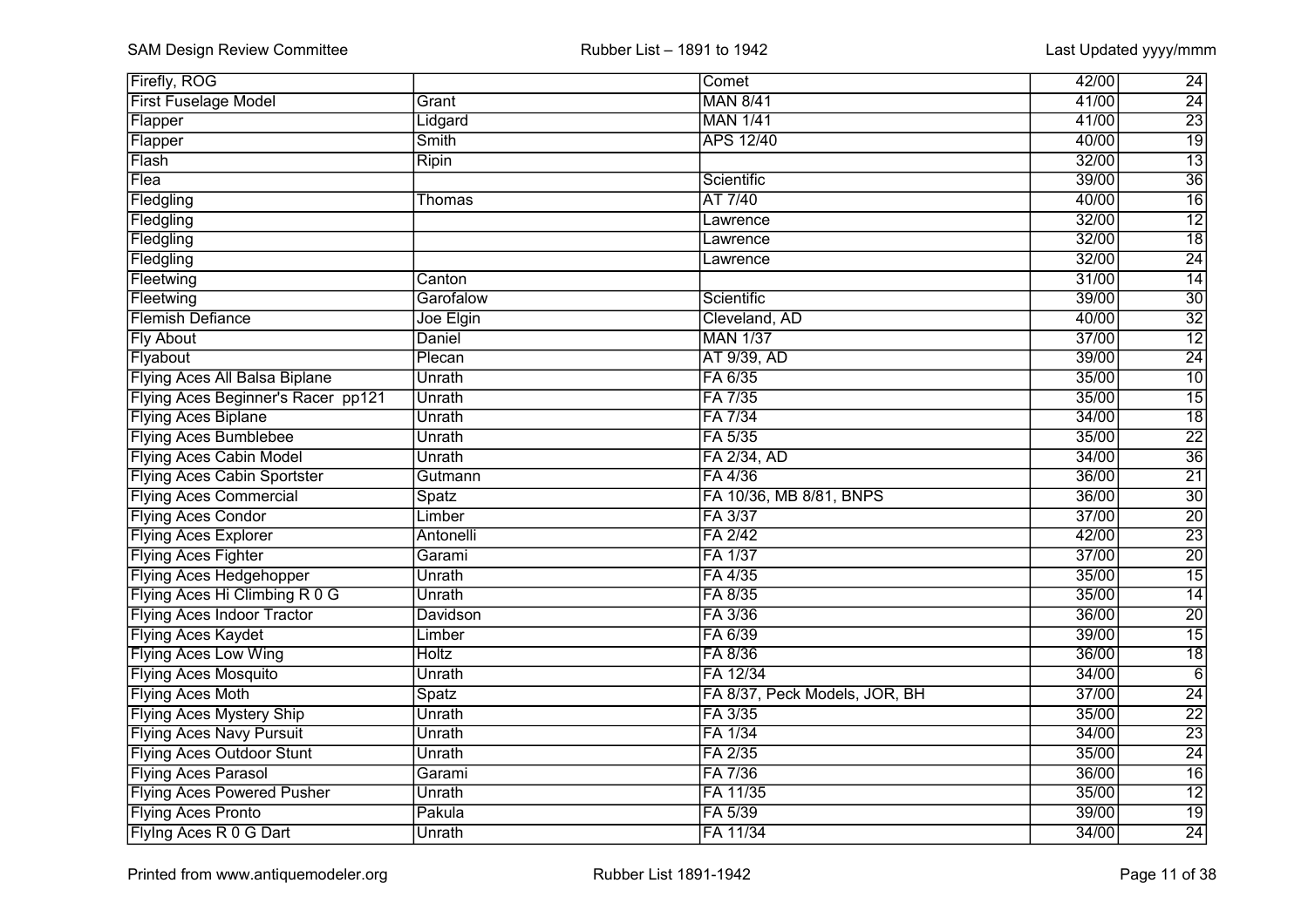| | | | | |
|---|---|---|---|---|
| Firefly, ROG | | Comet | 42/00 | 24 |
| First Fuselage Model | Grant | MAN 8/41 | 41/00 | 24 |
| Flapper | Lidgard | MAN 1/41 | 41/00 | 23 |
| Flapper | Smith | APS 12/40 | 40/00 | 19 |
| Flash | Ripin | | 32/00 | 13 |
| Flea | | Scientific | 39/00 | 36 |
| Fledgling | Thomas | AT 7/40 | 40/00 | 16 |
| Fledgling | | Lawrence | 32/00 | 12 |
| Fledgling | | Lawrence | 32/00 | 18 |
| Fledgling | | Lawrence | 32/00 | 24 |
| Fleetwing | Canton | | 31/00 | 14 |
| Fleetwing | Garofalow | Scientific | 39/00 | 30 |
| Flemish Defiance | Joe Elgin | Cleveland, AD | 40/00 | 32 |
| Fly About | Daniel | MAN 1/37 | 37/00 | 12 |
| Flyabout | Plecan | AT 9/39, AD | 39/00 | 24 |
| Flying Aces All Balsa Biplane | Unrath | FA 6/35 | 35/00 | 10 |
| Flying Aces Beginner's Racer pp121 | Unrath | FA 7/35 | 35/00 | 15 |
| Flying Aces Biplane | Unrath | FA 7/34 | 34/00 | 18 |
| Flying Aces Bumblebee | Unrath | FA 5/35 | 35/00 | 22 |
| Flying Aces Cabin Model | Unrath | FA 2/34, AD | 34/00 | 36 |
| Flying Aces Cabin Sportster | Gutmann | FA 4/36 | 36/00 | 21 |
| Flying Aces Commercial | Spatz | FA 10/36, MB 8/81, BNPS | 36/00 | 30 |
| Flying Aces Condor | Limber | FA 3/37 | 37/00 | 20 |
| Flying Aces Explorer | Antonelli | FA 2/42 | 42/00 | 23 |
| Flying Aces Fighter | Garami | FA 1/37 | 37/00 | 20 |
| Flying Aces Hedgehopper | Unrath | FA 4/35 | 35/00 | 15 |
| Flying Aces Hi Climbing R 0 G | Unrath | FA 8/35 | 35/00 | 14 |
| Flying Aces Indoor Tractor | Davidson | FA 3/36 | 36/00 | 20 |
| Flying Aces Kaydet | Limber | FA 6/39 | 39/00 | 15 |
| Flying Aces Low Wing | Holtz | FA 8/36 | 36/00 | 18 |
| Flying Aces Mosquito | Unrath | FA 12/34 | 34/00 | 6 |
| Flying Aces Moth | Spatz | FA 8/37, Peck Models, JOR, BH | 37/00 | 24 |
| Flying Aces Mystery Ship | Unrath | FA 3/35 | 35/00 | 22 |
| Flying Aces Navy Pursuit | Unrath | FA 1/34 | 34/00 | 23 |
| Flying Aces Outdoor Stunt | Unrath | FA 2/35 | 35/00 | 24 |
| Flying Aces Parasol | Garami | FA 7/36 | 36/00 | 16 |
| Flying Aces Powered Pusher | Unrath | FA 11/35 | 35/00 | 12 |
| Flying Aces Pronto | Pakula | FA 5/39 | 39/00 | 19 |
| FlyIng Aces R 0 G Dart | Unrath | FA 11/34 | 34/00 | 24 |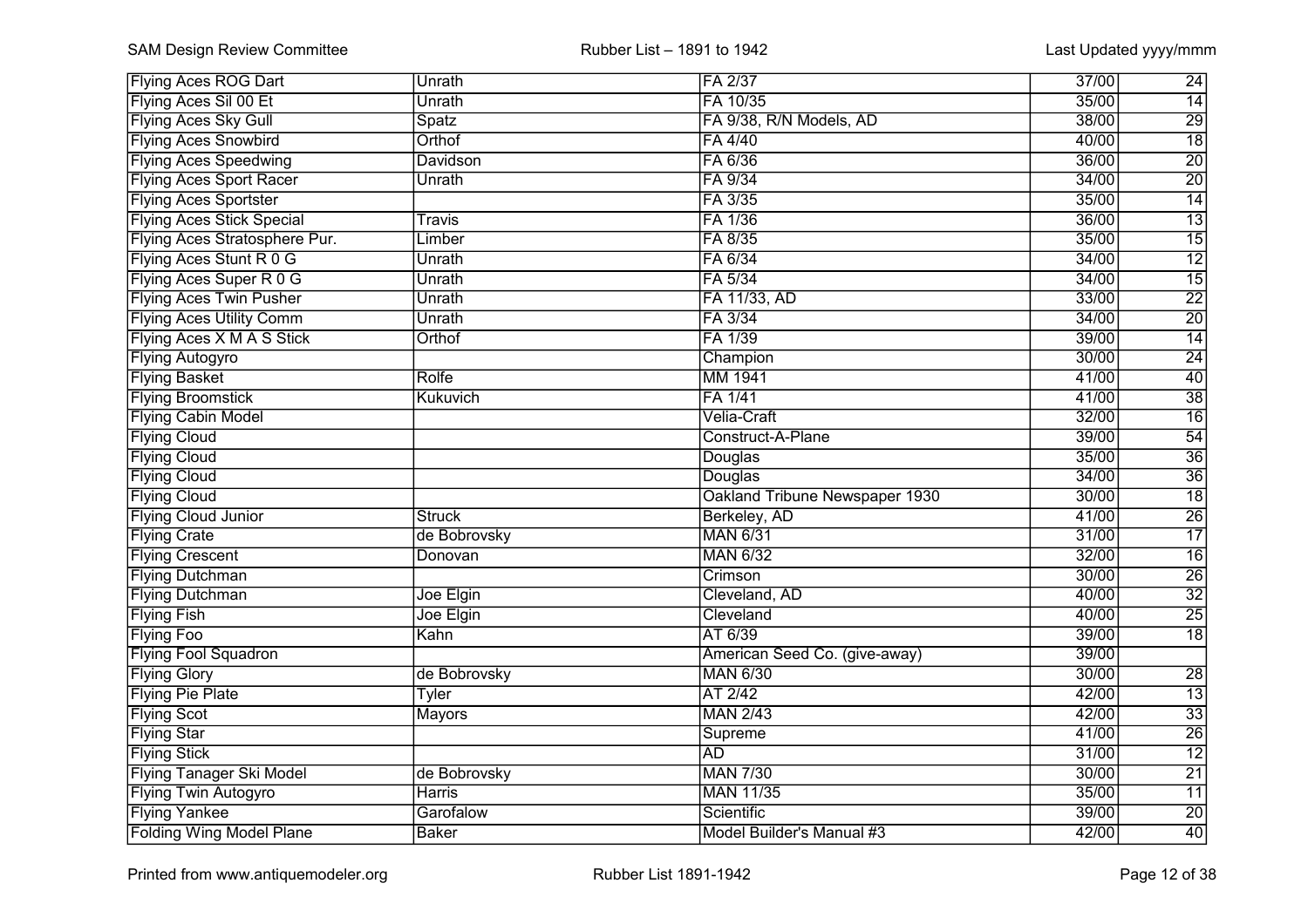| Flying Aces ROG Dart | Unrath | FA 2/37 | 37/00 | 24 |
|---|---|---|---|---|
| Flying Aces Sil 00 Et | Unrath | FA 10/35 | 35/00 | 14 |
| Flying Aces Sky Gull | Spatz | FA 9/38, R/N Models, AD | 38/00 | 29 |
| Flying Aces Snowbird | Orthof | FA 4/40 | 40/00 | 18 |
| Flying Aces Speedwing | Davidson | FA 6/36 | 36/00 | 20 |
| Flying Aces Sport Racer | Unrath | FA 9/34 | 34/00 | 20 |
| Flying Aces Sportster | | FA 3/35 | 35/00 | 14 |
| Flying Aces Stick Special | Travis | FA 1/36 | 36/00 | 13 |
| Flying Aces Stratosphere Pur. | Limber | FA 8/35 | 35/00 | 15 |
| Flying Aces Stunt R 0 G | Unrath | FA 6/34 | 34/00 | 12 |
| Flying Aces Super R 0 G | Unrath | FA 5/34 | 34/00 | 15 |
| Flying Aces Twin Pusher | Unrath | FA 11/33, AD | 33/00 | 22 |
| Flying Aces Utility Comm | Unrath | FA 3/34 | 34/00 | 20 |
| Flying Aces X M A S Stick | Orthof | FA 1/39 | 39/00 | 14 |
| Flying Autogyro | | Champion | 30/00 | 24 |
| Flying Basket | Rolfe | MM 1941 | 41/00 | 40 |
| Flying Broomstick | Kukuvich | FA 1/41 | 41/00 | 38 |
| Flying Cabin Model | | Velia-Craft | 32/00 | 16 |
| Flying Cloud | | Construct-A-Plane | 39/00 | 54 |
| Flying Cloud | | Douglas | 35/00 | 36 |
| Flying Cloud | | Douglas | 34/00 | 36 |
| Flying Cloud | | Oakland Tribune Newspaper 1930 | 30/00 | 18 |
| Flying Cloud Junior | Struck | Berkeley, AD | 41/00 | 26 |
| Flying Crate | de Bobrovsky | MAN 6/31 | 31/00 | 17 |
| Flying Crescent | Donovan | MAN 6/32 | 32/00 | 16 |
| Flying Dutchman | | Crimson | 30/00 | 26 |
| Flying Dutchman | Joe Elgin | Cleveland, AD | 40/00 | 32 |
| Flying Fish | Joe Elgin | Cleveland | 40/00 | 25 |
| Flying Foo | Kahn | AT 6/39 | 39/00 | 18 |
| Flying Fool Squadron | | American Seed Co. (give-away) | 39/00 | |
| Flying Glory | de Bobrovsky | MAN 6/30 | 30/00 | 28 |
| Flying Pie Plate | Tyler | AT 2/42 | 42/00 | 13 |
| Flying Scot | Mayors | MAN 2/43 | 42/00 | 33 |
| Flying Star | | Supreme | 41/00 | 26 |
| Flying Stick | | AD | 31/00 | 12 |
| Flying Tanager Ski Model | de Bobrovsky | MAN 7/30 | 30/00 | 21 |
| Flying Twin Autogyro | Harris | MAN 11/35 | 35/00 | 11 |
| Flying Yankee | Garofalow | Scientific | 39/00 | 20 |
| Folding Wing Model Plane | Baker | Model Builder's Manual #3 | 42/00 | 40 |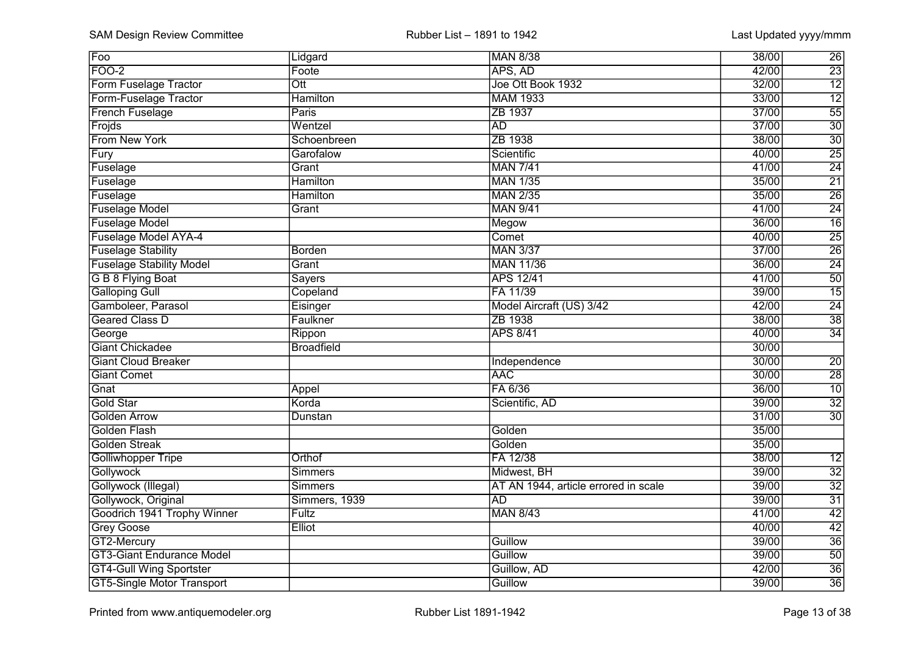| | | | | |
|---|---|---|---|---|
| Foo | Lidgard | MAN 8/38 | 38/00 | 26 |
| FOO-2 | Foote | APS, AD | 42/00 | 23 |
| Form Fuselage Tractor | Ott | Joe Ott Book 1932 | 32/00 | 12 |
| Form-Fuselage Tractor | Hamilton | MAM 1933 | 33/00 | 12 |
| French Fuselage | Paris | ZB 1937 | 37/00 | 55 |
| Frojds | Wentzel | AD | 37/00 | 30 |
| From New York | Schoenbreen | ZB 1938 | 38/00 | 30 |
| Fury | Garofalow | Scientific | 40/00 | 25 |
| Fuselage | Grant | MAN 7/41 | 41/00 | 24 |
| Fuselage | Hamilton | MAN 1/35 | 35/00 | 21 |
| Fuselage | Hamilton | MAN 2/35 | 35/00 | 26 |
| Fuselage Model | Grant | MAN 9/41 | 41/00 | 24 |
| Fuselage Model | | Megow | 36/00 | 16 |
| Fuselage Model AYA-4 | | Comet | 40/00 | 25 |
| Fuselage Stability | Borden | MAN 3/37 | 37/00 | 26 |
| Fuselage Stability Model | Grant | MAN 11/36 | 36/00 | 24 |
| G B 8 Flying Boat | Sayers | APS 12/41 | 41/00 | 50 |
| Galloping Gull | Copeland | FA 11/39 | 39/00 | 15 |
| Gamboleer, Parasol | Eisinger | Model Aircraft (US) 3/42 | 42/00 | 24 |
| Geared Class D | Faulkner | ZB 1938 | 38/00 | 38 |
| George | Rippon | APS 8/41 | 40/00 | 34 |
| Giant Chickadee | Broadfield | | 30/00 | |
| Giant Cloud Breaker | | Independence | 30/00 | 20 |
| Giant Comet | | AAC | 30/00 | 28 |
| Gnat | Appel | FA 6/36 | 36/00 | 10 |
| Gold Star | Korda | Scientific, AD | 39/00 | 32 |
| Golden Arrow | Dunstan | | 31/00 | 30 |
| Golden Flash | | Golden | 35/00 | |
| Golden Streak | | Golden | 35/00 | |
| Golliwhopper Tripe | Orthof | FA 12/38 | 38/00 | 12 |
| Gollywock | Simmers | Midwest, BH | 39/00 | 32 |
| Gollywock (Illegal) | Simmers | AT AN 1944, article errored in scale | 39/00 | 32 |
| Gollywock, Original | Simmers, 1939 | AD | 39/00 | 31 |
| Goodrich 1941 Trophy Winner | Fultz | MAN 8/43 | 41/00 | 42 |
| Grey Goose | Elliot | | 40/00 | 42 |
| GT2-Mercury | | Guillow | 39/00 | 36 |
| GT3-Giant Endurance Model | | Guillow | 39/00 | 50 |
| GT4-Gull Wing Sportster | | Guillow, AD | 42/00 | 36 |
| GT5-Single Motor Transport | | Guillow | 39/00 | 36 |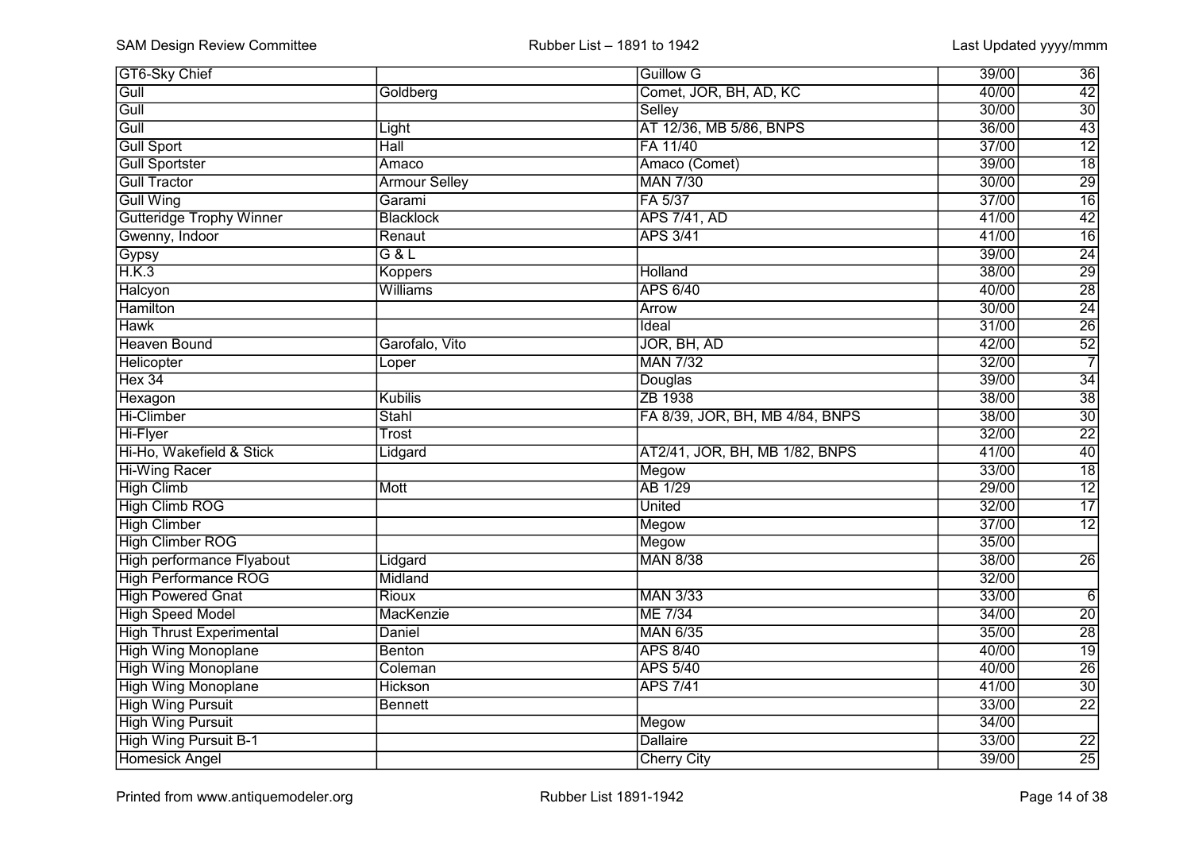| | | | | |
|---|---|---|---|---|
| GT6-Sky Chief | | Guillow G | 39/00 | 36 |
| Gull | Goldberg | Comet, JOR, BH, AD, KC | 40/00 | 42 |
| Gull | | Selley | 30/00 | 30 |
| Gull | Light | AT 12/36, MB 5/86, BNPS | 36/00 | 43 |
| Gull Sport | Hall | FA 11/40 | 37/00 | 12 |
| Gull Sportster | Amaco | Amaco (Comet) | 39/00 | 18 |
| Gull Tractor | Armour Selley | MAN 7/30 | 30/00 | 29 |
| Gull Wing | Garami | FA 5/37 | 37/00 | 16 |
| Gutteridge Trophy Winner | Blacklock | APS 7/41, AD | 41/00 | 42 |
| Gwenny, Indoor | Renaut | APS 3/41 | 41/00 | 16 |
| Gypsy | G & L | | 39/00 | 24 |
| H.K.3 | Koppers | Holland | 38/00 | 29 |
| Halcyon | Williams | APS 6/40 | 40/00 | 28 |
| Hamilton | | Arrow | 30/00 | 24 |
| Hawk | | Ideal | 31/00 | 26 |
| Heaven Bound | Garofalo, Vito | JOR, BH, AD | 42/00 | 52 |
| Helicopter | Loper | MAN 7/32 | 32/00 | 7 |
| Hex 34 | | Douglas | 39/00 | 34 |
| Hexagon | Kubilis | ZB 1938 | 38/00 | 38 |
| Hi-Climber | Stahl | FA 8/39, JOR, BH, MB 4/84, BNPS | 38/00 | 30 |
| Hi-Flyer | Trost | | 32/00 | 22 |
| Hi-Ho, Wakefield & Stick | Lidgard | AT2/41, JOR, BH, MB 1/82, BNPS | 41/00 | 40 |
| Hi-Wing Racer | | Megow | 33/00 | 18 |
| High Climb | Mott | AB 1/29 | 29/00 | 12 |
| High Climb ROG | | United | 32/00 | 17 |
| High Climber | | Megow | 37/00 | 12 |
| High Climber ROG | | Megow | 35/00 | |
| High performance Flyabout | Lidgard | MAN 8/38 | 38/00 | 26 |
| High Performance ROG | Midland | | 32/00 | |
| High Powered Gnat | Rioux | MAN 3/33 | 33/00 | 6 |
| High Speed Model | MacKenzie | ME 7/34 | 34/00 | 20 |
| High Thrust Experimental | Daniel | MAN 6/35 | 35/00 | 28 |
| High Wing Monoplane | Benton | APS 8/40 | 40/00 | 19 |
| High Wing Monoplane | Coleman | APS 5/40 | 40/00 | 26 |
| High Wing Monoplane | Hickson | APS 7/41 | 41/00 | 30 |
| High Wing Pursuit | Bennett | | 33/00 | 22 |
| High Wing Pursuit | | Megow | 34/00 | |
| High Wing Pursuit B-1 | | Dallaire | 33/00 | 22 |
| Homesick Angel | | Cherry City | 39/00 | 25 |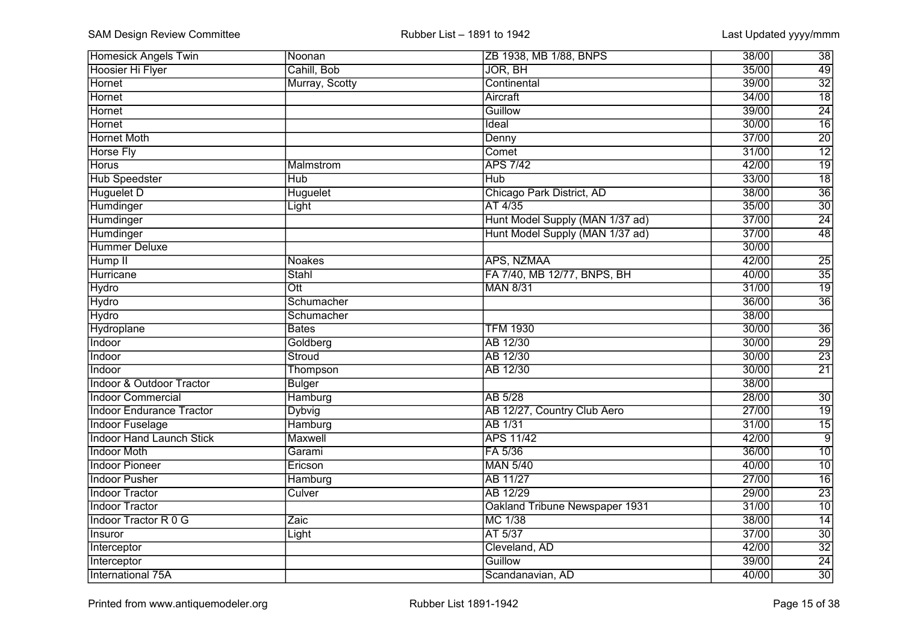| | | | | |
|---|---|---|---|---|
| Homesick Angels Twin | Noonan | ZB 1938, MB 1/88, BNPS | 38/00 | 38 |
| Hoosier Hi Flyer | Cahill, Bob | JOR, BH | 35/00 | 49 |
| Hornet | Murray, Scotty | Continental | 39/00 | 32 |
| Hornet | | Aircraft | 34/00 | 18 |
| Hornet | | Guillow | 39/00 | 24 |
| Hornet | | Ideal | 30/00 | 16 |
| Hornet Moth | | Denny | 37/00 | 20 |
| Horse Fly | | Comet | 31/00 | 12 |
| Horus | Malmstrom | APS 7/42 | 42/00 | 19 |
| Hub Speedster | Hub | Hub | 33/00 | 18 |
| Huguelet D | Huguelet | Chicago Park District, AD | 38/00 | 36 |
| Humdinger | Light | AT 4/35 | 35/00 | 30 |
| Humdinger | | Hunt Model Supply (MAN 1/37 ad) | 37/00 | 24 |
| Humdinger | | Hunt Model Supply (MAN 1/37 ad) | 37/00 | 48 |
| Hummer Deluxe | | | 30/00 | |
| Hump II | Noakes | APS, NZMAA | 42/00 | 25 |
| Hurricane | Stahl | FA 7/40, MB 12/77, BNPS, BH | 40/00 | 35 |
| Hydro | Ott | MAN 8/31 | 31/00 | 19 |
| Hydro | Schumacher | | 36/00 | 36 |
| Hydro | Schumacher | | 38/00 | |
| Hydroplane | Bates | TFM 1930 | 30/00 | 36 |
| Indoor | Goldberg | AB 12/30 | 30/00 | 29 |
| Indoor | Stroud | AB 12/30 | 30/00 | 23 |
| Indoor | Thompson | AB 12/30 | 30/00 | 21 |
| Indoor & Outdoor Tractor | Bulger | | 38/00 | |
| Indoor Commercial | Hamburg | AB 5/28 | 28/00 | 30 |
| Indoor Endurance Tractor | Dybvig | AB 12/27, Country Club Aero | 27/00 | 19 |
| Indoor Fuselage | Hamburg | AB 1/31 | 31/00 | 15 |
| Indoor Hand Launch Stick | Maxwell | APS 11/42 | 42/00 | 9 |
| Indoor Moth | Garami | FA 5/36 | 36/00 | 10 |
| Indoor Pioneer | Ericson | MAN 5/40 | 40/00 | 10 |
| Indoor Pusher | Hamburg | AB 11/27 | 27/00 | 16 |
| Indoor Tractor | Culver | AB 12/29 | 29/00 | 23 |
| Indoor Tractor | | Oakland Tribune Newspaper 1931 | 31/00 | 10 |
| Indoor Tractor R 0 G | Zaic | MC 1/38 | 38/00 | 14 |
| Insuror | Light | AT 5/37 | 37/00 | 30 |
| Interceptor | | Cleveland, AD | 42/00 | 32 |
| Interceptor | | Guillow | 39/00 | 24 |
| International 75A | | Scandanavian, AD | 40/00 | 30 |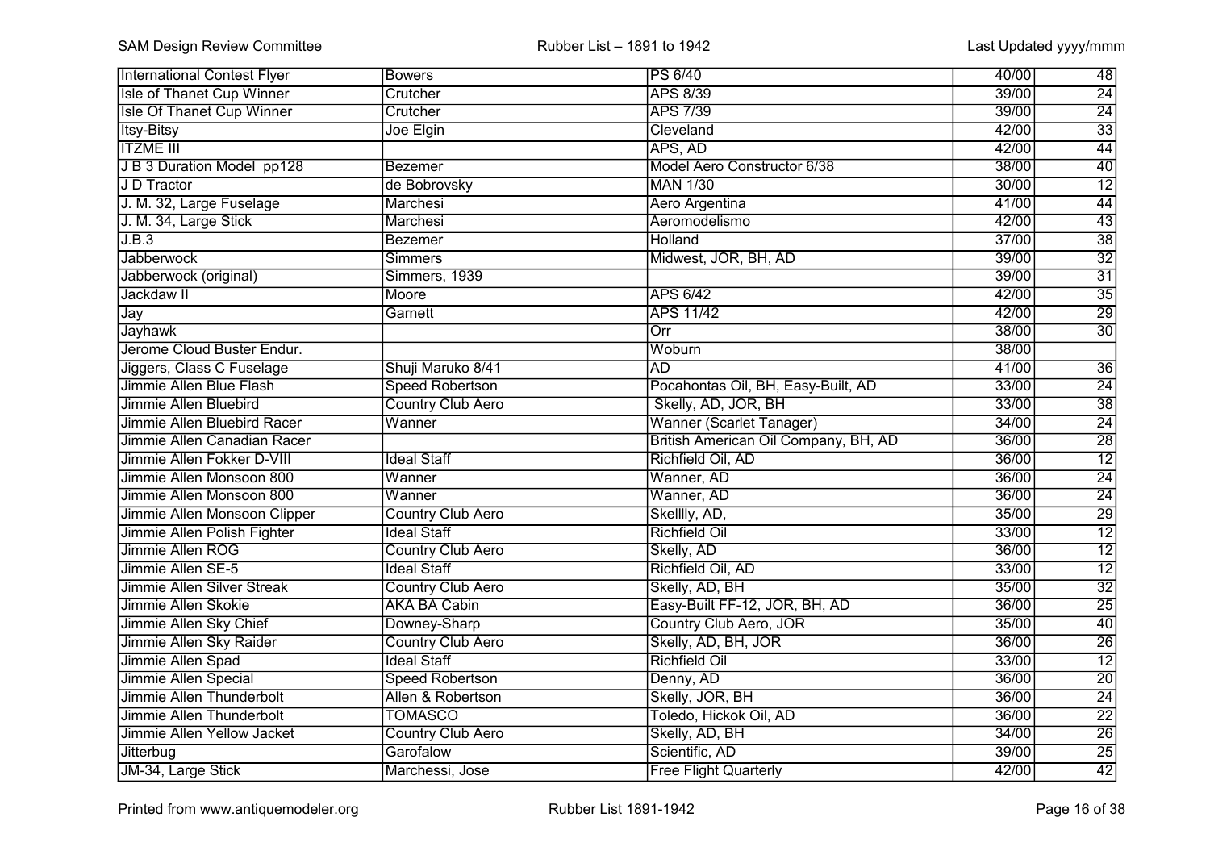| International Contest Flyer | Bowers | PS 6/40 | 40/00 | 48 |
|---|---|---|---|---|
| Isle of Thanet Cup Winner | Crutcher | APS 8/39 | 39/00 | 24 |
| Isle Of Thanet Cup Winner | Crutcher | APS 7/39 | 39/00 | 24 |
| Itsy-Bitsy | Joe Elgin | Cleveland | 42/00 | 33 |
| ITZME III | | APS, AD | 42/00 | 44 |
| J B 3 Duration Model pp128 | Bezemer | Model Aero Constructor 6/38 | 38/00 | 40 |
| J D Tractor | de Bobrovsky | MAN 1/30 | 30/00 | 12 |
| J. M. 32, Large Fuselage | Marchesi | Aero Argentina | 41/00 | 44 |
| J. M. 34, Large Stick | Marchesi | Aeromodelismo | 42/00 | 43 |
| J.B.3 | Bezemer | Holland | 37/00 | 38 |
| Jabberwock | Simmers | Midwest, JOR, BH, AD | 39/00 | 32 |
| Jabberwock (original) | Simmers, 1939 | | 39/00 | 31 |
| Jackdaw II | Moore | APS 6/42 | 42/00 | 35 |
| Jay | Garnett | APS 11/42 | 42/00 | 29 |
| Jayhawk | | Orr | 38/00 | 30 |
| Jerome Cloud Buster Endur. | | Woburn | 38/00 | |
| Jiggers, Class C Fuselage | Shuji Maruko 8/41 | AD | 41/00 | 36 |
| Jimmie Allen Blue Flash | Speed Robertson | Pocahontas Oil, BH, Easy-Built, AD | 33/00 | 24 |
| Jimmie Allen Bluebird | Country Club Aero | Skelly, AD, JOR, BH | 33/00 | 38 |
| Jimmie Allen Bluebird Racer | Wanner | Wanner (Scarlet Tanager) | 34/00 | 24 |
| Jimmie Allen Canadian Racer | | British American Oil Company, BH, AD | 36/00 | 28 |
| Jimmie Allen Fokker D-VIII | Ideal Staff | Richfield Oil, AD | 36/00 | 12 |
| Jimmie Allen Monsoon 800 | Wanner | Wanner, AD | 36/00 | 24 |
| Jimmie Allen Monsoon 800 | Wanner | Wanner, AD | 36/00 | 24 |
| Jimmie Allen Monsoon Clipper | Country Club Aero | Skellly, AD, | 35/00 | 29 |
| Jimmie Allen Polish Fighter | Ideal Staff | Richfield Oil | 33/00 | 12 |
| Jimmie Allen ROG | Country Club Aero | Skelly, AD | 36/00 | 12 |
| Jimmie Allen SE-5 | Ideal Staff | Richfield Oil, AD | 33/00 | 12 |
| Jimmie Allen Silver Streak | Country Club Aero | Skelly, AD, BH | 35/00 | 32 |
| Jimmie Allen Skokie | AKA BA Cabin | Easy-Built FF-12, JOR, BH, AD | 36/00 | 25 |
| Jimmie Allen Sky Chief | Downey-Sharp | Country Club Aero, JOR | 35/00 | 40 |
| Jimmie Allen Sky Raider | Country Club Aero | Skelly, AD, BH, JOR | 36/00 | 26 |
| Jimmie Allen Spad | Ideal Staff | Richfield Oil | 33/00 | 12 |
| Jimmie Allen Special | Speed Robertson | Denny, AD | 36/00 | 20 |
| Jimmie Allen Thunderbolt | Allen & Robertson | Skelly, JOR, BH | 36/00 | 24 |
| Jimmie Allen Thunderbolt | TOMASCO | Toledo, Hickok Oil, AD | 36/00 | 22 |
| Jimmie Allen Yellow Jacket | Country Club Aero | Skelly, AD, BH | 34/00 | 26 |
| Jitterbug | Garofalow | Scientific, AD | 39/00 | 25 |
| JM-34, Large Stick | Marchessi, Jose | Free Flight Quarterly | 42/00 | 42 |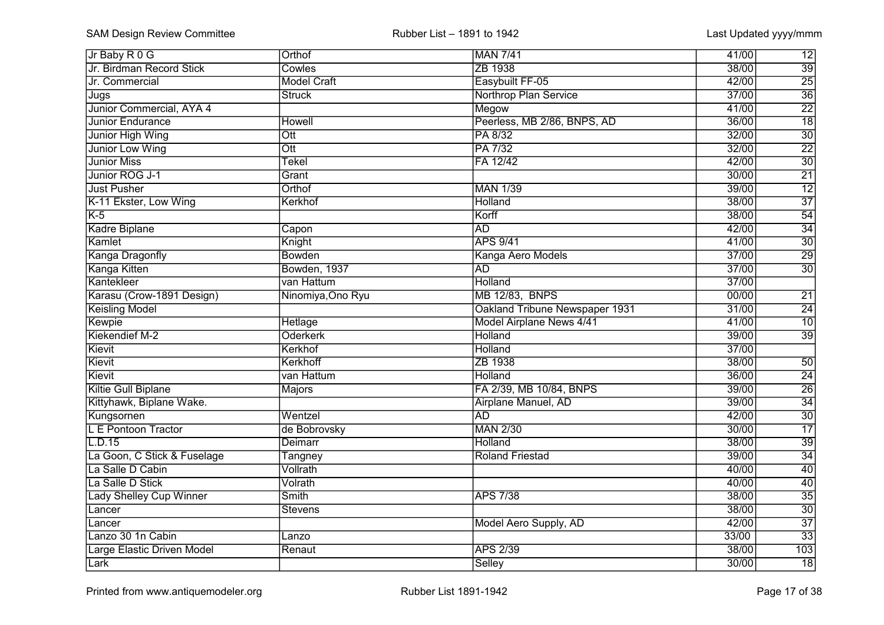| Jr Baby R 0 G | Orthof | MAN 7/41 | 41/00 | 12 |
|---|---|---|---|---|
| Jr. Birdman Record Stick | Cowles | ZB 1938 | 38/00 | 39 |
| Jr. Commercial | Model Craft | Easybuilt FF-05 | 42/00 | 25 |
| Jugs | Struck | Northrop Plan Service | 37/00 | 36 |
| Junior Commercial, AYA 4 | | Megow | 41/00 | 22 |
| Junior Endurance | Howell | Peerless, MB 2/86, BNPS, AD | 36/00 | 18 |
| Junior High Wing | Ott | PA 8/32 | 32/00 | 30 |
| Junior Low Wing | Ott | PA 7/32 | 32/00 | 22 |
| Junior Miss | Tekel | FA 12/42 | 42/00 | 30 |
| Junior ROG J-1 | Grant | | 30/00 | 21 |
| Just Pusher | Orthof | MAN 1/39 | 39/00 | 12 |
| K-11 Ekster, Low Wing | Kerkhof | Holland | 38/00 | 37 |
| K-5 | | Korff | 38/00 | 54 |
| Kadre Biplane | Capon | AD | 42/00 | 34 |
| Kamlet | Knight | APS 9/41 | 41/00 | 30 |
| Kanga Dragonfly | Bowden | Kanga Aero Models | 37/00 | 29 |
| Kanga Kitten | Bowden, 1937 | AD | 37/00 | 30 |
| Kantekleer | van Hattum | Holland | 37/00 | |
| Karasu (Crow-1891 Design) | Ninomiya,Ono Ryu | MB 12/83, BNPS | 00/00 | 21 |
| Keisling Model | | Oakland Tribune Newspaper 1931 | 31/00 | 24 |
| Kewpie | Hetlage | Model Airplane News 4/41 | 41/00 | 10 |
| Kiekendief M-2 | Oderkerk | Holland | 39/00 | 39 |
| Kievit | Kerkhof | Holland | 37/00 | |
| Kievit | Kerkhoff | ZB 1938 | 38/00 | 50 |
| Kievit | van Hattum | Holland | 36/00 | 24 |
| Kiltie Gull Biplane | Majors | FA 2/39, MB 10/84, BNPS | 39/00 | 26 |
| Kittyhawk, Biplane Wake. | | Airplane Manuel, AD | 39/00 | 34 |
| Kungsornen | Wentzel | AD | 42/00 | 30 |
| L E Pontoon Tractor | de Bobrovsky | MAN 2/30 | 30/00 | 17 |
| L.D.15 | Deimarr | Holland | 38/00 | 39 |
| La Goon, C Stick & Fuselage | Tangney | Roland Friestad | 39/00 | 34 |
| La Salle D Cabin | Vollrath | | 40/00 | 40 |
| La Salle D Stick | Volrath | | 40/00 | 40 |
| Lady Shelley Cup Winner | Smith | APS 7/38 | 38/00 | 35 |
| Lancer | Stevens | | 38/00 | 30 |
| Lancer | | Model Aero Supply, AD | 42/00 | 37 |
| Lanzo 30 1n Cabin | Lanzo | | 33/00 | 33 |
| Large Elastic Driven Model | Renaut | APS 2/39 | 38/00 | 103 |
| Lark | | Selley | 30/00 | 18 |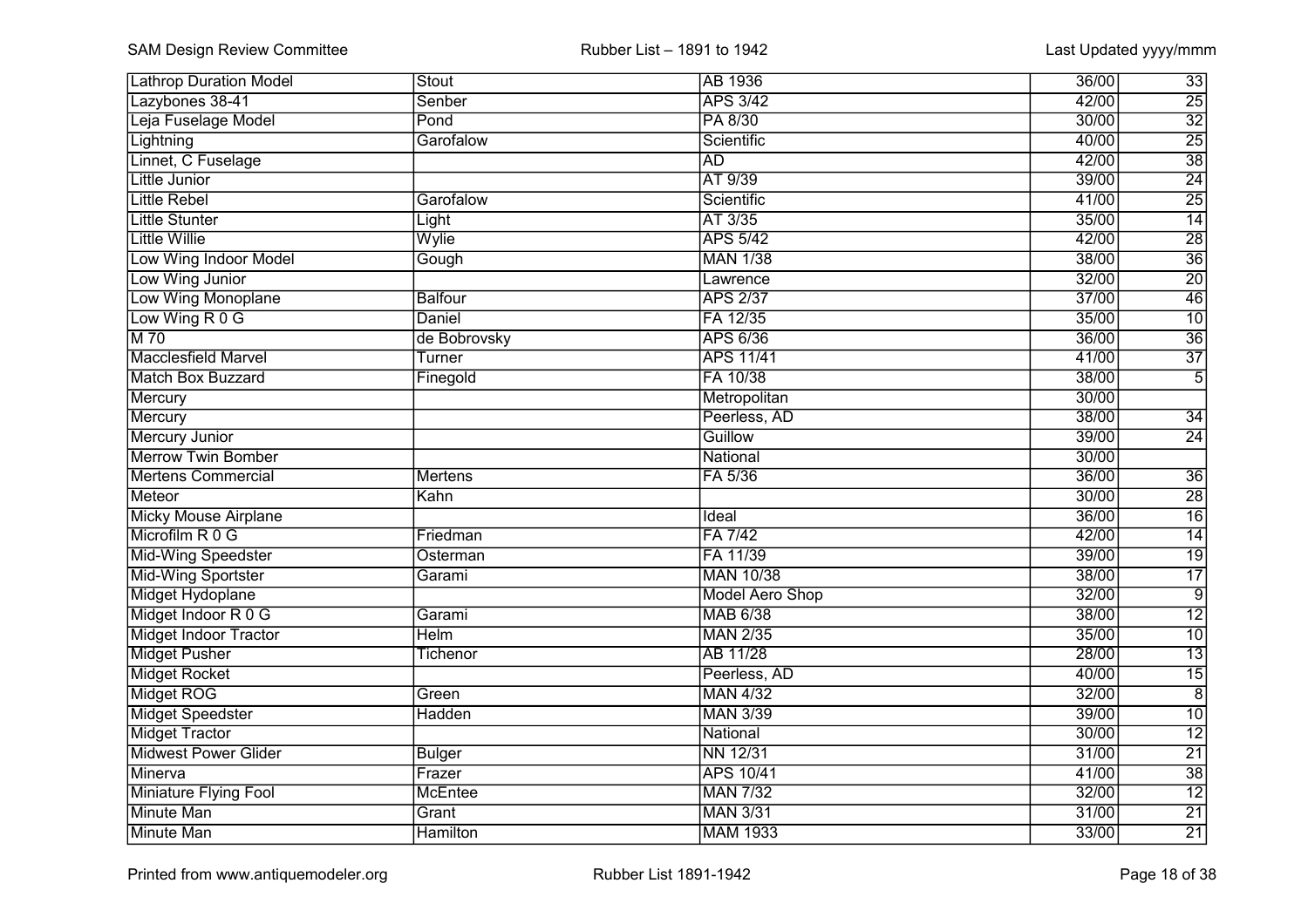| Lathrop Duration Model | Stout | AB 1936 | 36/00 | 33 |
|---|---|---|---|---|
| Lazybones 38-41 | Senber | APS 3/42 | 42/00 | 25 |
| Leja Fuselage Model | Pond | PA 8/30 | 30/00 | 32 |
| Lightning | Garofalow | Scientific | 40/00 | 25 |
| Linnet, C Fuselage | | AD | 42/00 | 38 |
| Little Junior | | AT 9/39 | 39/00 | 24 |
| Little Rebel | Garofalow | Scientific | 41/00 | 25 |
| Little Stunter | Light | AT 3/35 | 35/00 | 14 |
| Little Willie | Wylie | APS 5/42 | 42/00 | 28 |
| Low Wing Indoor Model | Gough | MAN 1/38 | 38/00 | 36 |
| Low Wing Junior | | Lawrence | 32/00 | 20 |
| Low Wing Monoplane | Balfour | APS 2/37 | 37/00 | 46 |
| Low Wing R 0 G | Daniel | FA 12/35 | 35/00 | 10 |
| M 70 | de Bobrovsky | APS 6/36 | 36/00 | 36 |
| Macclesfield Marvel | Turner | APS 11/41 | 41/00 | 37 |
| Match Box Buzzard | Finegold | FA 10/38 | 38/00 | 5 |
| Mercury | | Metropolitan | 30/00 | |
| Mercury | | Peerless, AD | 38/00 | 34 |
| Mercury Junior | | Guillow | 39/00 | 24 |
| Merrow Twin Bomber | | National | 30/00 | |
| Mertens Commercial | Mertens | FA 5/36 | 36/00 | 36 |
| Meteor | Kahn | | 30/00 | 28 |
| Micky Mouse Airplane | | Ideal | 36/00 | 16 |
| Microfilm R 0 G | Friedman | FA 7/42 | 42/00 | 14 |
| Mid-Wing Speedster | Osterman | FA 11/39 | 39/00 | 19 |
| Mid-Wing Sportster | Garami | MAN 10/38 | 38/00 | 17 |
| Midget Hydoplane | | Model Aero Shop | 32/00 | 9 |
| Midget Indoor R 0 G | Garami | MAB 6/38 | 38/00 | 12 |
| Midget Indoor Tractor | Helm | MAN 2/35 | 35/00 | 10 |
| Midget Pusher | Tichenor | AB 11/28 | 28/00 | 13 |
| Midget Rocket | | Peerless, AD | 40/00 | 15 |
| Midget ROG | Green | MAN 4/32 | 32/00 | 8 |
| Midget Speedster | Hadden | MAN 3/39 | 39/00 | 10 |
| Midget Tractor | | National | 30/00 | 12 |
| Midwest Power Glider | Bulger | NN 12/31 | 31/00 | 21 |
| Minerva | Frazer | APS 10/41 | 41/00 | 38 |
| Miniature Flying Fool | McEntee | MAN 7/32 | 32/00 | 12 |
| Minute Man | Grant | MAN 3/31 | 31/00 | 21 |
| Minute Man | Hamilton | MAM 1933 | 33/00 | 21 |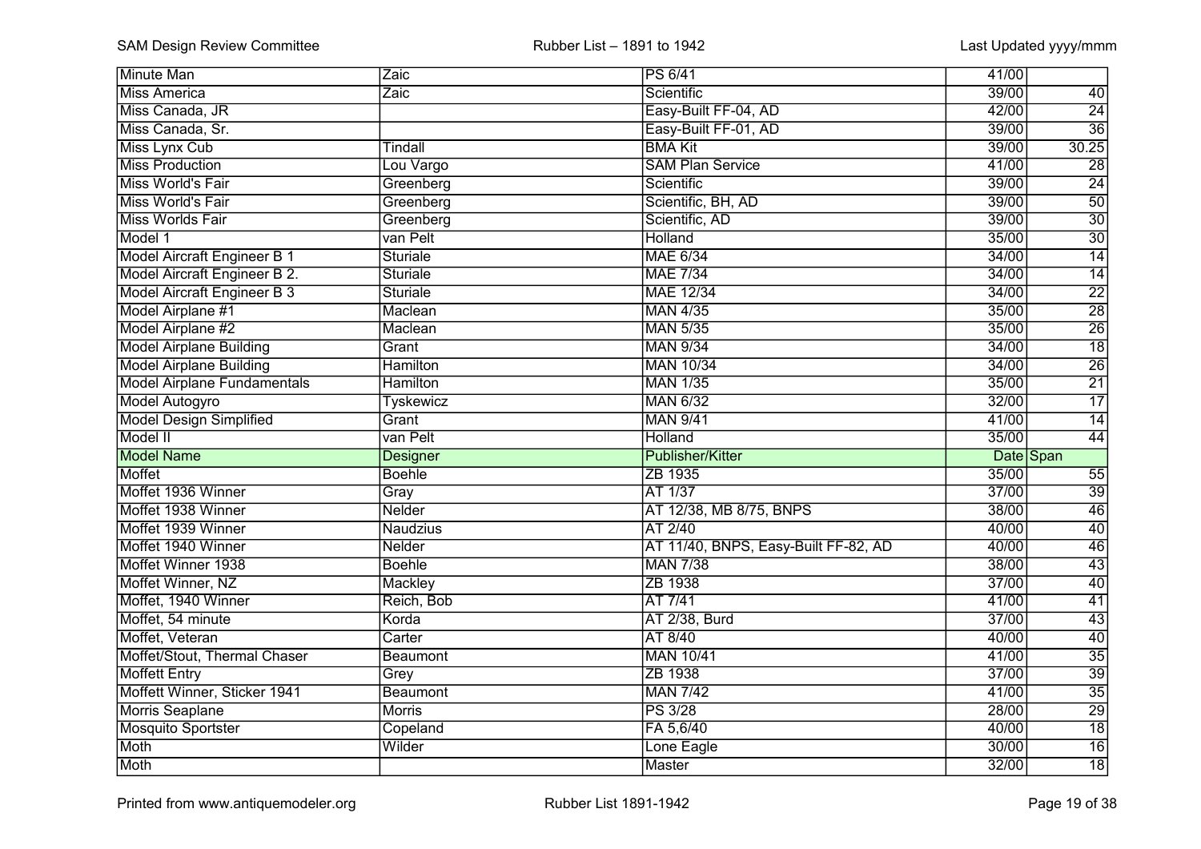| Minute Man | Zaic | PS 6/41 | 41/00 | |
|---|---|---|---|---|
| Miss America | Zaic | Scientific | 39/00 | 40 |
| Miss Canada, JR | | Easy-Built FF-04, AD | 42/00 | 24 |
| Miss Canada, Sr. | | Easy-Built FF-01, AD | 39/00 | 36 |
| Miss Lynx Cub | Tindall | BMA Kit | 39/00 | 30.25 |
| Miss Production | Lou Vargo | SAM Plan Service | 41/00 | 28 |
| Miss World's Fair | Greenberg | Scientific | 39/00 | 24 |
| Miss World's Fair | Greenberg | Scientific, BH, AD | 39/00 | 50 |
| Miss Worlds Fair | Greenberg | Scientific, AD | 39/00 | 30 |
| Model 1 | van Pelt | Holland | 35/00 | 30 |
| Model Aircraft Engineer B 1 | Sturiale | MAE 6/34 | 34/00 | 14 |
| Model Aircraft Engineer B 2. | Sturiale | MAE 7/34 | 34/00 | 14 |
| Model Aircraft Engineer B 3 | Sturiale | MAE 12/34 | 34/00 | 22 |
| Model Airplane #1 | Maclean | MAN 4/35 | 35/00 | 28 |
| Model Airplane #2 | Maclean | MAN 5/35 | 35/00 | 26 |
| Model Airplane Building | Grant | MAN 9/34 | 34/00 | 18 |
| Model Airplane Building | Hamilton | MAN 10/34 | 34/00 | 26 |
| Model Airplane Fundamentals | Hamilton | MAN 1/35 | 35/00 | 21 |
| Model Autogyro | Tyskewicz | MAN 6/32 | 32/00 | 17 |
| Model Design Simplified | Grant | MAN 9/41 | 41/00 | 14 |
| Model II | van Pelt | Holland | 35/00 | 44 |
| Model Name | Designer | Publisher/Kitter | Date | Span |
| Moffet | Boehle | ZB 1935 | 35/00 | 55 |
| Moffet 1936 Winner | Gray | AT 1/37 | 37/00 | 39 |
| Moffet 1938 Winner | Nelder | AT 12/38, MB 8/75, BNPS | 38/00 | 46 |
| Moffet 1939 Winner | Naudzius | AT 2/40 | 40/00 | 40 |
| Moffet 1940 Winner | Nelder | AT 11/40, BNPS, Easy-Built FF-82, AD | 40/00 | 46 |
| Moffet Winner 1938 | Boehle | MAN 7/38 | 38/00 | 43 |
| Moffet Winner, NZ | Mackley | ZB 1938 | 37/00 | 40 |
| Moffet, 1940 Winner | Reich, Bob | AT 7/41 | 41/00 | 41 |
| Moffet, 54 minute | Korda | AT 2/38, Burd | 37/00 | 43 |
| Moffet, Veteran | Carter | AT 8/40 | 40/00 | 40 |
| Moffet/Stout, Thermal Chaser | Beaumont | MAN 10/41 | 41/00 | 35 |
| Moffett Entry | Grey | ZB 1938 | 37/00 | 39 |
| Moffett Winner, Sticker 1941 | Beaumont | MAN 7/42 | 41/00 | 35 |
| Morris Seaplane | Morris | PS 3/28 | 28/00 | 29 |
| Mosquito Sportster | Copeland | FA 5,6/40 | 40/00 | 18 |
| Moth | Wilder | Lone Eagle | 30/00 | 16 |
| Moth | | Master | 32/00 | 18 |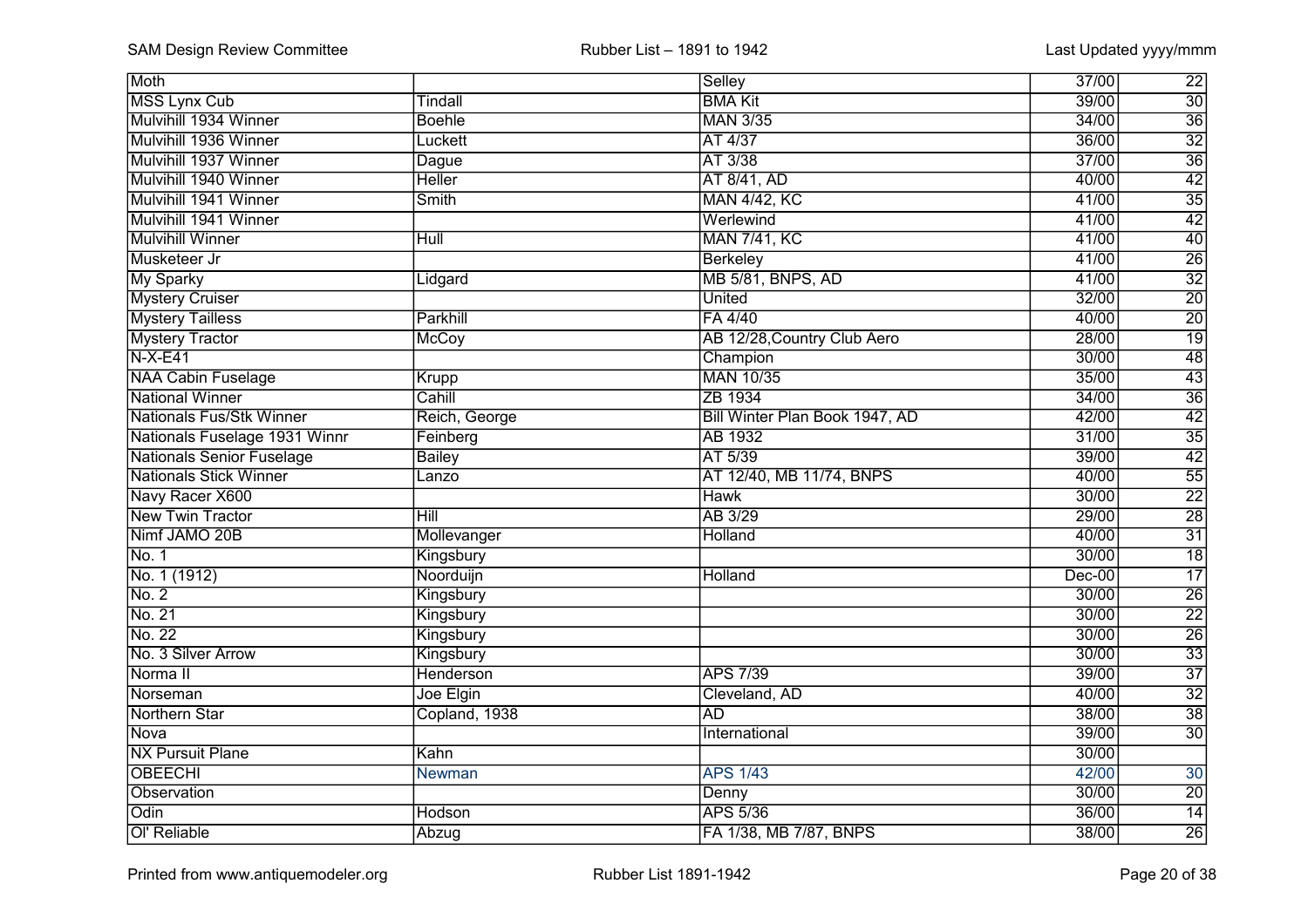| | | | | |
|---|---|---|---|---|
| Moth | | Selley | 37/00 | 22 |
| MSS Lynx Cub | Tindall | BMA Kit | 39/00 | 30 |
| Mulvihill 1934 Winner | Boehle | MAN 3/35 | 34/00 | 36 |
| Mulvihill 1936 Winner | Luckett | AT 4/37 | 36/00 | 32 |
| Mulvihill 1937 Winner | Dague | AT 3/38 | 37/00 | 36 |
| Mulvihill 1940 Winner | Heller | AT 8/41, AD | 40/00 | 42 |
| Mulvihill 1941 Winner | Smith | MAN 4/42, KC | 41/00 | 35 |
| Mulvihill 1941 Winner | | Werlewind | 41/00 | 42 |
| Mulvihill Winner | Hull | MAN 7/41, KC | 41/00 | 40 |
| Musketeer Jr | | Berkeley | 41/00 | 26 |
| My Sparky | Lidgard | MB 5/81, BNPS, AD | 41/00 | 32 |
| Mystery Cruiser | | United | 32/00 | 20 |
| Mystery Tailless | Parkhill | FA 4/40 | 40/00 | 20 |
| Mystery Tractor | McCoy | AB 12/28,Country Club Aero | 28/00 | 19 |
| N-X-E41 | | Champion | 30/00 | 48 |
| NAA Cabin Fuselage | Krupp | MAN 10/35 | 35/00 | 43 |
| National Winner | Cahill | ZB 1934 | 34/00 | 36 |
| Nationals Fus/Stk Winner | Reich, George | Bill Winter Plan Book 1947, AD | 42/00 | 42 |
| Nationals Fuselage 1931 Winnr | Feinberg | AB 1932 | 31/00 | 35 |
| Nationals Senior Fuselage | Bailey | AT 5/39 | 39/00 | 42 |
| Nationals Stick Winner | Lanzo | AT 12/40, MB 11/74, BNPS | 40/00 | 55 |
| Navy Racer X600 | | Hawk | 30/00 | 22 |
| New Twin Tractor | Hill | AB 3/29 | 29/00 | 28 |
| Nimf JAMO 20B | Mollevanger | Holland | 40/00 | 31 |
| No. 1 | Kingsbury | | 30/00 | 18 |
| No. 1 (1912) | Noorduijn | Holland | Dec-00 | 17 |
| No. 2 | Kingsbury | | 30/00 | 26 |
| No. 21 | Kingsbury | | 30/00 | 22 |
| No. 22 | Kingsbury | | 30/00 | 26 |
| No. 3 Silver Arrow | Kingsbury | | 30/00 | 33 |
| Norma II | Henderson | APS 7/39 | 39/00 | 37 |
| Norseman | Joe Elgin | Cleveland, AD | 40/00 | 32 |
| Northern Star | Copland, 1938 | AD | 38/00 | 38 |
| Nova | | International | 39/00 | 30 |
| NX Pursuit Plane | Kahn | | 30/00 | |
| OBEECHI | Newman | APS 1/43 | 42/00 | 30 |
| Observation | | Denny | 30/00 | 20 |
| Odin | Hodson | APS 5/36 | 36/00 | 14 |
| Ol' Reliable | Abzug | FA 1/38, MB 7/87, BNPS | 38/00 | 26 |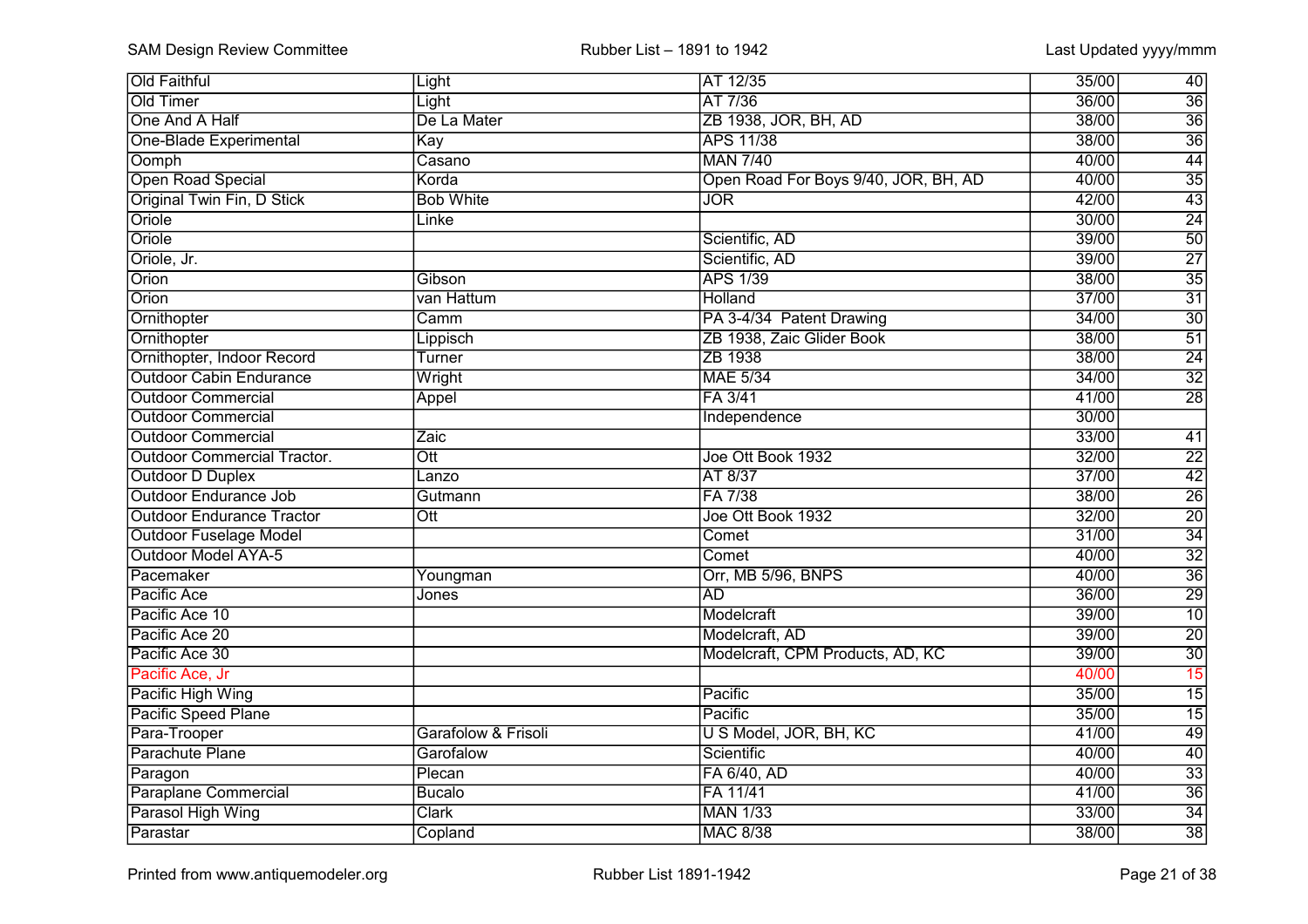| Old Faithful | Light | AT 12/35 | 35/00 | 40 |
|---|---|---|---|---|
| Old Timer | Light | AT 7/36 | 36/00 | 36 |
| One And A Half | De La Mater | ZB 1938, JOR, BH, AD | 38/00 | 36 |
| One-Blade Experimental | Kay | APS 11/38 | 38/00 | 36 |
| Oomph | Casano | MAN 7/40 | 40/00 | 44 |
| Open Road Special | Korda | Open Road For Boys 9/40, JOR, BH, AD | 40/00 | 35 |
| Original Twin Fin, D Stick | Bob White | JOR | 42/00 | 43 |
| Oriole | Linke | | 30/00 | 24 |
| Oriole | | Scientific, AD | 39/00 | 50 |
| Oriole, Jr. | | Scientific, AD | 39/00 | 27 |
| Orion | Gibson | APS 1/39 | 38/00 | 35 |
| Orion | van Hattum | Holland | 37/00 | 31 |
| Ornithopter | Camm | PA 3-4/34 Patent Drawing | 34/00 | 30 |
| Ornithopter | Lippisch | ZB 1938, Zaic Glider Book | 38/00 | 51 |
| Ornithopter, Indoor Record | Turner | ZB 1938 | 38/00 | 24 |
| Outdoor Cabin Endurance | Wright | MAE 5/34 | 34/00 | 32 |
| Outdoor Commercial | Appel | FA 3/41 | 41/00 | 28 |
| Outdoor Commercial | | Independence | 30/00 | |
| Outdoor Commercial | Zaic | | 33/00 | 41 |
| Outdoor Commercial Tractor. | Ott | Joe Ott Book 1932 | 32/00 | 22 |
| Outdoor D Duplex | Lanzo | AT 8/37 | 37/00 | 42 |
| Outdoor Endurance Job | Gutmann | FA 7/38 | 38/00 | 26 |
| Outdoor Endurance Tractor | Ott | Joe Ott Book 1932 | 32/00 | 20 |
| Outdoor Fuselage Model | | Comet | 31/00 | 34 |
| Outdoor Model AYA-5 | | Comet | 40/00 | 32 |
| Pacemaker | Youngman | Orr, MB 5/96, BNPS | 40/00 | 36 |
| Pacific Ace | Jones | AD | 36/00 | 29 |
| Pacific Ace 10 | | Modelcraft | 39/00 | 10 |
| Pacific Ace 20 | | Modelcraft, AD | 39/00 | 20 |
| Pacific Ace 30 | | Modelcraft, CPM Products, AD, KC | 39/00 | 30 |
| Pacific Ace, Jr | | | 40/00 | 15 |
| Pacific High Wing | | Pacific | 35/00 | 15 |
| Pacific Speed Plane | | Pacific | 35/00 | 15 |
| Para-Trooper | Garafolow & Frisoli | U S Model, JOR, BH, KC | 41/00 | 49 |
| Parachute Plane | Garofalow | Scientific | 40/00 | 40 |
| Paragon | Plecan | FA 6/40, AD | 40/00 | 33 |
| Paraplane Commercial | Bucalo | FA 11/41 | 41/00 | 36 |
| Parasol High Wing | Clark | MAN 1/33 | 33/00 | 34 |
| Parastar | Copland | MAC 8/38 | 38/00 | 38 |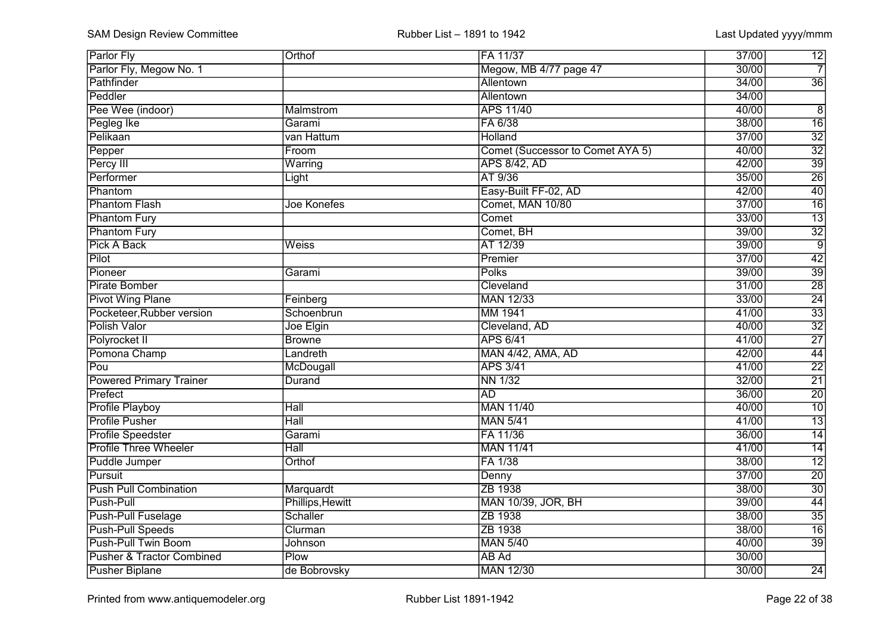| | | | | |
|---|---|---|---|---|
| Parlor Fly | Orthof | FA 11/37 | 37/00 | 12 |
| Parlor Fly, Megow No. 1 | | Megow, MB 4/77 page 47 | 30/00 | 7 |
| Pathfinder | | Allentown | 34/00 | 36 |
| Peddler | | Allentown | 34/00 | |
| Pee Wee (indoor) | Malmstrom | APS 11/40 | 40/00 | 8 |
| Pegleg Ike | Garami | FA 6/38 | 38/00 | 16 |
| Pelikaan | van Hattum | Holland | 37/00 | 32 |
| Pepper | Froom | Comet (Successor to Comet AYA 5) | 40/00 | 32 |
| Percy III | Warring | APS 8/42, AD | 42/00 | 39 |
| Performer | Light | AT 9/36 | 35/00 | 26 |
| Phantom | | Easy-Built FF-02, AD | 42/00 | 40 |
| Phantom Flash | Joe Konefes | Comet, MAN 10/80 | 37/00 | 16 |
| Phantom Fury | | Comet | 33/00 | 13 |
| Phantom Fury | | Comet, BH | 39/00 | 32 |
| Pick A Back | Weiss | AT 12/39 | 39/00 | 9 |
| Pilot | | Premier | 37/00 | 42 |
| Pioneer | Garami | Polks | 39/00 | 39 |
| Pirate Bomber | | Cleveland | 31/00 | 28 |
| Pivot Wing Plane | Feinberg | MAN 12/33 | 33/00 | 24 |
| Pocketeer,Rubber version | Schoenbrun | MM 1941 | 41/00 | 33 |
| Polish Valor | Joe Elgin | Cleveland, AD | 40/00 | 32 |
| Polyrocket II | Browne | APS 6/41 | 41/00 | 27 |
| Pomona Champ | Landreth | MAN 4/42, AMA, AD | 42/00 | 44 |
| Pou | McDougall | APS 3/41 | 41/00 | 22 |
| Powered Primary Trainer | Durand | NN 1/32 | 32/00 | 21 |
| Prefect | | AD | 36/00 | 20 |
| Profile Playboy | Hall | MAN 11/40 | 40/00 | 10 |
| Profile Pusher | Hall | MAN 5/41 | 41/00 | 13 |
| Profile Speedster | Garami | FA 11/36 | 36/00 | 14 |
| Profile Three Wheeler | Hall | MAN 11/41 | 41/00 | 14 |
| Puddle Jumper | Orthof | FA 1/38 | 38/00 | 12 |
| Pursuit | | Denny | 37/00 | 20 |
| Push Pull Combination | Marquardt | ZB 1938 | 38/00 | 30 |
| Push-Pull | Phillips,Hewitt | MAN 10/39, JOR, BH | 39/00 | 44 |
| Push-Pull Fuselage | Schaller | ZB 1938 | 38/00 | 35 |
| Push-Pull Speeds | Clurman | ZB 1938 | 38/00 | 16 |
| Push-Pull Twin Boom | Johnson | MAN 5/40 | 40/00 | 39 |
| Pusher & Tractor Combined | Plow | AB Ad | 30/00 | |
| Pusher Biplane | de Bobrovsky | MAN 12/30 | 30/00 | 24 |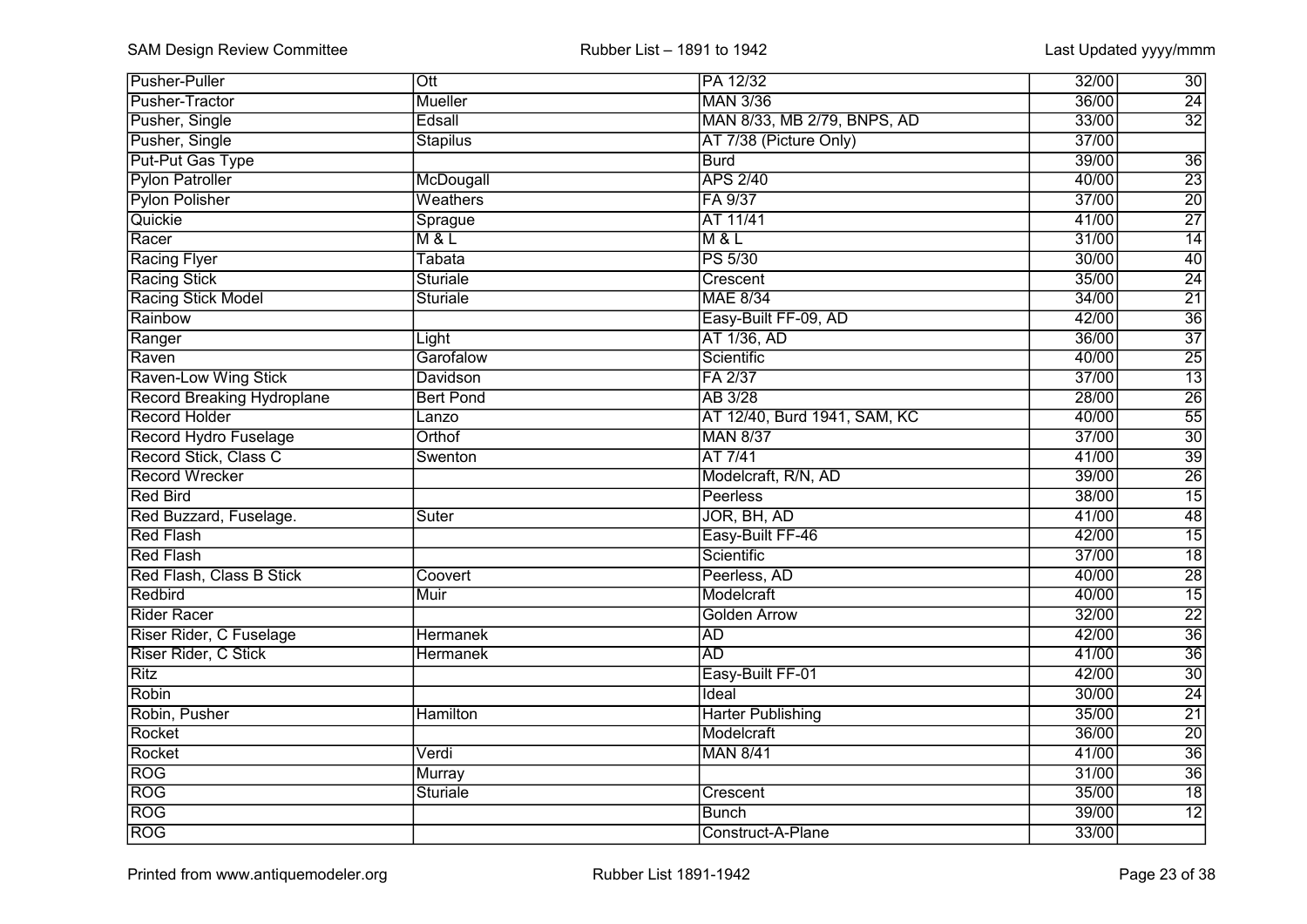| Pusher-Puller | Ott | PA 12/32 | 32/00 | 30 |
|---|---|---|---|---|
| Pusher-Tractor | Mueller | MAN 3/36 | 36/00 | 24 |
| Pusher, Single | Edsall | MAN 8/33, MB 2/79, BNPS, AD | 33/00 | 32 |
| Pusher, Single | Stapilus | AT 7/38 (Picture Only) | 37/00 | |
| Put-Put Gas Type | | Burd | 39/00 | 36 |
| Pylon Patroller | McDougall | APS 2/40 | 40/00 | 23 |
| Pylon Polisher | Weathers | FA 9/37 | 37/00 | 20 |
| Quickie | Sprague | AT 11/41 | 41/00 | 27 |
| Racer | M & L | M & L | 31/00 | 14 |
| Racing Flyer | Tabata | PS 5/30 | 30/00 | 40 |
| Racing Stick | Sturiale | Crescent | 35/00 | 24 |
| Racing Stick Model | Sturiale | MAE 8/34 | 34/00 | 21 |
| Rainbow | | Easy-Built FF-09, AD | 42/00 | 36 |
| Ranger | Light | AT 1/36, AD | 36/00 | 37 |
| Raven | Garofalow | Scientific | 40/00 | 25 |
| Raven-Low Wing Stick | Davidson | FA 2/37 | 37/00 | 13 |
| Record Breaking Hydroplane | Bert Pond | AB 3/28 | 28/00 | 26 |
| Record Holder | Lanzo | AT 12/40, Burd 1941, SAM, KC | 40/00 | 55 |
| Record Hydro Fuselage | Orthof | MAN 8/37 | 37/00 | 30 |
| Record Stick, Class C | Swenton | AT 7/41 | 41/00 | 39 |
| Record Wrecker | | Modelcraft, R/N, AD | 39/00 | 26 |
| Red Bird | | Peerless | 38/00 | 15 |
| Red Buzzard, Fuselage. | Suter | JOR, BH, AD | 41/00 | 48 |
| Red Flash | | Easy-Built FF-46 | 42/00 | 15 |
| Red Flash | | Scientific | 37/00 | 18 |
| Red Flash, Class B Stick | Coovert | Peerless, AD | 40/00 | 28 |
| Redbird | Muir | Modelcraft | 40/00 | 15 |
| Rider Racer | | Golden Arrow | 32/00 | 22 |
| Riser Rider, C Fuselage | Hermanek | AD | 42/00 | 36 |
| Riser Rider, C Stick | Hermanek | AD | 41/00 | 36 |
| Ritz | | Easy-Built FF-01 | 42/00 | 30 |
| Robin | | Ideal | 30/00 | 24 |
| Robin, Pusher | Hamilton | Harter Publishing | 35/00 | 21 |
| Rocket | | Modelcraft | 36/00 | 20 |
| Rocket | Verdi | MAN 8/41 | 41/00 | 36 |
| ROG | Murray | | 31/00 | 36 |
| ROG | Sturiale | Crescent | 35/00 | 18 |
| ROG | | Bunch | 39/00 | 12 |
| ROG | | Construct-A-Plane | 33/00 | |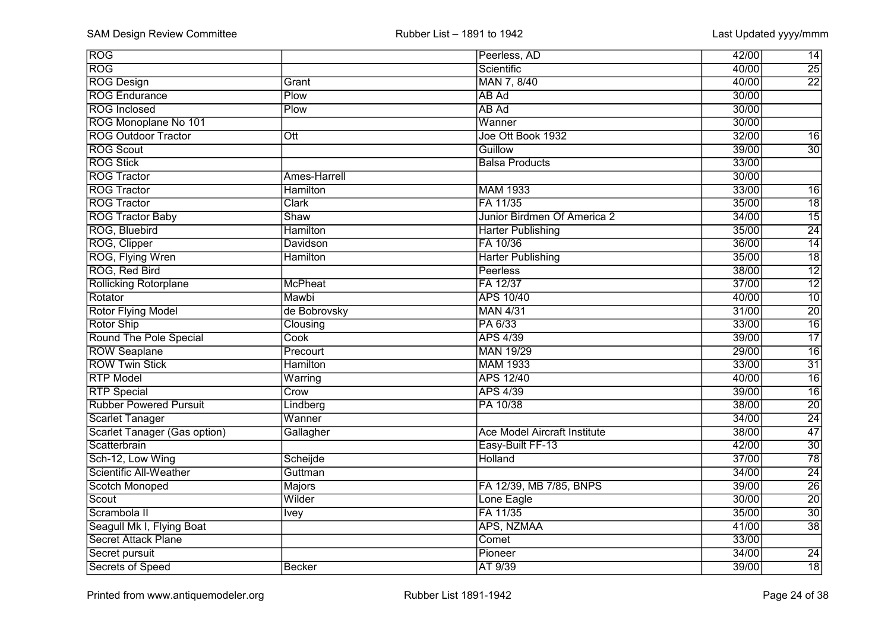| | | | | |
|---|---|---|---|---|
| ROG | | Peerless, AD | 42/00 | 14 |
| ROG | | Scientific | 40/00 | 25 |
| ROG Design | Grant | MAN 7, 8/40 | 40/00 | 22 |
| ROG Endurance | Plow | AB Ad | 30/00 | |
| ROG Inclosed | Plow | AB Ad | 30/00 | |
| ROG Monoplane No 101 | | Wanner | 30/00 | |
| ROG Outdoor Tractor | Ott | Joe Ott Book 1932 | 32/00 | 16 |
| ROG Scout | | Guillow | 39/00 | 30 |
| ROG Stick | | Balsa Products | 33/00 | |
| ROG Tractor | Ames-Harrell | | 30/00 | |
| ROG Tractor | Hamilton | MAM 1933 | 33/00 | 16 |
| ROG Tractor | Clark | FA 11/35 | 35/00 | 18 |
| ROG Tractor Baby | Shaw | Junior Birdmen Of America 2 | 34/00 | 15 |
| ROG, Bluebird | Hamilton | Harter Publishing | 35/00 | 24 |
| ROG, Clipper | Davidson | FA 10/36 | 36/00 | 14 |
| ROG, Flying Wren | Hamilton | Harter Publishing | 35/00 | 18 |
| ROG, Red Bird | | Peerless | 38/00 | 12 |
| Rollicking Rotorplane | McPheat | FA 12/37 | 37/00 | 12 |
| Rotator | Mawbi | APS 10/40 | 40/00 | 10 |
| Rotor Flying Model | de Bobrovsky | MAN 4/31 | 31/00 | 20 |
| Rotor Ship | Clousing | PA 6/33 | 33/00 | 16 |
| Round The Pole Special | Cook | APS 4/39 | 39/00 | 17 |
| ROW Seaplane | Precourt | MAN 19/29 | 29/00 | 16 |
| ROW Twin Stick | Hamilton | MAM 1933 | 33/00 | 31 |
| RTP Model | Warring | APS 12/40 | 40/00 | 16 |
| RTP Special | Crow | APS 4/39 | 39/00 | 16 |
| Rubber Powered Pursuit | Lindberg | PA 10/38 | 38/00 | 20 |
| Scarlet Tanager | Wanner | | 34/00 | 24 |
| Scarlet Tanager (Gas option) | Gallagher | Ace Model Aircraft Institute | 38/00 | 47 |
| Scatterbrain | | Easy-Built FF-13 | 42/00 | 30 |
| Sch-12, Low Wing | Scheijde | Holland | 37/00 | 78 |
| Scientific All-Weather | Guttman | | 34/00 | 24 |
| Scotch Monoped | Majors | FA 12/39, MB 7/85, BNPS | 39/00 | 26 |
| Scout | Wilder | Lone Eagle | 30/00 | 20 |
| Scrambola II | Ivey | FA 11/35 | 35/00 | 30 |
| Seagull Mk I, Flying Boat | | APS, NZMAA | 41/00 | 38 |
| Secret Attack Plane | | Comet | 33/00 | |
| Secret pursuit | | Pioneer | 34/00 | 24 |
| Secrets of Speed | Becker | AT 9/39 | 39/00 | 18 |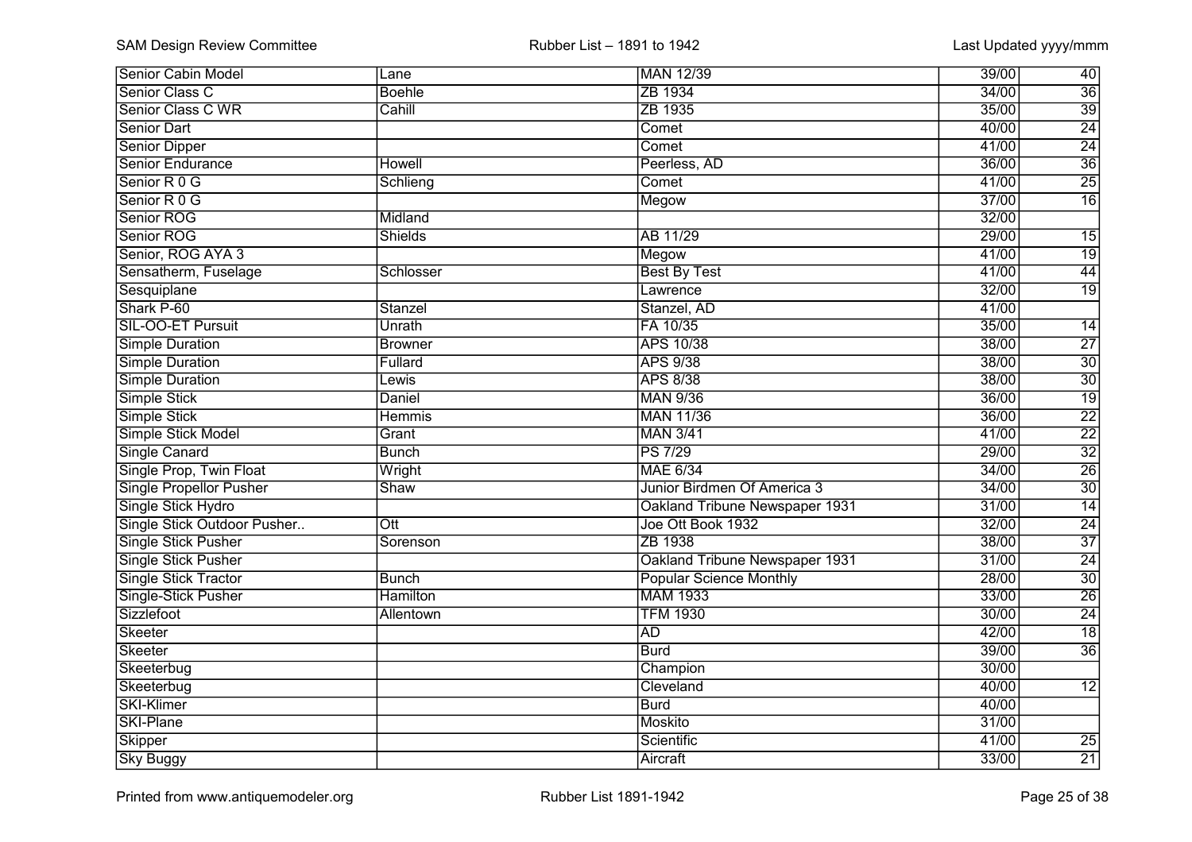| Senior Cabin Model | Lane | MAN 12/39 | 39/00 | 40 |
|---|---|---|---|---|
| Senior Class C | Boehle | ZB 1934 | 34/00 | 36 |
| Senior Class C WR | Cahill | ZB 1935 | 35/00 | 39 |
| Senior Dart | | Comet | 40/00 | 24 |
| Senior Dipper | | Comet | 41/00 | 24 |
| Senior Endurance | Howell | Peerless, AD | 36/00 | 36 |
| Senior R 0 G | Schlieng | Comet | 41/00 | 25 |
| Senior R 0 G | | Megow | 37/00 | 16 |
| Senior ROG | Midland | | 32/00 | |
| Senior ROG | Shields | AB 11/29 | 29/00 | 15 |
| Senior, ROG AYA 3 | | Megow | 41/00 | 19 |
| Sensatherm, Fuselage | Schlosser | Best By Test | 41/00 | 44 |
| Sesquiplane | | Lawrence | 32/00 | 19 |
| Shark P-60 | Stanzel | Stanzel, AD | 41/00 | |
| SIL-OO-ET Pursuit | Unrath | FA 10/35 | 35/00 | 14 |
| Simple Duration | Browner | APS 10/38 | 38/00 | 27 |
| Simple Duration | Fullard | APS 9/38 | 38/00 | 30 |
| Simple Duration | Lewis | APS 8/38 | 38/00 | 30 |
| Simple Stick | Daniel | MAN 9/36 | 36/00 | 19 |
| Simple Stick | Hemmis | MAN 11/36 | 36/00 | 22 |
| Simple Stick Model | Grant | MAN 3/41 | 41/00 | 22 |
| Single Canard | Bunch | PS 7/29 | 29/00 | 32 |
| Single Prop, Twin Float | Wright | MAE 6/34 | 34/00 | 26 |
| Single Propellor Pusher | Shaw | Junior Birdmen Of America 3 | 34/00 | 30 |
| Single Stick Hydro | | Oakland Tribune Newspaper 1931 | 31/00 | 14 |
| Single Stick Outdoor Pusher.. | Ott | Joe Ott Book 1932 | 32/00 | 24 |
| Single Stick Pusher | Sorenson | ZB 1938 | 38/00 | 37 |
| Single Stick Pusher | | Oakland Tribune Newspaper 1931 | 31/00 | 24 |
| Single Stick Tractor | Bunch | Popular Science Monthly | 28/00 | 30 |
| Single-Stick Pusher | Hamilton | MAM 1933 | 33/00 | 26 |
| Sizzlefoot | Allentown | TFM 1930 | 30/00 | 24 |
| Skeeter | | AD | 42/00 | 18 |
| Skeeter | | Burd | 39/00 | 36 |
| Skeeterbug | | Champion | 30/00 | |
| Skeeterbug | | Cleveland | 40/00 | 12 |
| SKI-Klimer | | Burd | 40/00 | |
| SKI-Plane | | Moskito | 31/00 | |
| Skipper | | Scientific | 41/00 | 25 |
| Sky Buggy | | Aircraft | 33/00 | 21 |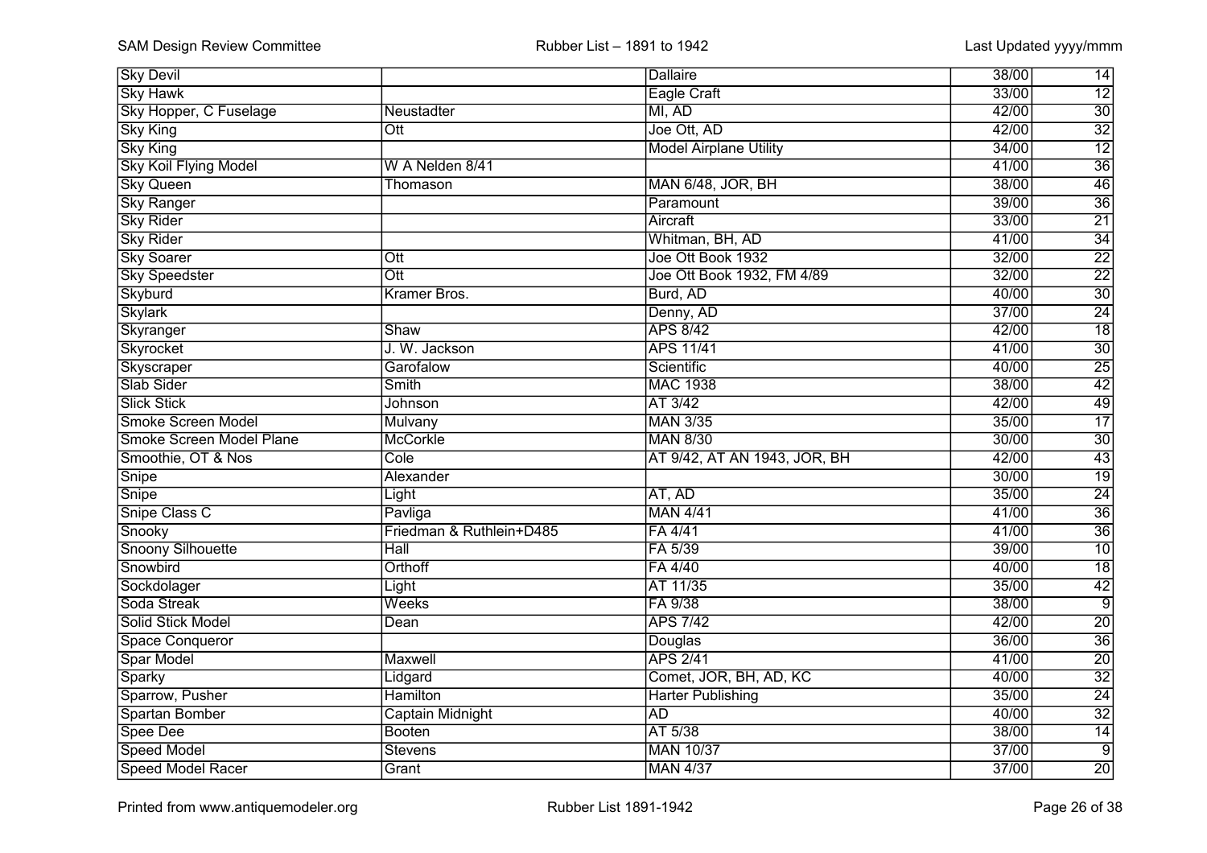| | | | | |
|---|---|---|---|---|
| Sky Devil | | Dallaire | 38/00 | 14 |
| Sky Hawk | | Eagle Craft | 33/00 | 12 |
| Sky Hopper, C Fuselage | Neustadter | MI, AD | 42/00 | 30 |
| Sky King | Ott | Joe Ott, AD | 42/00 | 32 |
| Sky King | | Model Airplane Utility | 34/00 | 12 |
| Sky Koil Flying Model | W A Nelden 8/41 | | 41/00 | 36 |
| Sky Queen | Thomason | MAN 6/48, JOR, BH | 38/00 | 46 |
| Sky Ranger | | Paramount | 39/00 | 36 |
| Sky Rider | | Aircraft | 33/00 | 21 |
| Sky Rider | | Whitman, BH, AD | 41/00 | 34 |
| Sky Soarer | Ott | Joe Ott Book 1932 | 32/00 | 22 |
| Sky Speedster | Ott | Joe Ott Book 1932, FM 4/89 | 32/00 | 22 |
| Skyburd | Kramer Bros. | Burd, AD | 40/00 | 30 |
| Skylark | | Denny, AD | 37/00 | 24 |
| Skyranger | Shaw | APS 8/42 | 42/00 | 18 |
| Skyrocket | J. W. Jackson | APS 11/41 | 41/00 | 30 |
| Skyscraper | Garofalow | Scientific | 40/00 | 25 |
| Slab Sider | Smith | MAC 1938 | 38/00 | 42 |
| Slick Stick | Johnson | AT 3/42 | 42/00 | 49 |
| Smoke Screen Model | Mulvany | MAN 3/35 | 35/00 | 17 |
| Smoke Screen Model Plane | McCorkle | MAN 8/30 | 30/00 | 30 |
| Smoothie, OT & Nos | Cole | AT 9/42, AT AN 1943, JOR, BH | 42/00 | 43 |
| Snipe | Alexander | | 30/00 | 19 |
| Snipe | Light | AT, AD | 35/00 | 24 |
| Snipe Class C | Pavliga | MAN 4/41 | 41/00 | 36 |
| Snooky | Friedman & Ruthlein+D485 | FA 4/41 | 41/00 | 36 |
| Snoony Silhouette | Hall | FA 5/39 | 39/00 | 10 |
| Snowbird | Orthoff | FA 4/40 | 40/00 | 18 |
| Sockdolager | Light | AT 11/35 | 35/00 | 42 |
| Soda Streak | Weeks | FA 9/38 | 38/00 | 9 |
| Solid Stick Model | Dean | APS 7/42 | 42/00 | 20 |
| Space Conqueror | | Douglas | 36/00 | 36 |
| Spar Model | Maxwell | APS 2/41 | 41/00 | 20 |
| Sparky | Lidgard | Comet, JOR, BH, AD, KC | 40/00 | 32 |
| Sparrow, Pusher | Hamilton | Harter Publishing | 35/00 | 24 |
| Spartan Bomber | Captain Midnight | AD | 40/00 | 32 |
| Spee Dee | Booten | AT 5/38 | 38/00 | 14 |
| Speed Model | Stevens | MAN 10/37 | 37/00 | 9 |
| Speed Model Racer | Grant | MAN 4/37 | 37/00 | 20 |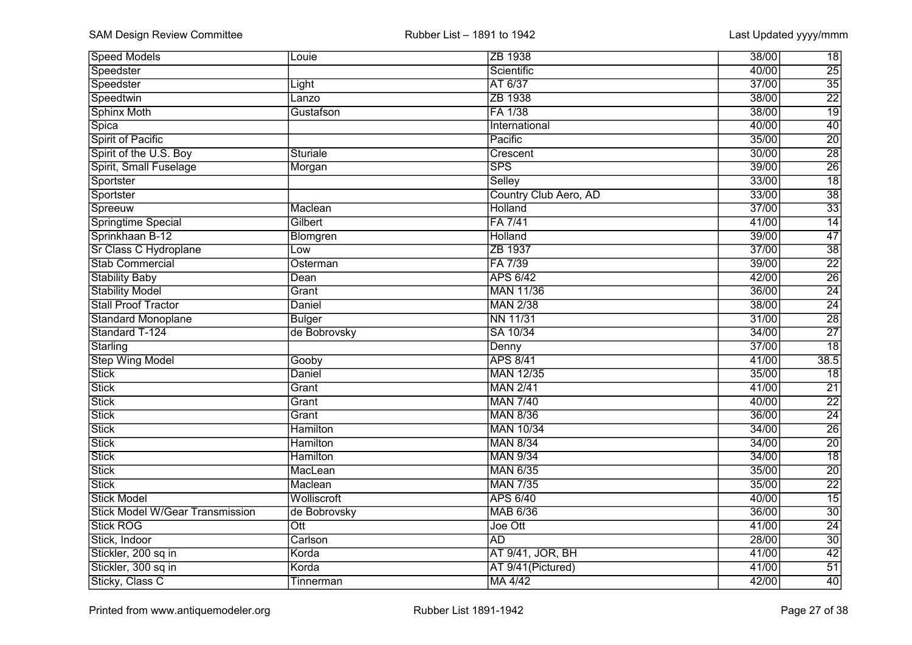| Speed Models | Louie | ZB 1938 | 38/00 | 18 |
|---|---|---|---|---|
| Speedster | | Scientific | 40/00 | 25 |
| Speedster | Light | AT 6/37 | 37/00 | 35 |
| Speedtwin | Lanzo | ZB 1938 | 38/00 | 22 |
| Sphinx Moth | Gustafson | FA 1/38 | 38/00 | 19 |
| Spica | | International | 40/00 | 40 |
| Spirit of Pacific | | Pacific | 35/00 | 20 |
| Spirit of the U.S. Boy | Sturiale | Crescent | 30/00 | 28 |
| Spirit, Small Fuselage | Morgan | SPS | 39/00 | 26 |
| Sportster | | Selley | 33/00 | 18 |
| Sportster | | Country Club Aero, AD | 33/00 | 38 |
| Spreeuw | Maclean | Holland | 37/00 | 33 |
| Springtime Special | Gilbert | FA 7/41 | 41/00 | 14 |
| Sprinkhaan B-12 | Blomgren | Holland | 39/00 | 47 |
| Sr Class C Hydroplane | Low | ZB 1937 | 37/00 | 38 |
| Stab Commercial | Osterman | FA 7/39 | 39/00 | 22 |
| Stability Baby | Dean | APS 6/42 | 42/00 | 26 |
| Stability Model | Grant | MAN 11/36 | 36/00 | 24 |
| Stall Proof Tractor | Daniel | MAN 2/38 | 38/00 | 24 |
| Standard Monoplane | Bulger | NN 11/31 | 31/00 | 28 |
| Standard T-124 | de Bobrovsky | SA 10/34 | 34/00 | 27 |
| Starling | | Denny | 37/00 | 18 |
| Step Wing Model | Gooby | APS 8/41 | 41/00 | 38.5 |
| Stick | Daniel | MAN 12/35 | 35/00 | 18 |
| Stick | Grant | MAN 2/41 | 41/00 | 21 |
| Stick | Grant | MAN 7/40 | 40/00 | 22 |
| Stick | Grant | MAN 8/36 | 36/00 | 24 |
| Stick | Hamilton | MAN 10/34 | 34/00 | 26 |
| Stick | Hamilton | MAN 8/34 | 34/00 | 20 |
| Stick | Hamilton | MAN 9/34 | 34/00 | 18 |
| Stick | MacLean | MAN 6/35 | 35/00 | 20 |
| Stick | Maclean | MAN 7/35 | 35/00 | 22 |
| Stick Model | Wolliscroft | APS 6/40 | 40/00 | 15 |
| Stick Model W/Gear Transmission | de Bobrovsky | MAB 6/36 | 36/00 | 30 |
| Stick ROG | Ott | Joe Ott | 41/00 | 24 |
| Stick, Indoor | Carlson | AD | 28/00 | 30 |
| Stickler, 200 sq in | Korda | AT 9/41, JOR, BH | 41/00 | 42 |
| Stickler, 300 sq in | Korda | AT 9/41(Pictured) | 41/00 | 51 |
| Sticky, Class C | Tinnerman | MA 4/42 | 42/00 | 40 |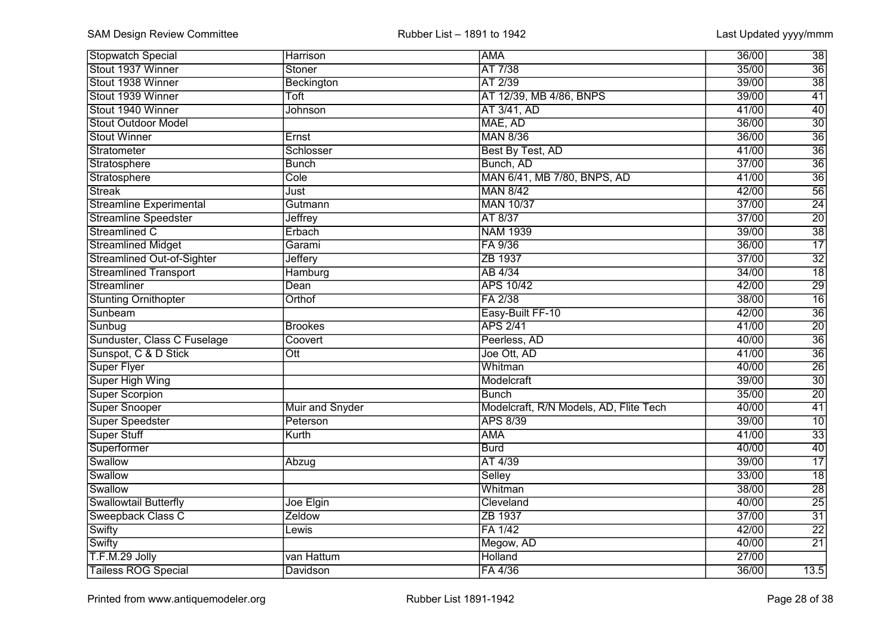| Stopwatch Special | Harrison | AMA | 36/00 | 38 |
|---|---|---|---|---|
| Stout 1937 Winner | Stoner | AT 7/38 | 35/00 | 36 |
| Stout 1938 Winner | Beckington | AT 2/39 | 39/00 | 38 |
| Stout 1939 Winner | Toft | AT 12/39, MB 4/86, BNPS | 39/00 | 41 |
| Stout 1940 Winner | Johnson | AT 3/41, AD | 41/00 | 40 |
| Stout Outdoor Model | | MAE, AD | 36/00 | 30 |
| Stout Winner | Ernst | MAN 8/36 | 36/00 | 36 |
| Stratometer | Schlosser | Best By Test, AD | 41/00 | 36 |
| Stratosphere | Bunch | Bunch, AD | 37/00 | 36 |
| Stratosphere | Cole | MAN 6/41, MB 7/80, BNPS, AD | 41/00 | 36 |
| Streak | Just | MAN 8/42 | 42/00 | 56 |
| Streamline Experimental | Gutmann | MAN 10/37 | 37/00 | 24 |
| Streamline Speedster | Jeffrey | AT 8/37 | 37/00 | 20 |
| Streamlined C | Erbach | NAM 1939 | 39/00 | 38 |
| Streamlined Midget | Garami | FA 9/36 | 36/00 | 17 |
| Streamlined Out-of-Sighter | Jeffery | ZB 1937 | 37/00 | 32 |
| Streamlined Transport | Hamburg | AB 4/34 | 34/00 | 18 |
| Streamliner | Dean | APS 10/42 | 42/00 | 29 |
| Stunting Ornithopter | Orthof | FA 2/38 | 38/00 | 16 |
| Sunbeam | | Easy-Built FF-10 | 42/00 | 36 |
| Sunbug | Brookes | APS 2/41 | 41/00 | 20 |
| Sunduster, Class C Fuselage | Coovert | Peerless, AD | 40/00 | 36 |
| Sunspot, C & D Stick | Ott | Joe Ott, AD | 41/00 | 36 |
| Super Flyer | | Whitman | 40/00 | 26 |
| Super High Wing | | Modelcraft | 39/00 | 30 |
| Super Scorpion | | Bunch | 35/00 | 20 |
| Super Snooper | Muir and Snyder | Modelcraft, R/N Models, AD, Flite Tech | 40/00 | 41 |
| Super Speedster | Peterson | APS 8/39 | 39/00 | 10 |
| Super Stuff | Kurth | AMA | 41/00 | 33 |
| Superformer | | Burd | 40/00 | 40 |
| Swallow | Abzug | AT 4/39 | 39/00 | 17 |
| Swallow | | Selley | 33/00 | 18 |
| Swallow | | Whitman | 38/00 | 28 |
| Swallowtail Butterfly | Joe Elgin | Cleveland | 40/00 | 25 |
| Sweepback Class C | Zeldow | ZB 1937 | 37/00 | 31 |
| Swifty | Lewis | FA 1/42 | 42/00 | 22 |
| Swifty | | Megow, AD | 40/00 | 21 |
| T.F.M.29 Jolly | van Hattum | Holland | 27/00 | |
| Tailess ROG Special | Davidson | FA 4/36 | 36/00 | 13.5 |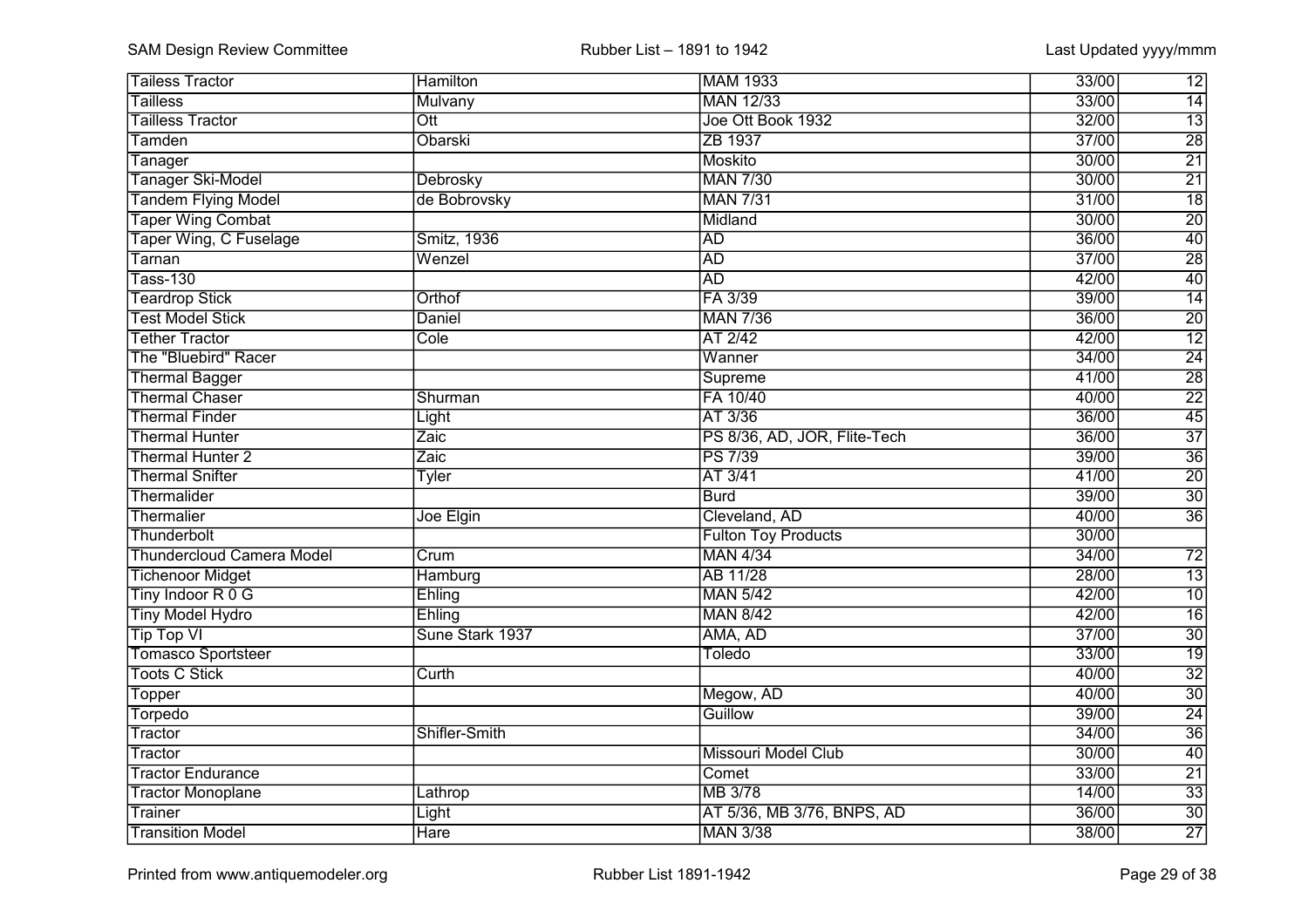| Tailless Tractor | Hamilton | MAM 1933 | 33/00 | 12 |
|---|---|---|---|---|
| Tailless | Mulvany | MAN 12/33 | 33/00 | 14 |
| Tailless Tractor | Ott | Joe Ott Book 1932 | 32/00 | 13 |
| Tamden | Obarski | ZB 1937 | 37/00 | 28 |
| Tanager | | Moskito | 30/00 | 21 |
| Tanager Ski-Model | Debrosky | MAN 7/30 | 30/00 | 21 |
| Tandem Flying Model | de Bobrovsky | MAN 7/31 | 31/00 | 18 |
| Taper Wing Combat | | Midland | 30/00 | 20 |
| Taper Wing, C Fuselage | Smitz, 1936 | AD | 36/00 | 40 |
| Tarnan | Wenzel | AD | 37/00 | 28 |
| Tass-130 | | AD | 42/00 | 40 |
| Teardrop Stick | Orthof | FA 3/39 | 39/00 | 14 |
| Test Model Stick | Daniel | MAN 7/36 | 36/00 | 20 |
| Tether Tractor | Cole | AT 2/42 | 42/00 | 12 |
| The "Bluebird" Racer | | Wanner | 34/00 | 24 |
| Thermal Bagger | | Supreme | 41/00 | 28 |
| Thermal Chaser | Shurman | FA 10/40 | 40/00 | 22 |
| Thermal Finder | Light | AT 3/36 | 36/00 | 45 |
| Thermal Hunter | Zaic | PS 8/36, AD, JOR, Flite-Tech | 36/00 | 37 |
| Thermal Hunter 2 | Zaic | PS 7/39 | 39/00 | 36 |
| Thermal Snifter | Tyler | AT 3/41 | 41/00 | 20 |
| Thermalider | | Burd | 39/00 | 30 |
| Thermalier | Joe Elgin | Cleveland, AD | 40/00 | 36 |
| Thunderbolt | | Fulton Toy Products | 30/00 | |
| Thundercloud Camera Model | Crum | MAN 4/34 | 34/00 | 72 |
| Tichenoor Midget | Hamburg | AB 11/28 | 28/00 | 13 |
| Tiny Indoor R 0 G | Ehling | MAN 5/42 | 42/00 | 10 |
| Tiny Model Hydro | Ehling | MAN 8/42 | 42/00 | 16 |
| Tip Top VI | Sune Stark 1937 | AMA, AD | 37/00 | 30 |
| Tomasco Sportsteer | | Toledo | 33/00 | 19 |
| Toots C Stick | Curth | | 40/00 | 32 |
| Topper | | Megow, AD | 40/00 | 30 |
| Torpedo | | Guillow | 39/00 | 24 |
| Tractor | Shifler-Smith | | 34/00 | 36 |
| Tractor | | Missouri Model Club | 30/00 | 40 |
| Tractor Endurance | | Comet | 33/00 | 21 |
| Tractor Monoplane | Lathrop | MB 3/78 | 14/00 | 33 |
| Trainer | Light | AT 5/36, MB 3/76, BNPS, AD | 36/00 | 30 |
| Transition Model | Hare | MAN 3/38 | 38/00 | 27 |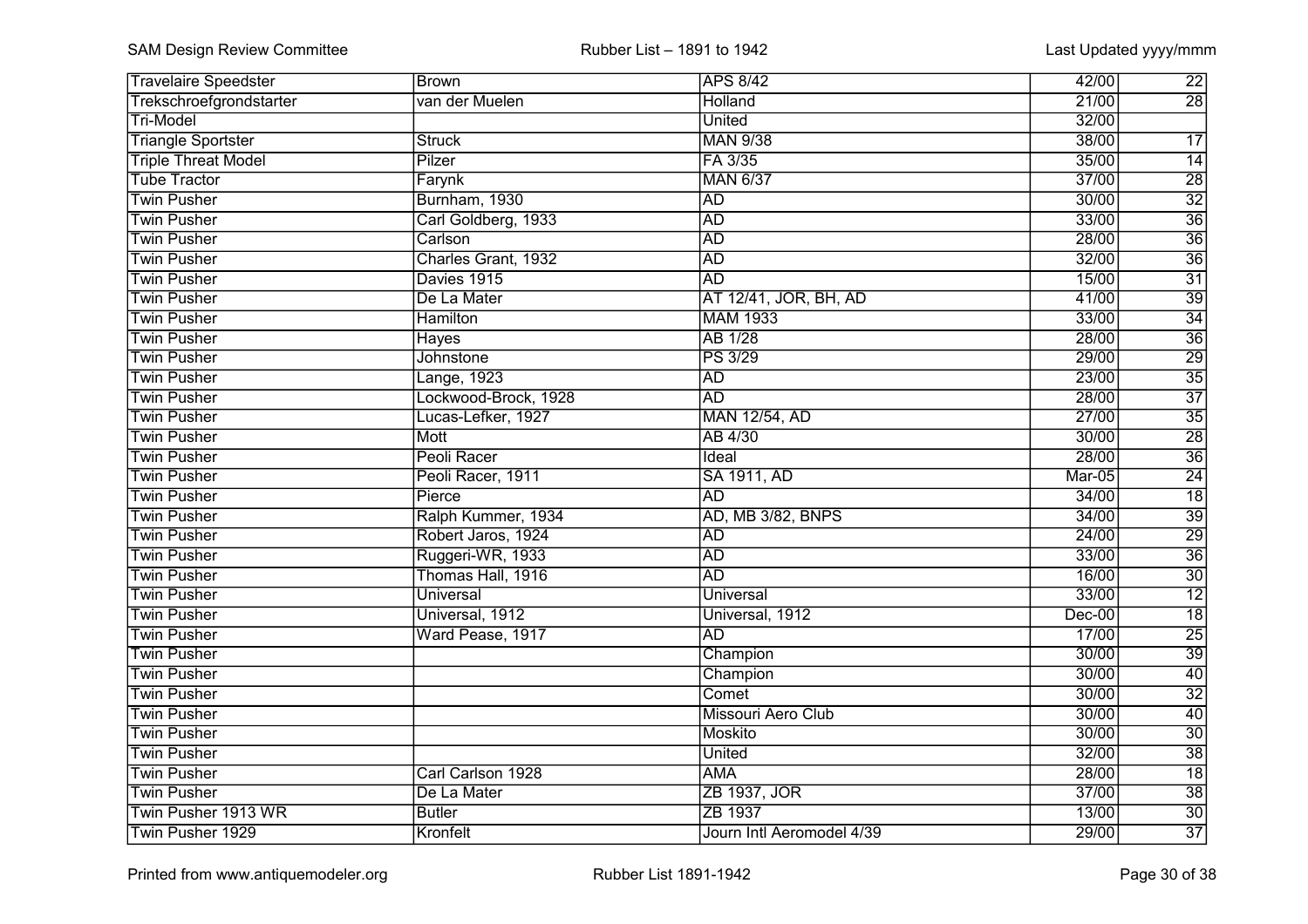| | | | | |
|---|---|---|---|---|
| Travelaire Speedster | Brown | APS 8/42 | 42/00 | 22 |
| Trekschroefgrondstarter | van der Muelen | Holland | 21/00 | 28 |
| Tri-Model | | United | 32/00 | |
| Triangle Sportster | Struck | MAN 9/38 | 38/00 | 17 |
| Triple Threat Model | Pilzer | FA 3/35 | 35/00 | 14 |
| Tube Tractor | Farynk | MAN 6/37 | 37/00 | 28 |
| Twin Pusher | Burnham, 1930 | AD | 30/00 | 32 |
| Twin Pusher | Carl Goldberg, 1933 | AD | 33/00 | 36 |
| Twin Pusher | Carlson | AD | 28/00 | 36 |
| Twin Pusher | Charles Grant, 1932 | AD | 32/00 | 36 |
| Twin Pusher | Davies 1915 | AD | 15/00 | 31 |
| Twin Pusher | De La Mater | AT 12/41, JOR, BH, AD | 41/00 | 39 |
| Twin Pusher | Hamilton | MAM 1933 | 33/00 | 34 |
| Twin Pusher | Hayes | AB 1/28 | 28/00 | 36 |
| Twin Pusher | Johnstone | PS 3/29 | 29/00 | 29 |
| Twin Pusher | Lange, 1923 | AD | 23/00 | 35 |
| Twin Pusher | Lockwood-Brock, 1928 | AD | 28/00 | 37 |
| Twin Pusher | Lucas-Lefker, 1927 | MAN 12/54, AD | 27/00 | 35 |
| Twin Pusher | Mott | AB 4/30 | 30/00 | 28 |
| Twin Pusher | Peoli Racer | Ideal | 28/00 | 36 |
| Twin Pusher | Peoli Racer, 1911 | SA 1911, AD | Mar-05 | 24 |
| Twin Pusher | Pierce | AD | 34/00 | 18 |
| Twin Pusher | Ralph Kummer, 1934 | AD, MB 3/82, BNPS | 34/00 | 39 |
| Twin Pusher | Robert Jaros, 1924 | AD | 24/00 | 29 |
| Twin Pusher | Ruggeri-WR, 1933 | AD | 33/00 | 36 |
| Twin Pusher | Thomas Hall, 1916 | AD | 16/00 | 30 |
| Twin Pusher | Universal | Universal | 33/00 | 12 |
| Twin Pusher | Universal, 1912 | Universal, 1912 | Dec-00 | 18 |
| Twin Pusher | Ward Pease, 1917 | AD | 17/00 | 25 |
| Twin Pusher | | Champion | 30/00 | 39 |
| Twin Pusher | | Champion | 30/00 | 40 |
| Twin Pusher | | Comet | 30/00 | 32 |
| Twin Pusher | | Missouri Aero Club | 30/00 | 40 |
| Twin Pusher | | Moskito | 30/00 | 30 |
| Twin Pusher | | United | 32/00 | 38 |
| Twin Pusher | Carl Carlson 1928 | AMA | 28/00 | 18 |
| Twin Pusher | De La Mater | ZB 1937, JOR | 37/00 | 38 |
| Twin Pusher 1913 WR | Butler | ZB 1937 | 13/00 | 30 |
| Twin Pusher 1929 | Kronfelt | Journ Intl Aeromodel 4/39 | 29/00 | 37 |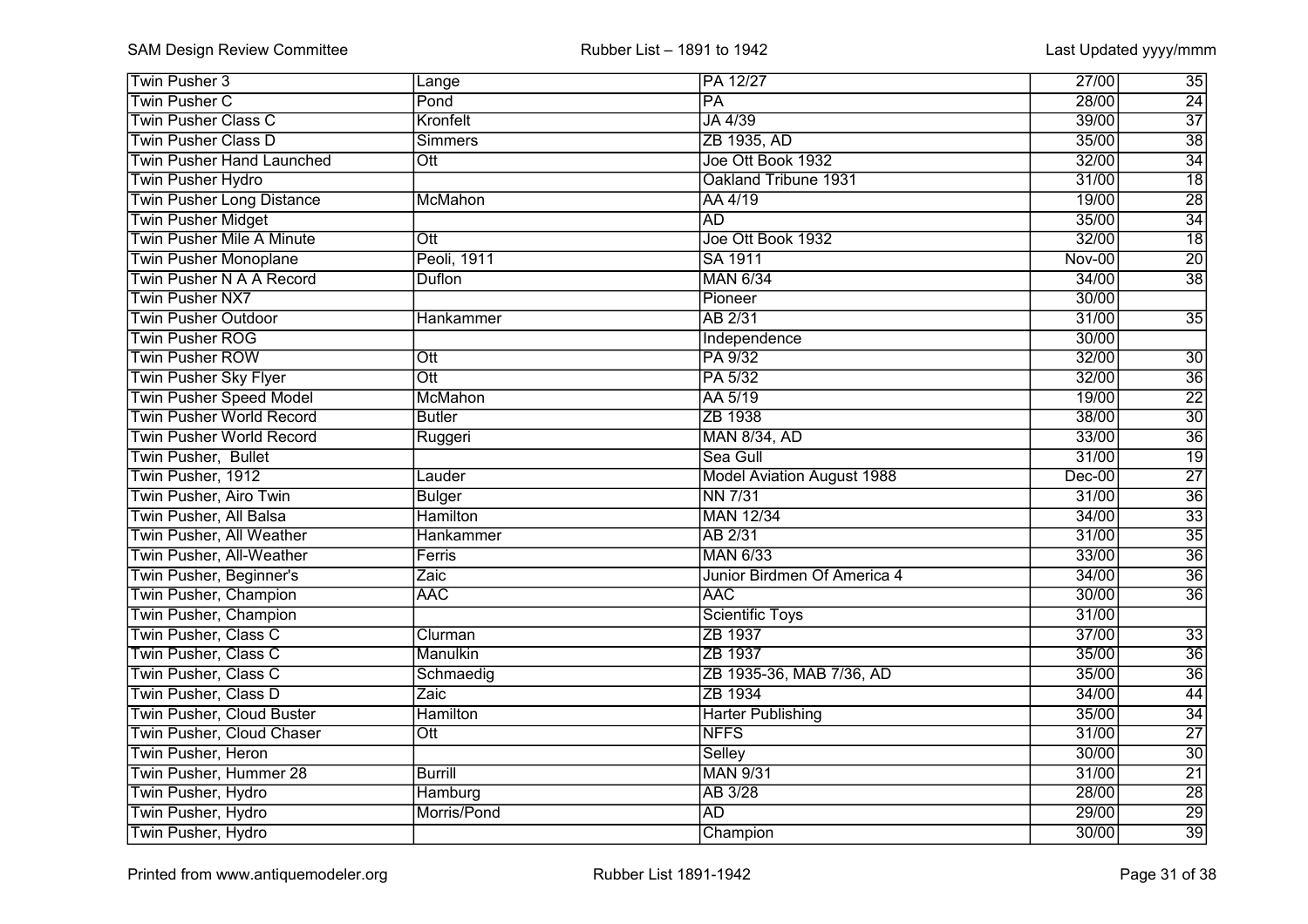| Twin Pusher 3 | Lange | PA 12/27 | 27/00 | 35 |
|---|---|---|---|---|
| Twin Pusher C | Pond | PA | 28/00 | 24 |
| Twin Pusher Class C | Kronfelt | JA 4/39 | 39/00 | 37 |
| Twin Pusher Class D | Simmers | ZB 1935, AD | 35/00 | 38 |
| Twin Pusher Hand Launched | Ott | Joe Ott Book 1932 | 32/00 | 34 |
| Twin Pusher Hydro | | Oakland Tribune 1931 | 31/00 | 18 |
| Twin Pusher Long Distance | McMahon | AA 4/19 | 19/00 | 28 |
| Twin Pusher Midget | | AD | 35/00 | 34 |
| Twin Pusher Mile A Minute | Ott | Joe Ott Book 1932 | 32/00 | 18 |
| Twin Pusher Monoplane | Peoli, 1911 | SA 1911 | Nov-00 | 20 |
| Twin Pusher N A A Record | Duflon | MAN 6/34 | 34/00 | 38 |
| Twin Pusher NX7 | | Pioneer | 30/00 | |
| Twin Pusher Outdoor | Hankammer | AB 2/31 | 31/00 | 35 |
| Twin Pusher ROG | | Independence | 30/00 | |
| Twin Pusher ROW | Ott | PA 9/32 | 32/00 | 30 |
| Twin Pusher Sky Flyer | Ott | PA 5/32 | 32/00 | 36 |
| Twin Pusher Speed Model | McMahon | AA 5/19 | 19/00 | 22 |
| Twin Pusher World Record | Butler | ZB 1938 | 38/00 | 30 |
| Twin Pusher World Record | Ruggeri | MAN 8/34, AD | 33/00 | 36 |
| Twin Pusher, Bullet | | Sea Gull | 31/00 | 19 |
| Twin Pusher, 1912 | Lauder | Model Aviation August 1988 | Dec-00 | 27 |
| Twin Pusher, Airo Twin | Bulger | NN 7/31 | 31/00 | 36 |
| Twin Pusher, All Balsa | Hamilton | MAN 12/34 | 34/00 | 33 |
| Twin Pusher, All Weather | Hankammer | AB 2/31 | 31/00 | 35 |
| Twin Pusher, All-Weather | Ferris | MAN 6/33 | 33/00 | 36 |
| Twin Pusher, Beginner's | Zaic | Junior Birdmen Of America 4 | 34/00 | 36 |
| Twin Pusher, Champion | AAC | AAC | 30/00 | 36 |
| Twin Pusher, Champion | | Scientific Toys | 31/00 | |
| Twin Pusher, Class C | Clurman | ZB 1937 | 37/00 | 33 |
| Twin Pusher, Class C | Manulkin | ZB 1937 | 35/00 | 36 |
| Twin Pusher, Class C | Schmaedig | ZB 1935-36, MAB 7/36, AD | 35/00 | 36 |
| Twin Pusher, Class D | Zaic | ZB 1934 | 34/00 | 44 |
| Twin Pusher, Cloud Buster | Hamilton | Harter Publishing | 35/00 | 34 |
| Twin Pusher, Cloud Chaser | Ott | NFFS | 31/00 | 27 |
| Twin Pusher, Heron | | Selley | 30/00 | 30 |
| Twin Pusher, Hummer 28 | Burrill | MAN 9/31 | 31/00 | 21 |
| Twin Pusher, Hydro | Hamburg | AB 3/28 | 28/00 | 28 |
| Twin Pusher, Hydro | Morris/Pond | AD | 29/00 | 29 |
| Twin Pusher, Hydro | | Champion | 30/00 | 39 |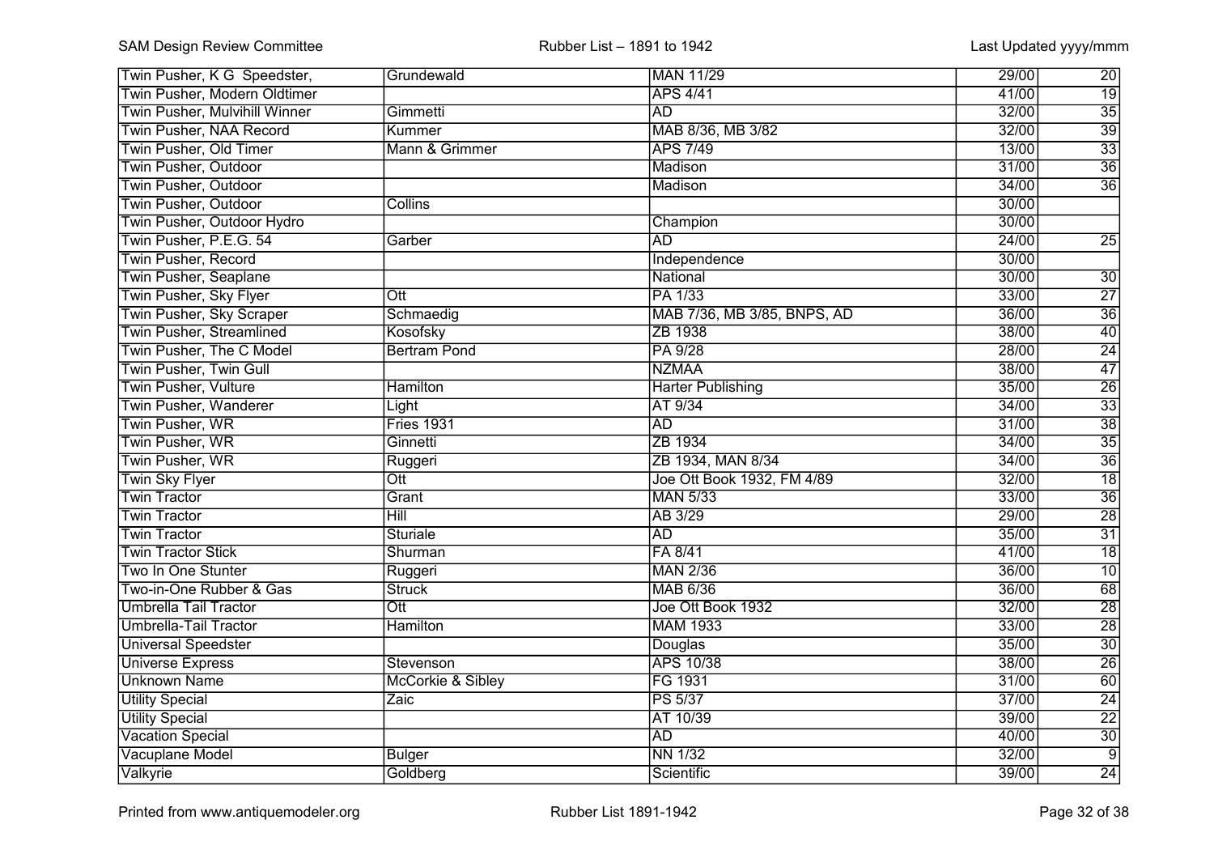| | | | | |
|---|---|---|---|---|
| Twin Pusher, K G Speedster, | Grundewald | MAN 11/29 | 29/00 | 20 |
| Twin Pusher, Modern Oldtimer | | APS 4/41 | 41/00 | 19 |
| Twin Pusher, Mulvihill Winner | Gimmetti | AD | 32/00 | 35 |
| Twin Pusher, NAA Record | Kummer | MAB 8/36, MB 3/82 | 32/00 | 39 |
| Twin Pusher, Old Timer | Mann & Grimmer | APS 7/49 | 13/00 | 33 |
| Twin Pusher, Outdoor | | Madison | 31/00 | 36 |
| Twin Pusher, Outdoor | | Madison | 34/00 | 36 |
| Twin Pusher, Outdoor | Collins | | 30/00 | |
| Twin Pusher, Outdoor Hydro | | Champion | 30/00 | |
| Twin Pusher, P.E.G. 54 | Garber | AD | 24/00 | 25 |
| Twin Pusher, Record | | Independence | 30/00 | |
| Twin Pusher, Seaplane | | National | 30/00 | 30 |
| Twin Pusher, Sky Flyer | Ott | PA 1/33 | 33/00 | 27 |
| Twin Pusher, Sky Scraper | Schmaedig | MAB 7/36, MB 3/85, BNPS, AD | 36/00 | 36 |
| Twin Pusher, Streamlined | Kosofsky | ZB 1938 | 38/00 | 40 |
| Twin Pusher, The C Model | Bertram Pond | PA 9/28 | 28/00 | 24 |
| Twin Pusher, Twin Gull | | NZMAA | 38/00 | 47 |
| Twin Pusher, Vulture | Hamilton | Harter Publishing | 35/00 | 26 |
| Twin Pusher, Wanderer | Light | AT 9/34 | 34/00 | 33 |
| Twin Pusher, WR | Fries 1931 | AD | 31/00 | 38 |
| Twin Pusher, WR | Ginnetti | ZB 1934 | 34/00 | 35 |
| Twin Pusher, WR | Ruggeri | ZB 1934, MAN 8/34 | 34/00 | 36 |
| Twin Sky Flyer | Ott | Joe Ott Book 1932, FM 4/89 | 32/00 | 18 |
| Twin Tractor | Grant | MAN 5/33 | 33/00 | 36 |
| Twin Tractor | Hill | AB 3/29 | 29/00 | 28 |
| Twin Tractor | Sturiale | AD | 35/00 | 31 |
| Twin Tractor Stick | Shurman | FA 8/41 | 41/00 | 18 |
| Two In One Stunter | Ruggeri | MAN 2/36 | 36/00 | 10 |
| Two-in-One Rubber & Gas | Struck | MAB 6/36 | 36/00 | 68 |
| Umbrella Tail Tractor | Ott | Joe Ott Book 1932 | 32/00 | 28 |
| Umbrella-Tail Tractor | Hamilton | MAM 1933 | 33/00 | 28 |
| Universal Speedster | | Douglas | 35/00 | 30 |
| Universe Express | Stevenson | APS 10/38 | 38/00 | 26 |
| Unknown Name | McCorkie & Sibley | FG 1931 | 31/00 | 60 |
| Utility Special | Zaic | PS 5/37 | 37/00 | 24 |
| Utility Special | | AT 10/39 | 39/00 | 22 |
| Vacation Special | | AD | 40/00 | 30 |
| Vacuplane Model | Bulger | NN 1/32 | 32/00 | 9 |
| Valkyrie | Goldberg | Scientific | 39/00 | 24 |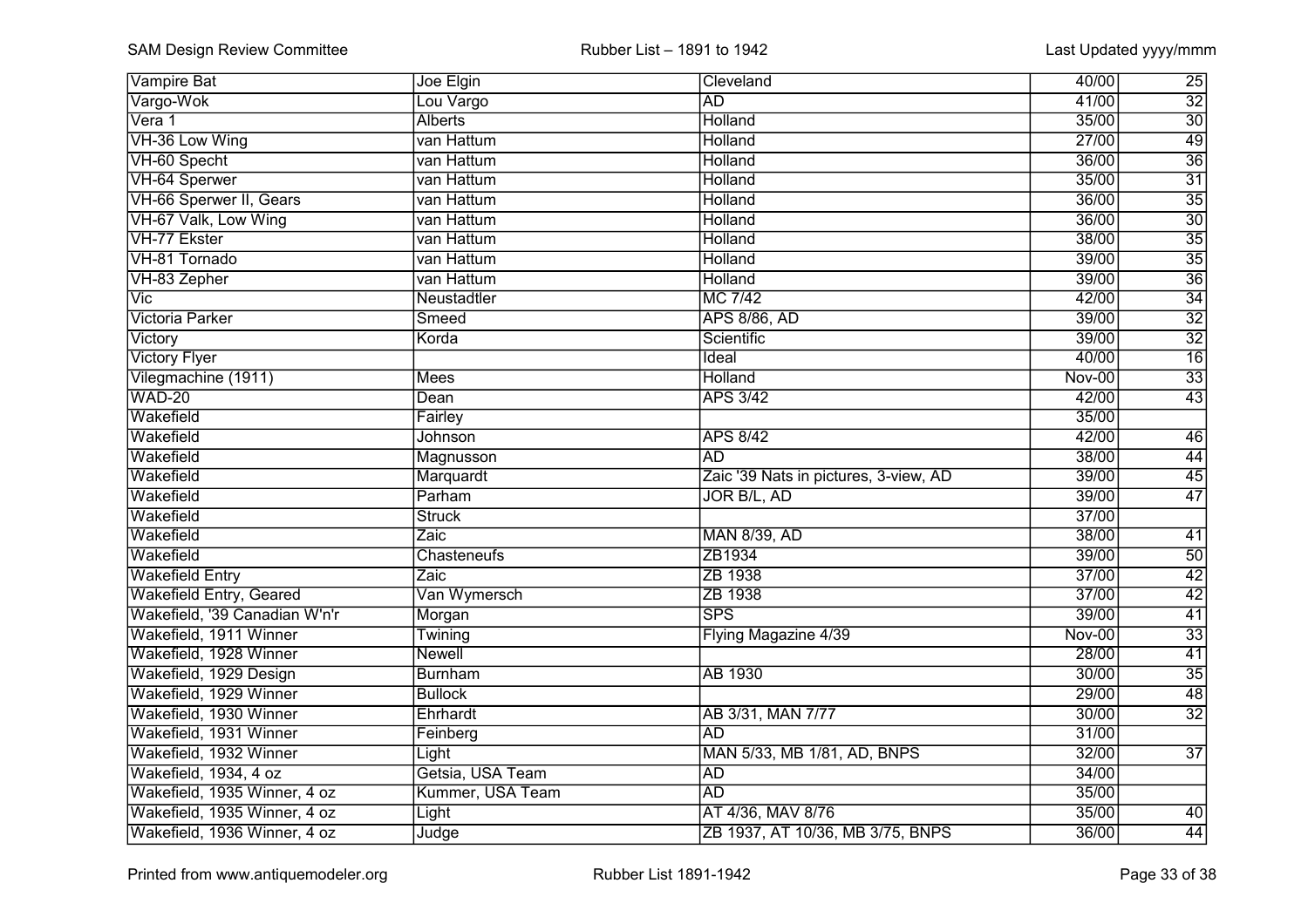| Vampire Bat | Joe Elgin | Cleveland | 40/00 | 25 |
|---|---|---|---|---|
| Vargo-Wok | Lou Vargo | AD | 41/00 | 32 |
| Vera 1 | Alberts | Holland | 35/00 | 30 |
| VH-36 Low Wing | van Hattum | Holland | 27/00 | 49 |
| VH-60 Specht | van Hattum | Holland | 36/00 | 36 |
| VH-64 Sperwer | van Hattum | Holland | 35/00 | 31 |
| VH-66 Sperwer II, Gears | van Hattum | Holland | 36/00 | 35 |
| VH-67 Valk, Low Wing | van Hattum | Holland | 36/00 | 30 |
| VH-77 Ekster | van Hattum | Holland | 38/00 | 35 |
| VH-81 Tornado | van Hattum | Holland | 39/00 | 35 |
| VH-83 Zepher | van Hattum | Holland | 39/00 | 36 |
| Vic | Neustadtler | MC 7/42 | 42/00 | 34 |
| Victoria Parker | Smeed | APS 8/86, AD | 39/00 | 32 |
| Victory | Korda | Scientific | 39/00 | 32 |
| Victory Flyer | | Ideal | 40/00 | 16 |
| Vilegmachine (1911) | Mees | Holland | Nov-00 | 33 |
| WAD-20 | Dean | APS 3/42 | 42/00 | 43 |
| Wakefield | Fairley | | 35/00 | |
| Wakefield | Johnson | APS 8/42 | 42/00 | 46 |
| Wakefield | Magnusson | AD | 38/00 | 44 |
| Wakefield | Marquardt | Zaic '39 Nats in pictures, 3-view, AD | 39/00 | 45 |
| Wakefield | Parham | JOR B/L, AD | 39/00 | 47 |
| Wakefield | Struck | | 37/00 | |
| Wakefield | Zaic | MAN 8/39, AD | 38/00 | 41 |
| Wakefield | Chasteneufs | ZB1934 | 39/00 | 50 |
| Wakefield Entry | Zaic | ZB 1938 | 37/00 | 42 |
| Wakefield Entry, Geared | Van Wymersch | ZB 1938 | 37/00 | 42 |
| Wakefield, '39 Canadian W'n'r | Morgan | SPS | 39/00 | 41 |
| Wakefield, 1911 Winner | Twining | Flying Magazine 4/39 | Nov-00 | 33 |
| Wakefield, 1928 Winner | Newell | | 28/00 | 41 |
| Wakefield, 1929 Design | Burnham | AB 1930 | 30/00 | 35 |
| Wakefield, 1929 Winner | Bullock | | 29/00 | 48 |
| Wakefield, 1930 Winner | Ehrhardt | AB 3/31, MAN 7/77 | 30/00 | 32 |
| Wakefield, 1931 Winner | Feinberg | AD | 31/00 | |
| Wakefield, 1932 Winner | Light | MAN 5/33, MB 1/81, AD, BNPS | 32/00 | 37 |
| Wakefield, 1934, 4 oz | Getsia, USA Team | AD | 34/00 | |
| Wakefield, 1935 Winner, 4 oz | Kummer, USA Team | AD | 35/00 | |
| Wakefield, 1935 Winner, 4 oz | Light | AT 4/36, MAV 8/76 | 35/00 | 40 |
| Wakefield, 1936 Winner, 4 oz | Judge | ZB 1937, AT 10/36, MB 3/75, BNPS | 36/00 | 44 |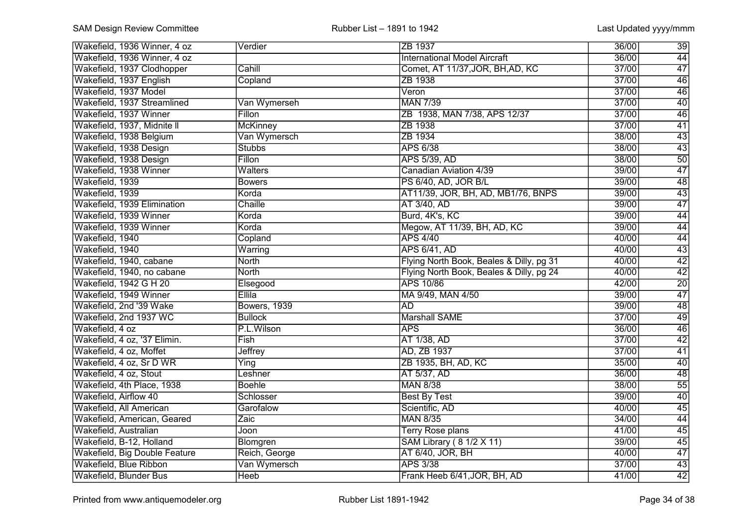| Wakefield, 1936 Winner, 4 oz | Verdier | ZB 1937 | 36/00 | 39 |
|---|---|---|---|---|
| Wakefield, 1936 Winner, 4 oz | | International Model Aircraft | 36/00 | 44 |
| Wakefield, 1937 Clodhopper | Cahill | Comet, AT 11/37,JOR, BH,AD, KC | 37/00 | 47 |
| Wakefield, 1937 English | Copland | ZB 1938 | 37/00 | 46 |
| Wakefield, 1937 Model | | Veron | 37/00 | 46 |
| Wakefield, 1937 Streamlined | Van Wymerseh | MAN 7/39 | 37/00 | 40 |
| Wakefield, 1937 Winner | Fillon | ZB 1938, MAN 7/38, APS 12/37 | 37/00 | 46 |
| Wakefield, 1937, Midnite ll | McKinney | ZB 1938 | 37/00 | 41 |
| Wakefield, 1938 Belgium | Van Wymersch | ZB 1934 | 38/00 | 43 |
| Wakefield, 1938 Design | Stubbs | APS 6/38 | 38/00 | 43 |
| Wakefield, 1938 Design | Fillon | APS 5/39, AD | 38/00 | 50 |
| Wakefield, 1938 Winner | Walters | Canadian Aviation 4/39 | 39/00 | 47 |
| Wakefield, 1939 | Bowers | PS 6/40, AD, JOR B/L | 39/00 | 48 |
| Wakefield, 1939 | Korda | AT11/39, JOR, BH, AD, MB1/76, BNPS | 39/00 | 43 |
| Wakefield, 1939 Elimination | Chaille | AT 3/40, AD | 39/00 | 47 |
| Wakefield, 1939 Winner | Korda | Burd, 4K's, KC | 39/00 | 44 |
| Wakefield, 1939 Winner | Korda | Megow, AT 11/39, BH, AD, KC | 39/00 | 44 |
| Wakefield, 1940 | Copland | APS 4/40 | 40/00 | 44 |
| Wakefield, 1940 | Warring | APS 6/41, AD | 40/00 | 43 |
| Wakefield, 1940, cabane | North | Flying North Book, Beales & Dilly, pg 31 | 40/00 | 42 |
| Wakefield, 1940, no cabane | North | Flying North Book, Beales & Dilly, pg 24 | 40/00 | 42 |
| Wakefield, 1942 G H 20 | Elsegood | APS 10/86 | 42/00 | 20 |
| Wakefield, 1949 Winner | Ellila | MA 9/49, MAN 4/50 | 39/00 | 47 |
| Wakefield, 2nd '39 Wake | Bowers, 1939 | AD | 39/00 | 48 |
| Wakefield, 2nd 1937 WC | Bullock | Marshall SAME | 37/00 | 49 |
| Wakefield, 4 oz | P.L.Wilson | APS | 36/00 | 46 |
| Wakefield, 4 oz, '37 Elimin. | Fish | AT 1/38, AD | 37/00 | 42 |
| Wakefield, 4 oz, Moffet | Jeffrey | AD, ZB 1937 | 37/00 | 41 |
| Wakefield, 4 oz, Sr D WR | Ying | ZB 1935, BH, AD, KC | 35/00 | 40 |
| Wakefield, 4 oz, Stout | Leshner | AT 5/37, AD | 36/00 | 48 |
| Wakefield, 4th Place, 1938 | Boehle | MAN 8/38 | 38/00 | 55 |
| Wakefield, Airflow 40 | Schlosser | Best By Test | 39/00 | 40 |
| Wakefield, All American | Garofalow | Scientific, AD | 40/00 | 45 |
| Wakefield, American, Geared | Zaic | MAN 8/35 | 34/00 | 44 |
| Wakefield, Australian | Joon | Terry Rose plans | 41/00 | 45 |
| Wakefield, B-12, Holland | Blomgren | SAM Library ( 8 1/2 X 11) | 39/00 | 45 |
| Wakefield, Big Double Feature | Reich, George | AT 6/40, JOR, BH | 40/00 | 47 |
| Wakefield, Blue Ribbon | Van Wymersch | APS 3/38 | 37/00 | 43 |
| Wakefield, Blunder Bus | Heeb | Frank Heeb 6/41,JOR, BH, AD | 41/00 | 42 |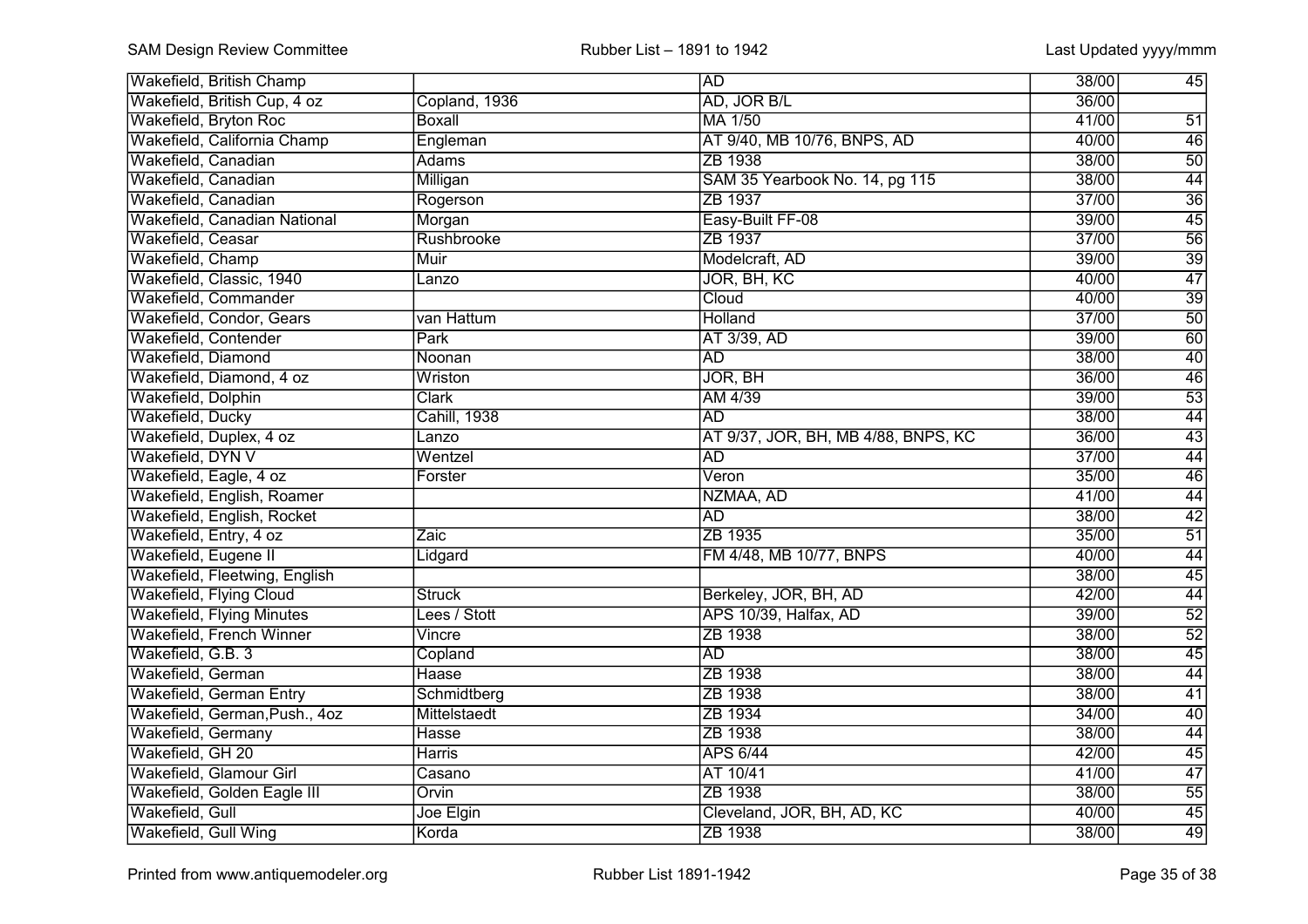| | | | | |
|---|---|---|---|---|
| Wakefield, British Champ | | AD | 38/00 | 45 |
| Wakefield, British Cup, 4 oz | Copland, 1936 | AD, JOR B/L | 36/00 | |
| Wakefield, Bryton Roc | Boxall | MA 1/50 | 41/00 | 51 |
| Wakefield, California Champ | Engleman | AT 9/40, MB 10/76, BNPS, AD | 40/00 | 46 |
| Wakefield, Canadian | Adams | ZB 1938 | 38/00 | 50 |
| Wakefield, Canadian | Milligan | SAM 35 Yearbook No. 14, pg 115 | 38/00 | 44 |
| Wakefield, Canadian | Rogerson | ZB 1937 | 37/00 | 36 |
| Wakefield, Canadian National | Morgan | Easy-Built FF-08 | 39/00 | 45 |
| Wakefield, Ceasar | Rushbrooke | ZB 1937 | 37/00 | 56 |
| Wakefield, Champ | Muir | Modelcraft, AD | 39/00 | 39 |
| Wakefield, Classic, 1940 | Lanzo | JOR, BH, KC | 40/00 | 47 |
| Wakefield, Commander | | Cloud | 40/00 | 39 |
| Wakefield, Condor, Gears | van Hattum | Holland | 37/00 | 50 |
| Wakefield, Contender | Park | AT 3/39, AD | 39/00 | 60 |
| Wakefield, Diamond | Noonan | AD | 38/00 | 40 |
| Wakefield, Diamond, 4 oz | Wriston | JOR, BH | 36/00 | 46 |
| Wakefield, Dolphin | Clark | AM 4/39 | 39/00 | 53 |
| Wakefield, Ducky | Cahill, 1938 | AD | 38/00 | 44 |
| Wakefield, Duplex, 4 oz | Lanzo | AT 9/37, JOR, BH, MB 4/88, BNPS, KC | 36/00 | 43 |
| Wakefield, DYN V | Wentzel | AD | 37/00 | 44 |
| Wakefield, Eagle, 4 oz | Forster | Veron | 35/00 | 46 |
| Wakefield, English, Roamer | | NZMAA, AD | 41/00 | 44 |
| Wakefield, English, Rocket | | AD | 38/00 | 42 |
| Wakefield, Entry, 4 oz | Zaic | ZB 1935 | 35/00 | 51 |
| Wakefield, Eugene II | Lidgard | FM 4/48, MB 10/77, BNPS | 40/00 | 44 |
| Wakefield, Fleetwing, English | | | 38/00 | 45 |
| Wakefield, Flying Cloud | Struck | Berkeley, JOR, BH, AD | 42/00 | 44 |
| Wakefield, Flying Minutes | Lees / Stott | APS 10/39, Halfax, AD | 39/00 | 52 |
| Wakefield, French Winner | Vincre | ZB 1938 | 38/00 | 52 |
| Wakefield, G.B. 3 | Copland | AD | 38/00 | 45 |
| Wakefield, German | Haase | ZB 1938 | 38/00 | 44 |
| Wakefield, German Entry | Schmidtberg | ZB 1938 | 38/00 | 41 |
| Wakefield, German,Push., 4oz | Mittelstaedt | ZB 1934 | 34/00 | 40 |
| Wakefield, Germany | Hasse | ZB 1938 | 38/00 | 44 |
| Wakefield, GH 20 | Harris | APS 6/44 | 42/00 | 45 |
| Wakefield, Glamour Girl | Casano | AT 10/41 | 41/00 | 47 |
| Wakefield, Golden Eagle III | Orvin | ZB 1938 | 38/00 | 55 |
| Wakefield, Gull | Joe Elgin | Cleveland, JOR, BH, AD, KC | 40/00 | 45 |
| Wakefield, Gull Wing | Korda | ZB 1938 | 38/00 | 49 |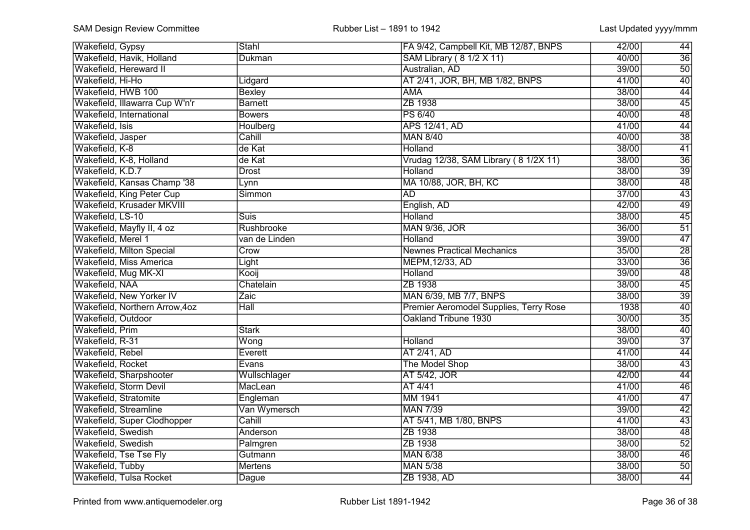| | | | | |
|---|---|---|---|---|
| Wakefield, Gypsy | Stahl | FA 9/42, Campbell Kit, MB 12/87, BNPS | 42/00 | 44 |
| Wakefield, Havik, Holland | Dukman | SAM Library ( 8 1/2 X 11) | 40/00 | 36 |
| Wakefield, Hereward II | | Australian, AD | 39/00 | 50 |
| Wakefield, Hi-Ho | Lidgard | AT 2/41, JOR, BH, MB 1/82, BNPS | 41/00 | 40 |
| Wakefield, HWB 100 | Bexley | AMA | 38/00 | 44 |
| Wakefield, Illawarra Cup W'n'r | Barnett | ZB 1938 | 38/00 | 45 |
| Wakefield, International | Bowers | PS 6/40 | 40/00 | 48 |
| Wakefield, Isis | Houlberg | APS 12/41, AD | 41/00 | 44 |
| Wakefield, Jasper | Cahill | MAN 8/40 | 40/00 | 38 |
| Wakefield, K-8 | de Kat | Holland | 38/00 | 41 |
| Wakefield, K-8, Holland | de Kat | Vrudag 12/38, SAM Library ( 8 1/2X 11) | 38/00 | 36 |
| Wakefield, K.D.7 | Drost | Holland | 38/00 | 39 |
| Wakefield, Kansas Champ '38 | Lynn | MA 10/88, JOR, BH, KC | 38/00 | 48 |
| Wakefield, King Peter Cup | Simmon | AD | 37/00 | 43 |
| Wakefield, Krusader MKVIII | | English, AD | 42/00 | 49 |
| Wakefield, LS-10 | Suis | Holland | 38/00 | 45 |
| Wakefield, Mayfly II, 4 oz | Rushbrooke | MAN 9/36, JOR | 36/00 | 51 |
| Wakefield, Merel 1 | van de Linden | Holland | 39/00 | 47 |
| Wakefield, Milton Special | Crow | Newnes Practical Mechanics | 35/00 | 28 |
| Wakefield, Miss America | Light | MEPM,12/33, AD | 33/00 | 36 |
| Wakefield, Mug MK-XI | Kooij | Holland | 39/00 | 48 |
| Wakefield, NAA | Chatelain | ZB 1938 | 38/00 | 45 |
| Wakefield, New Yorker IV | Zaic | MAN 6/39, MB 7/7, BNPS | 38/00 | 39 |
| Wakefield, Northern Arrow,4oz | Hall | Premier Aeromodel Supplies, Terry Rose | 1938 | 40 |
| Wakefield, Outdoor | | Oakland Tribune 1930 | 30/00 | 35 |
| Wakefield, Prim | Stark | | 38/00 | 40 |
| Wakefield, R-31 | Wong | Holland | 39/00 | 37 |
| Wakefield, Rebel | Everett | AT 2/41, AD | 41/00 | 44 |
| Wakefield, Rocket | Evans | The Model Shop | 38/00 | 43 |
| Wakefield, Sharpshooter | Wullschlager | AT 5/42, JOR | 42/00 | 44 |
| Wakefield, Storm Devil | MacLean | AT 4/41 | 41/00 | 46 |
| Wakefield, Stratomite | Engleman | MM 1941 | 41/00 | 47 |
| Wakefield, Streamline | Van Wymersch | MAN 7/39 | 39/00 | 42 |
| Wakefield, Super Clodhopper | Cahill | AT 5/41, MB 1/80, BNPS | 41/00 | 43 |
| Wakefield, Swedish | Anderson | ZB 1938 | 38/00 | 48 |
| Wakefield, Swedish | Palmgren | ZB 1938 | 38/00 | 52 |
| Wakefield, Tse Tse Fly | Gutmann | MAN 6/38 | 38/00 | 46 |
| Wakefield, Tubby | Mertens | MAN 5/38 | 38/00 | 50 |
| Wakefield, Tulsa Rocket | Dague | ZB 1938, AD | 38/00 | 44 |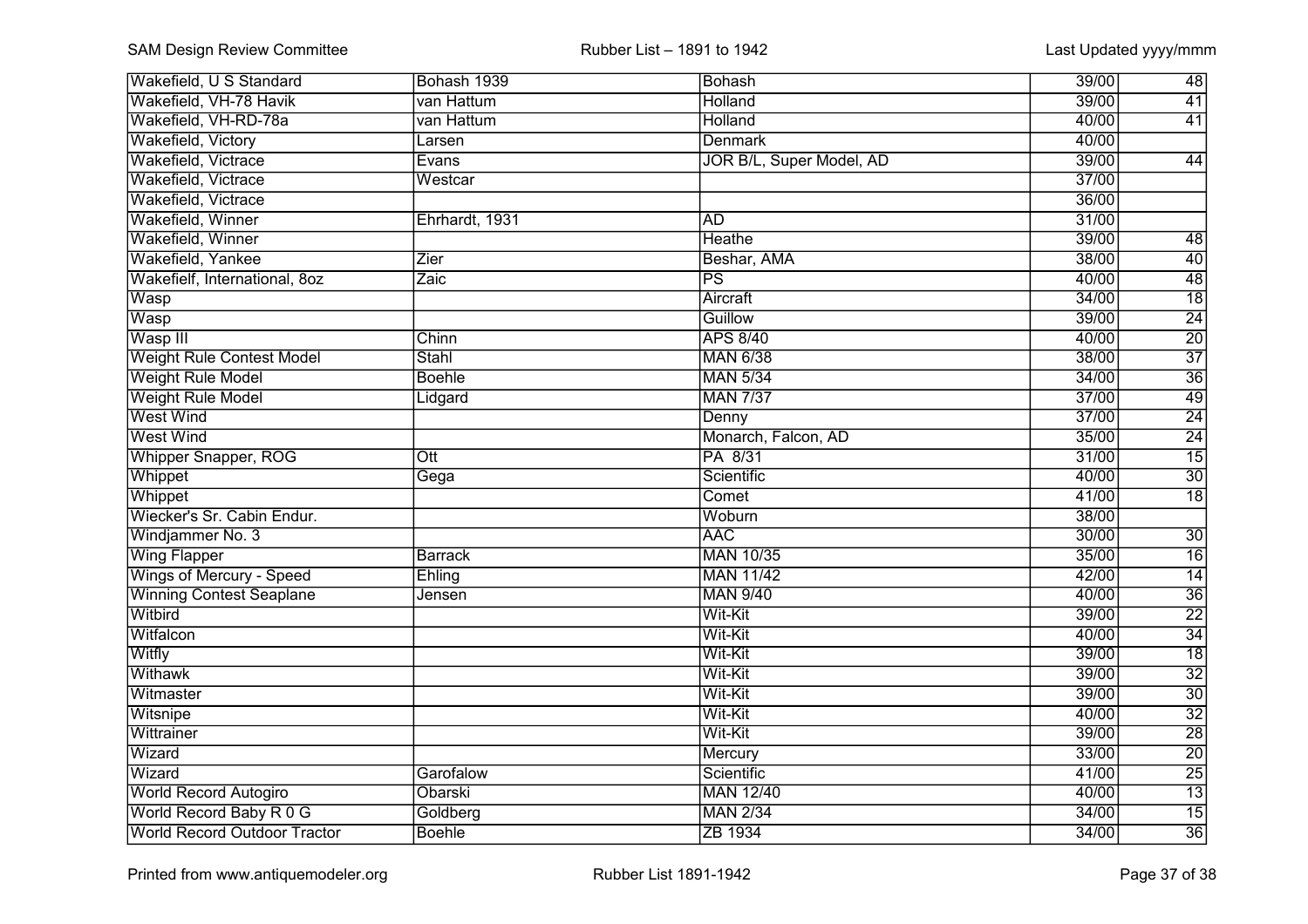| | | | | |
|---|---|---|---|---|
| Wakefield, U S Standard | Bohash 1939 | Bohash | 39/00 | 48 |
| Wakefield, VH-78 Havik | van Hattum | Holland | 39/00 | 41 |
| Wakefield, VH-RD-78a | van Hattum | Holland | 40/00 | 41 |
| Wakefield, Victory | Larsen | Denmark | 40/00 | |
| Wakefield, Victrace | Evans | JOR B/L, Super Model, AD | 39/00 | 44 |
| Wakefield, Victrace | Westcar | | 37/00 | |
| Wakefield, Victrace | | | 36/00 | |
| Wakefield, Winner | Ehrhardt, 1931 | AD | 31/00 | |
| Wakefield, Winner | | Heathe | 39/00 | 48 |
| Wakefield, Yankee | Zier | Beshar, AMA | 38/00 | 40 |
| Wakefielf, International, 8oz | Zaic | PS | 40/00 | 48 |
| Wasp | | Aircraft | 34/00 | 18 |
| Wasp | | Guillow | 39/00 | 24 |
| Wasp III | Chinn | APS 8/40 | 40/00 | 20 |
| Weight Rule Contest Model | Stahl | MAN 6/38 | 38/00 | 37 |
| Weight Rule Model | Boehle | MAN 5/34 | 34/00 | 36 |
| Weight Rule Model | Lidgard | MAN 7/37 | 37/00 | 49 |
| West Wind | | Denny | 37/00 | 24 |
| West Wind | | Monarch, Falcon, AD | 35/00 | 24 |
| Whipper Snapper, ROG | Ott | PA 8/31 | 31/00 | 15 |
| Whippet | Gega | Scientific | 40/00 | 30 |
| Whippet | | Comet | 41/00 | 18 |
| Wiecker's Sr. Cabin Endur. | | Woburn | 38/00 | |
| Windjammer No. 3 | | AAC | 30/00 | 30 |
| Wing Flapper | Barrack | MAN 10/35 | 35/00 | 16 |
| Wings of Mercury - Speed | Ehling | MAN 11/42 | 42/00 | 14 |
| Winning Contest Seaplane | Jensen | MAN 9/40 | 40/00 | 36 |
| Witbird | | Wit-Kit | 39/00 | 22 |
| Witfalcon | | Wit-Kit | 40/00 | 34 |
| Witfly | | Wit-Kit | 39/00 | 18 |
| Withawk | | Wit-Kit | 39/00 | 32 |
| Witmaster | | Wit-Kit | 39/00 | 30 |
| Witsnipe | | Wit-Kit | 40/00 | 32 |
| Wittrainer | | Wit-Kit | 39/00 | 28 |
| Wizard | | Mercury | 33/00 | 20 |
| Wizard | Garofalow | Scientific | 41/00 | 25 |
| World Record Autogiro | Obarski | MAN 12/40 | 40/00 | 13 |
| World Record Baby R 0 G | Goldberg | MAN 2/34 | 34/00 | 15 |
| World Record Outdoor Tractor | Boehle | ZB 1934 | 34/00 | 36 |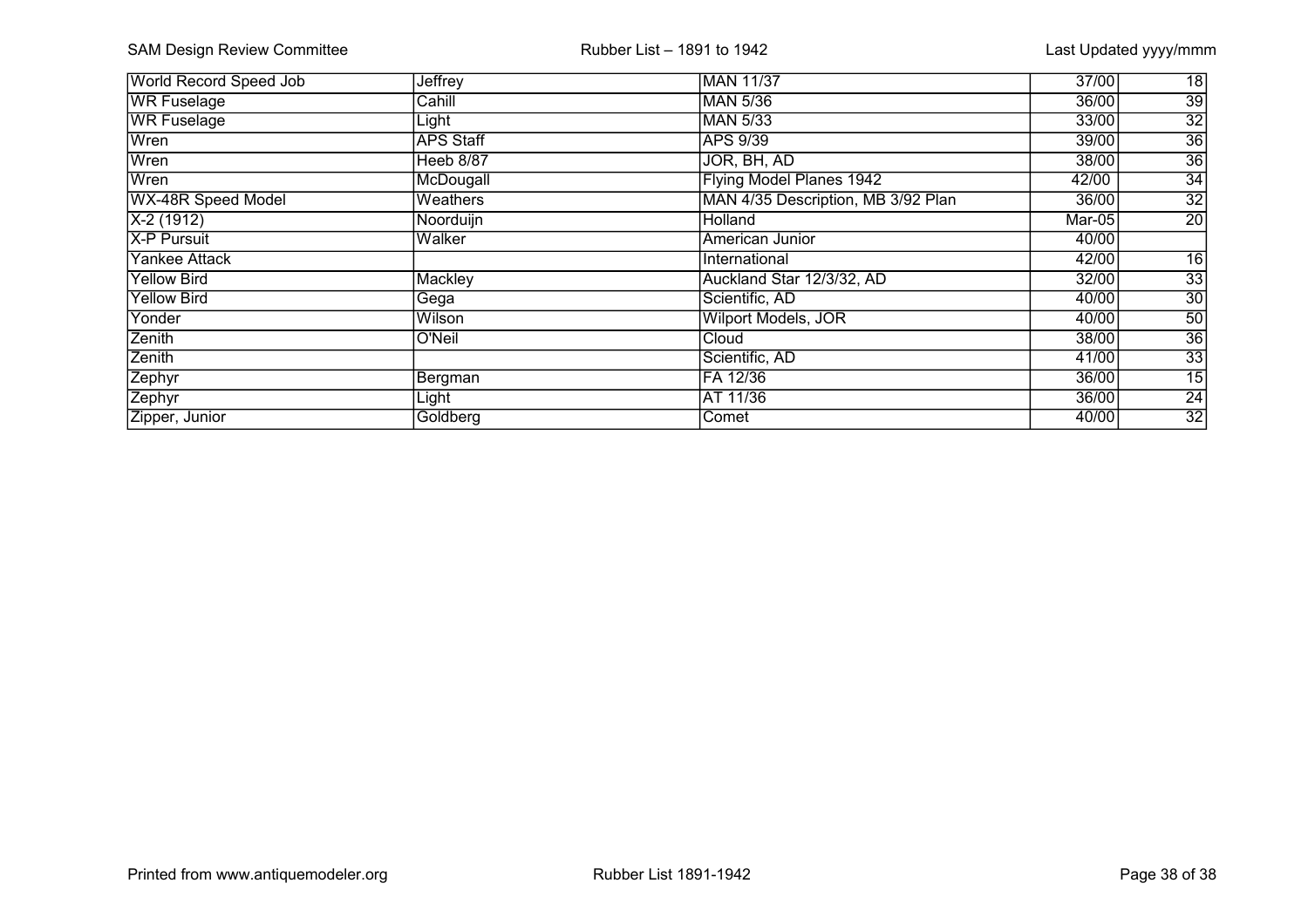| | | | | |
|---|---|---|---|---|
| World Record Speed Job | Jeffrey | MAN 11/37 | 37/00 | 18 |
| WR Fuselage | Cahill | MAN 5/36 | 36/00 | 39 |
| WR Fuselage | Light | MAN 5/33 | 33/00 | 32 |
| Wren | APS Staff | APS 9/39 | 39/00 | 36 |
| Wren | Heeb 8/87 | JOR, BH, AD | 38/00 | 36 |
| Wren | McDougall | Flying Model Planes 1942 | 42/00 | 34 |
| WX-48R Speed Model | Weathers | MAN 4/35 Description, MB 3/92 Plan | 36/00 | 32 |
| X-2 (1912) | Noorduijn | Holland | Mar-05 | 20 |
| X-P Pursuit | Walker | American Junior | 40/00 | |
| Yankee Attack | | International | 42/00 | 16 |
| Yellow Bird | Mackley | Auckland Star 12/3/32, AD | 32/00 | 33 |
| Yellow Bird | Gega | Scientific, AD | 40/00 | 30 |
| Yonder | Wilson | Wilport Models, JOR | 40/00 | 50 |
| Zenith | O'Neil | Cloud | 38/00 | 36 |
| Zenith | | Scientific, AD | 41/00 | 33 |
| Zephyr | Bergman | FA 12/36 | 36/00 | 15 |
| Zephyr | Light | AT 11/36 | 36/00 | 24 |
| Zipper, Junior | Goldberg | Comet | 40/00 | 32 |